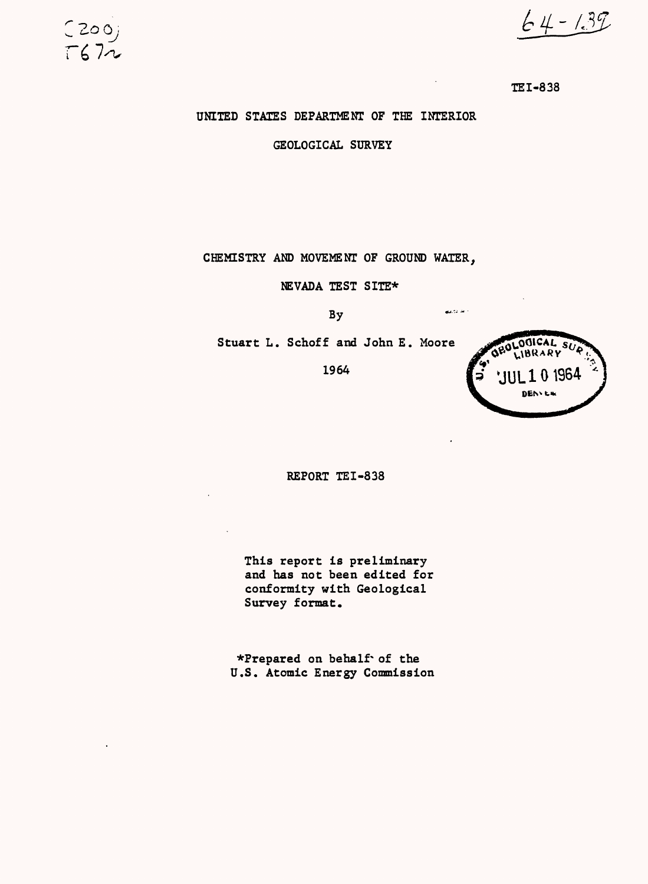(200)
T67r

64-139

TEI-838

UNITED STATES DEPARTMENT OF THE INTERIOR

GEOLOGICAL SURVEY

# CHEMISTRY AND MOVEMENT OF GROUND WATER, NEVADA TEST SITE*

By

Stuart L. Schoff and John E. Moore

1964

U.S. GEOLOGICAL SURVEY LIBRARY
JUL 10 1964
DENVER

REPORT TEI-838

This report is preliminary and has not been edited for conformity with Geological Survey format.

*Prepared on behalf of the U.S. Atomic Energy Commission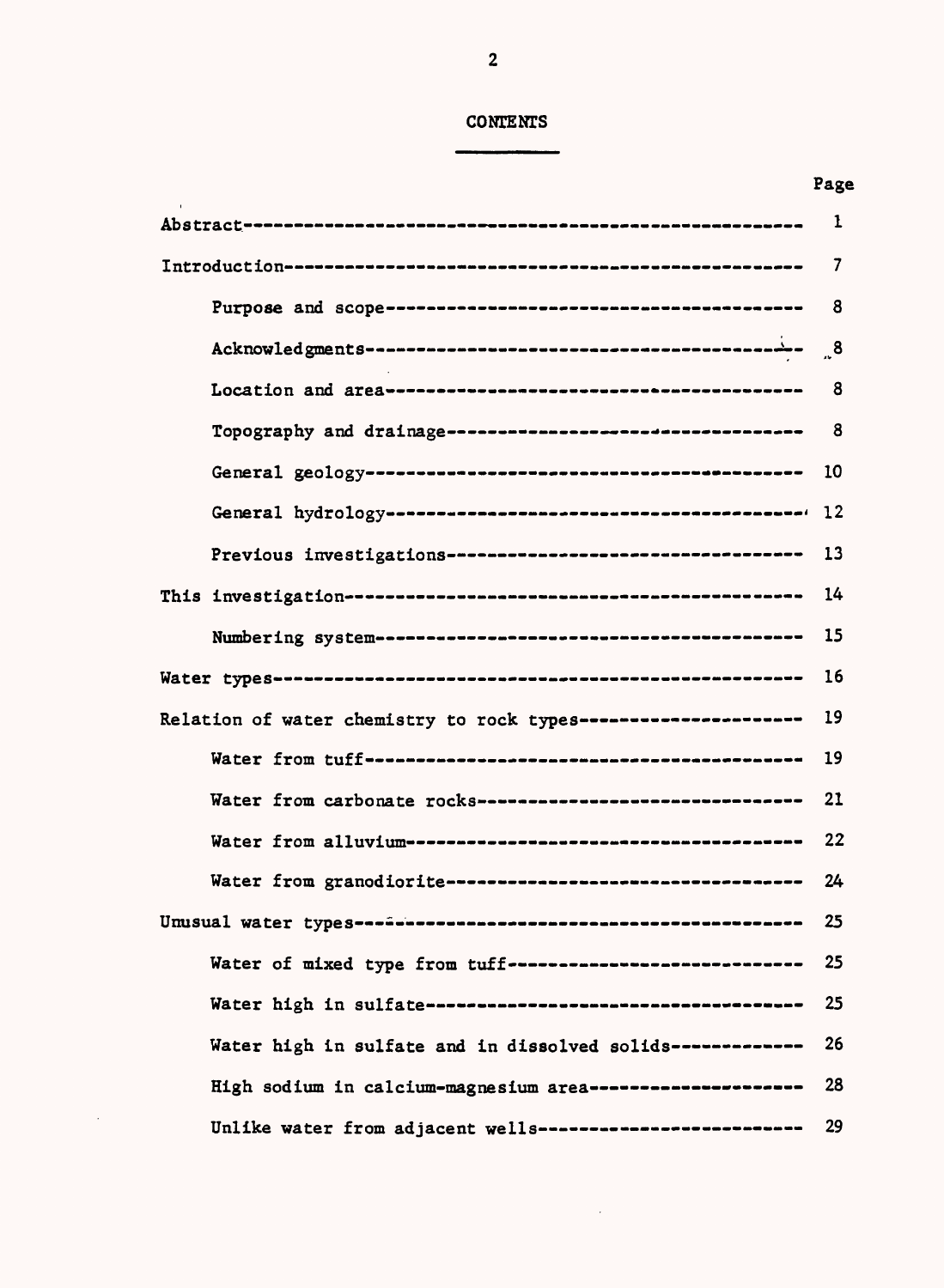# CONTENTS

| | Page |
|---|---|
| Abstract | 1 |
| Introduction | 7 |
| Purpose and scope | 8 |
| Acknowledgments | 8 |
| Location and area | 8 |
| Topography and drainage | 8 |
| General geology | 10 |
| General hydrology | 12 |
| Previous investigations | 13 |
| This investigation | 14 |
| Numbering system | 15 |
| Water types | 16 |
| Relation of water chemistry to rock types | 19 |
| Water from tuff | 19 |
| Water from carbonate rocks | 21 |
| Water from alluvium | 22 |
| Water from granodiorite | 24 |
| Unusual water types | 25 |
| Water of mixed type from tuff | 25 |
| Water high in sulfate | 25 |
| Water high in sulfate and in dissolved solids | 26 |
| High sodium in calcium-magnesium area | 28 |
| Unlike water from adjacent wells | 29 |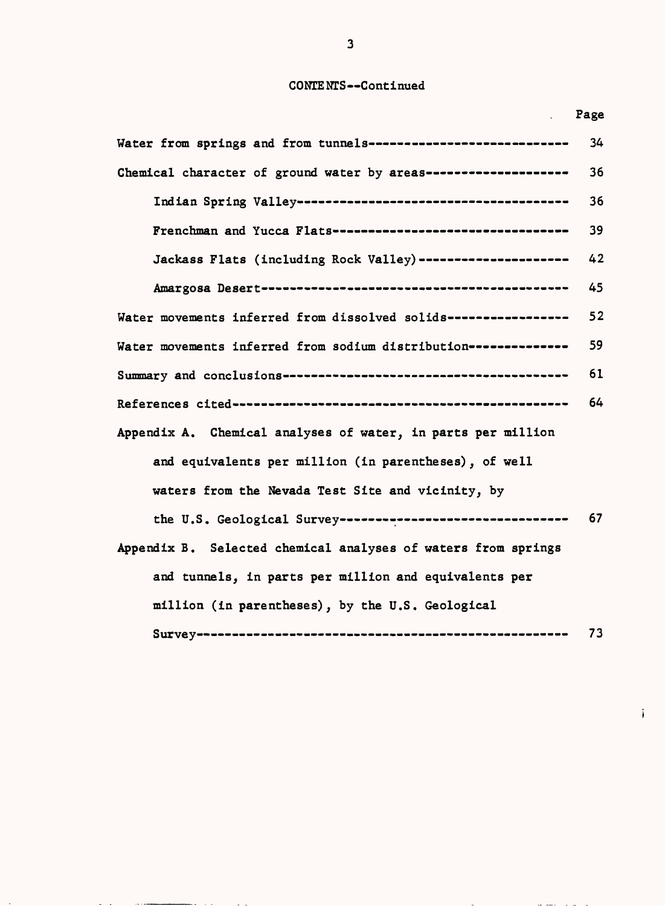CONTENTS--Continued

| | Page |
|---|---|
| Water from springs and from tunnels | 34 |
| Chemical character of ground water by areas | 36 |
| Indian Spring Valley | 36 |
| Frenchman and Yucca Flats | 39 |
| Jackass Flats (including Rock Valley) | 42 |
| Amargosa Desert | 45 |
| Water movements inferred from dissolved solids | 52 |
| Water movements inferred from sodium distribution | 59 |
| Summary and conclusions | 61 |
| References cited | 64 |
| Appendix A. Chemical analyses of water, in parts per million and equivalents per million (in parentheses), of well waters from the Nevada Test Site and vicinity, by the U.S. Geological Survey | 67 |
| Appendix B. Selected chemical analyses of waters from springs and tunnels, in parts per million and equivalents per million (in parentheses), by the U.S. Geological Survey | 73 |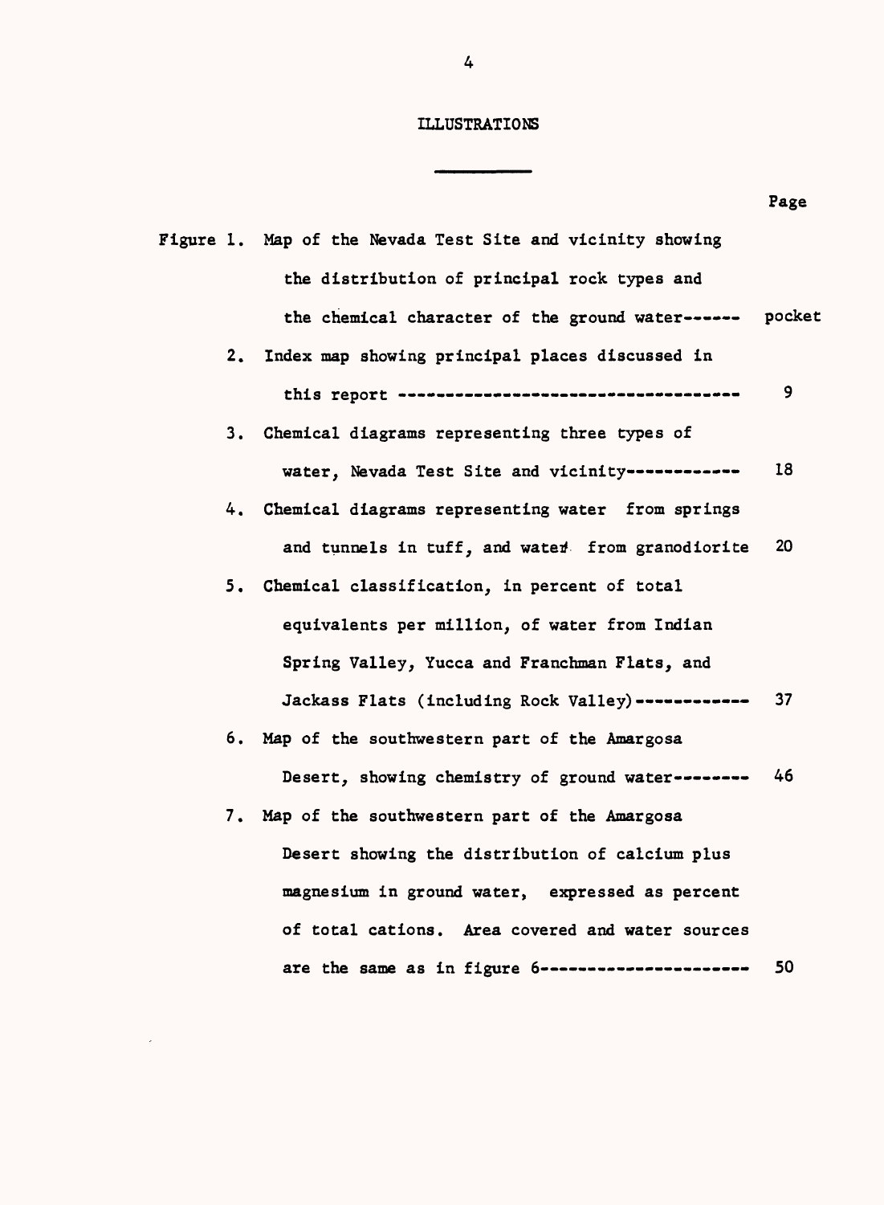# ILLUSTRATIONS

| | Page |
|---|---|
| Figure 1. Map of the Nevada Test Site and vicinity showing the distribution of principal rock types and the chemical character of the ground water------ | pocket |
| 2. Index map showing principal places discussed in this report ----------------------------------- | 9 |
| 3. Chemical diagrams representing three types of water, Nevada Test Site and vicinity------------ | 18 |
| 4. Chemical diagrams representing water from springs and tunnels in tuff, and water from granodiorite | 20 |
| 5. Chemical classification, in percent of total equivalents per million, of water from Indian Spring Valley, Yucca and Franchman Flats, and Jackass Flats (including Rock Valley)------------ | 37 |
| 6. Map of the southwestern part of the Amargosa Desert, showing chemistry of ground water-------- | 46 |
| 7. Map of the southwestern part of the Amargosa Desert showing the distribution of calcium plus magnesium in ground water, expressed as percent of total cations. Area covered and water sources are the same as in figure 6---------------------- | 50 |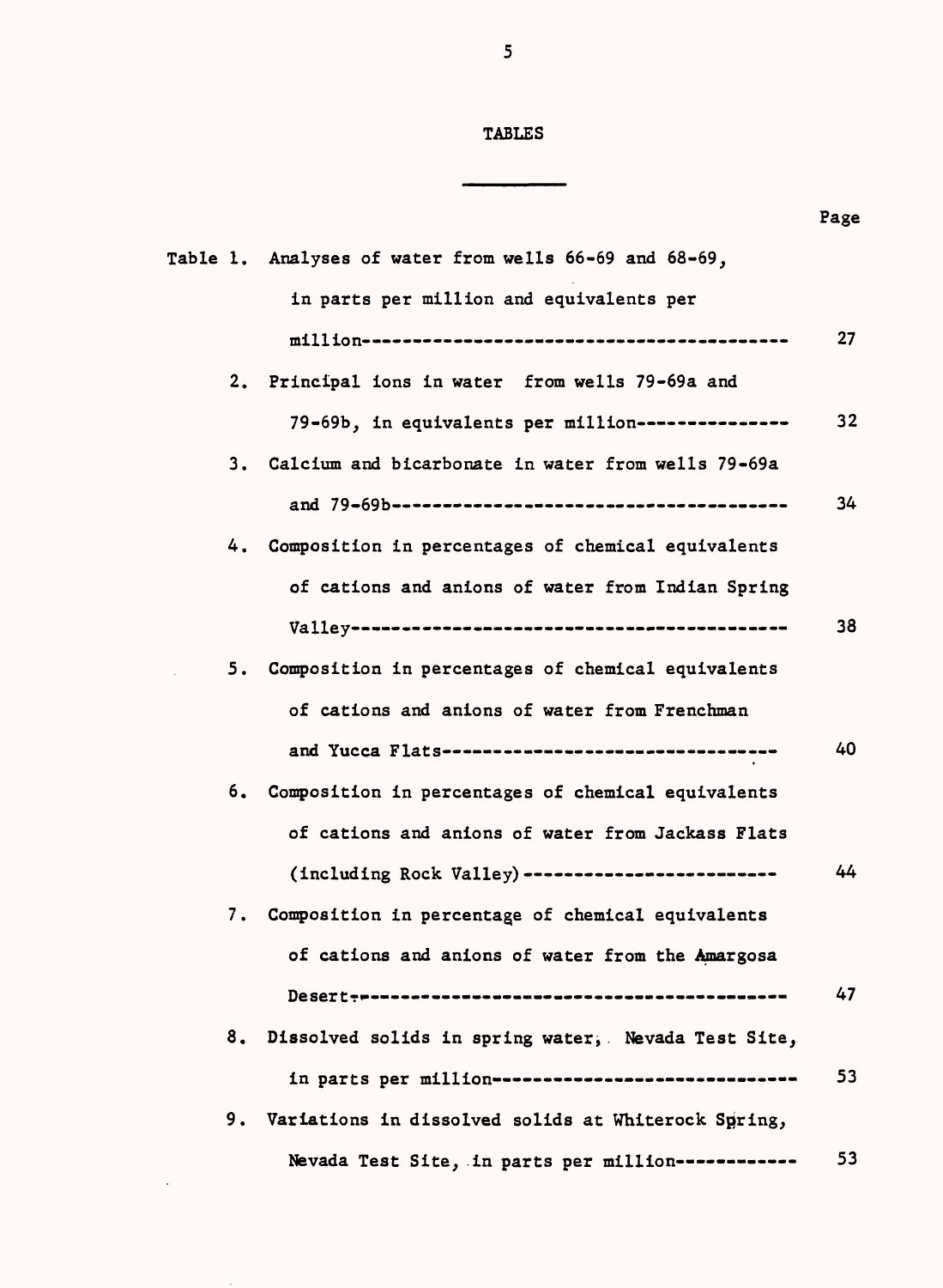# TABLES

| | | Page |
|---|---|---|
| Table 1. | Analyses of water from wells 66-69 and 68-69, in parts per million and equivalents per million | 27 |
| 2. | Principal ions in water from wells 79-69a and 79-69b, in equivalents per million | 32 |
| 3. | Calcium and bicarbonate in water from wells 79-69a and 79-69b | 34 |
| 4. | Composition in percentages of chemical equivalents of cations and anions of water from Indian Spring Valley | 38 |
| 5. | Composition in percentages of chemical equivalents of cations and anions of water from Frenchman and Yucca Flats | 40 |
| 6. | Composition in percentages of chemical equivalents of cations and anions of water from Jackass Flats (including Rock Valley) | 44 |
| 7. | Composition in percentage of chemical equivalents of cations and anions of water from the Amargosa Desert | 47 |
| 8. | Dissolved solids in spring water, Nevada Test Site, in parts per million | 53 |
| 9. | Variations in dissolved solids at Whiterock Spring, Nevada Test Site, in parts per million | 53 |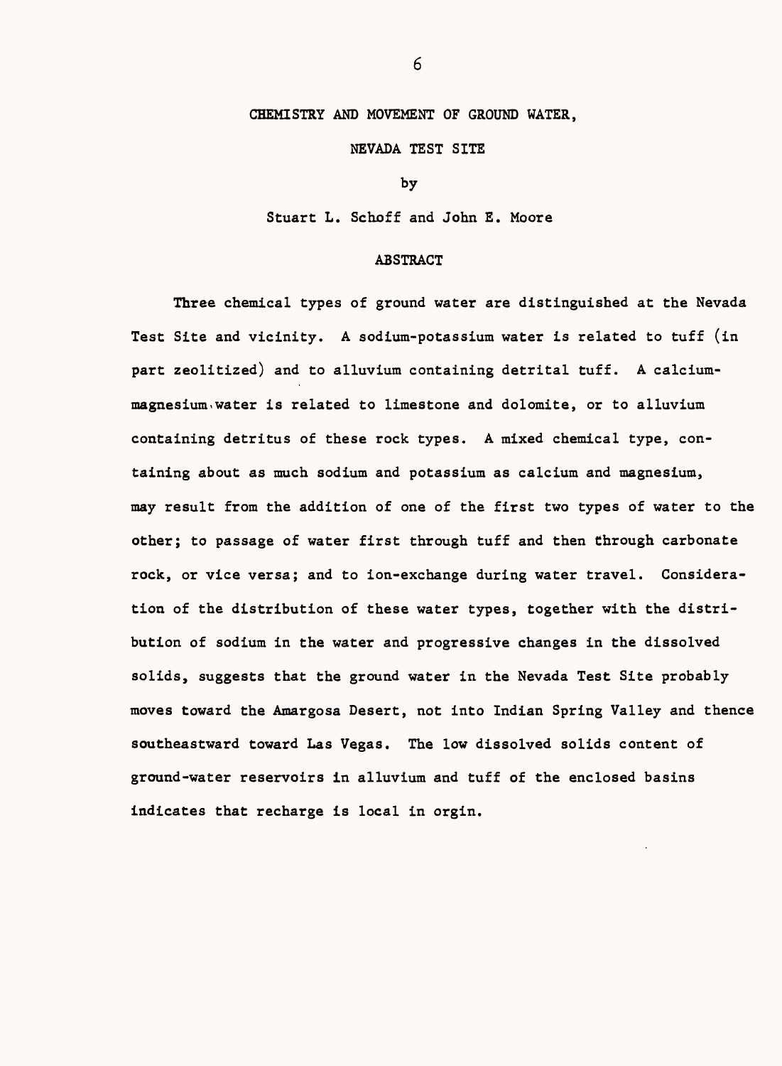# CHEMISTRY AND MOVEMENT OF GROUND WATER, NEVADA TEST SITE

by

Stuart L. Schoff and John E. Moore

## ABSTRACT

Three chemical types of ground water are distinguished at the Nevada Test Site and vicinity. A sodium-potassium water is related to tuff (in part zeolitized) and to alluvium containing detrital tuff. A calcium-magnesium water is related to limestone and dolomite, or to alluvium containing detritus of these rock types. A mixed chemical type, containing about as much sodium and potassium as calcium and magnesium, may result from the addition of one of the first two types of water to the other; to passage of water first through tuff and then through carbonate rock, or vice versa; and to ion-exchange during water travel. Consideration of the distribution of these water types, together with the distribution of sodium in the water and progressive changes in the dissolved solids, suggests that the ground water in the Nevada Test Site probably moves toward the Amargosa Desert, not into Indian Spring Valley and thence southeastward toward Las Vegas. The low dissolved solids content of ground-water reservoirs in alluvium and tuff of the enclosed basins indicates that recharge is local in orgin.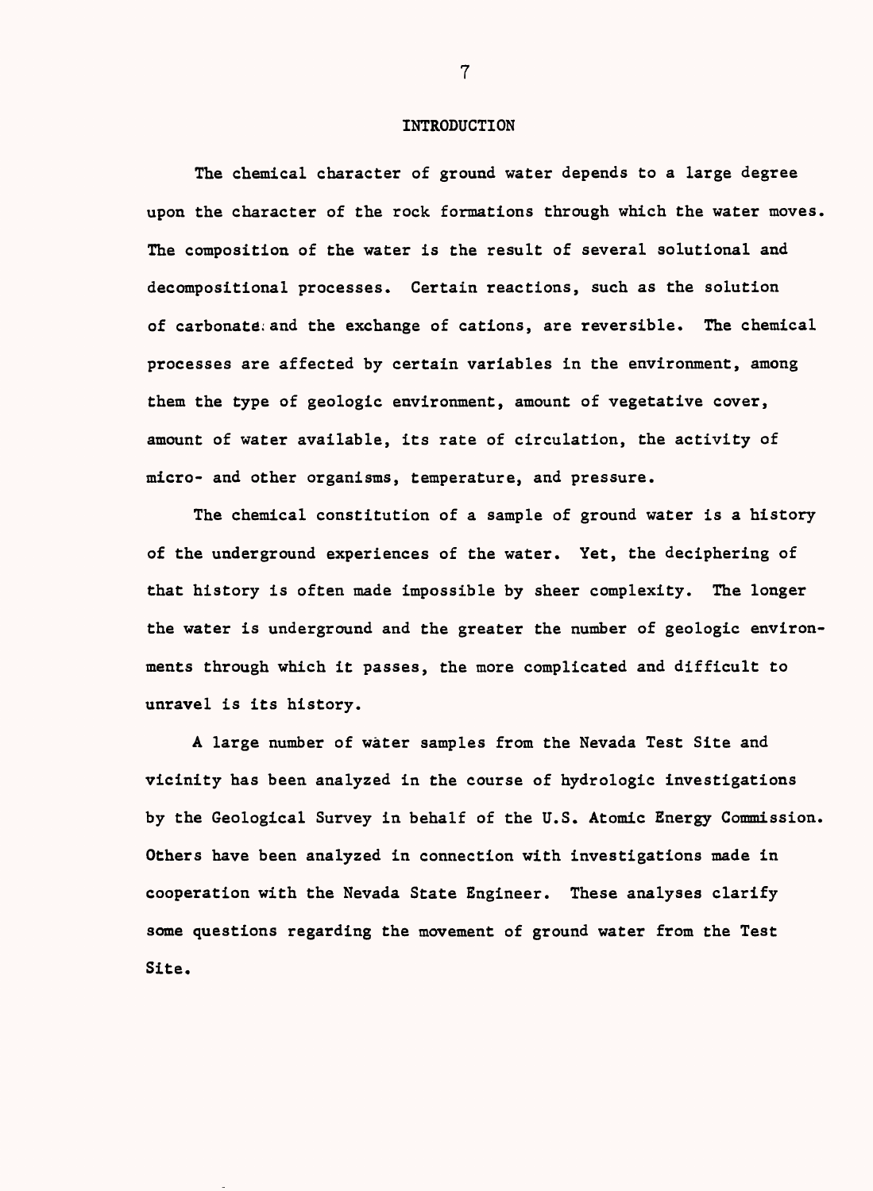# INTRODUCTION

The chemical character of ground water depends to a large degree upon the character of the rock formations through which the water moves. The composition of the water is the result of several solutional and decompositional processes. Certain reactions, such as the solution of carbonate and the exchange of cations, are reversible. The chemical processes are affected by certain variables in the environment, among them the type of geologic environment, amount of vegetative cover, amount of water available, its rate of circulation, the activity of micro- and other organisms, temperature, and pressure.

The chemical constitution of a sample of ground water is a history of the underground experiences of the water. Yet, the deciphering of that history is often made impossible by sheer complexity. The longer the water is underground and the greater the number of geologic environments through which it passes, the more complicated and difficult to unravel is its history.

A large number of water samples from the Nevada Test Site and vicinity has been analyzed in the course of hydrologic investigations by the Geological Survey in behalf of the U.S. Atomic Energy Commission. Others have been analyzed in connection with investigations made in cooperation with the Nevada State Engineer. These analyses clarify some questions regarding the movement of ground water from the Test Site.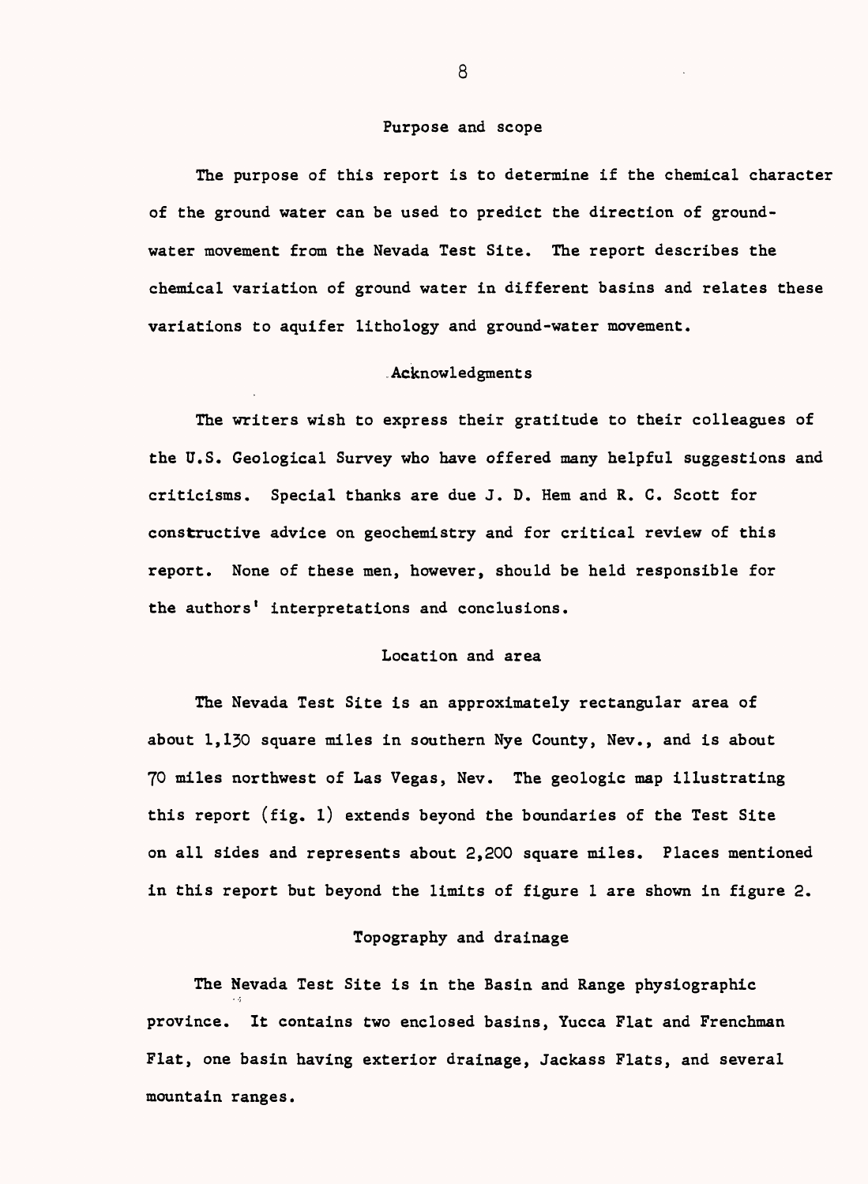## Purpose and scope

The purpose of this report is to determine if the chemical character of the ground water can be used to predict the direction of ground-water movement from the Nevada Test Site. The report describes the chemical variation of ground water in different basins and relates these variations to aquifer lithology and ground-water movement.

## Acknowledgments

The writers wish to express their gratitude to their colleagues of the U.S. Geological Survey who have offered many helpful suggestions and criticisms. Special thanks are due J. D. Hem and R. C. Scott for constructive advice on geochemistry and for critical review of this report. None of these men, however, should be held responsible for the authors' interpretations and conclusions.

## Location and area

The Nevada Test Site is an approximately rectangular area of about 1,130 square miles in southern Nye County, Nev., and is about 70 miles northwest of Las Vegas, Nev. The geologic map illustrating this report (fig. 1) extends beyond the boundaries of the Test Site on all sides and represents about 2,200 square miles. Places mentioned in this report but beyond the limits of figure 1 are shown in figure 2.

## Topography and drainage

The Nevada Test Site is in the Basin and Range physiographic province. It contains two enclosed basins, Yucca Flat and Frenchman Flat, one basin having exterior drainage, Jackass Flats, and several mountain ranges.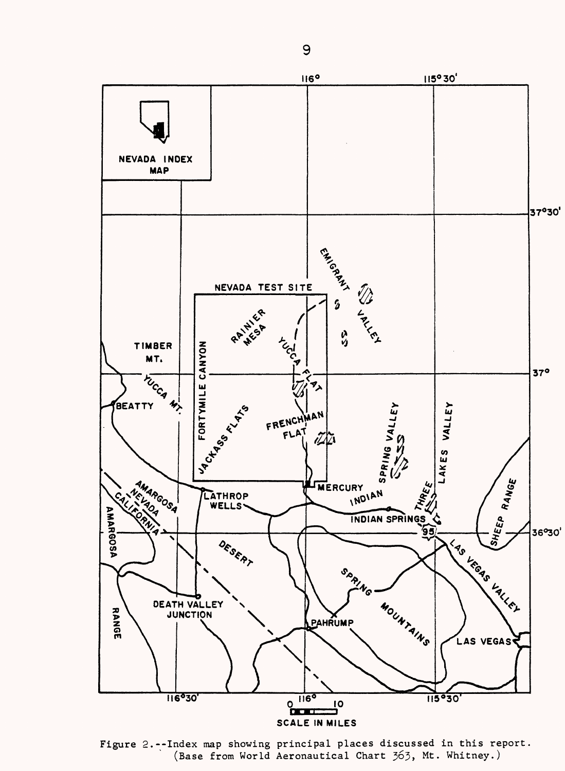Figure 2.--Index map showing principal places discussed in this report. (Base from World Aeronautical Chart 363, Mt. Whitney.)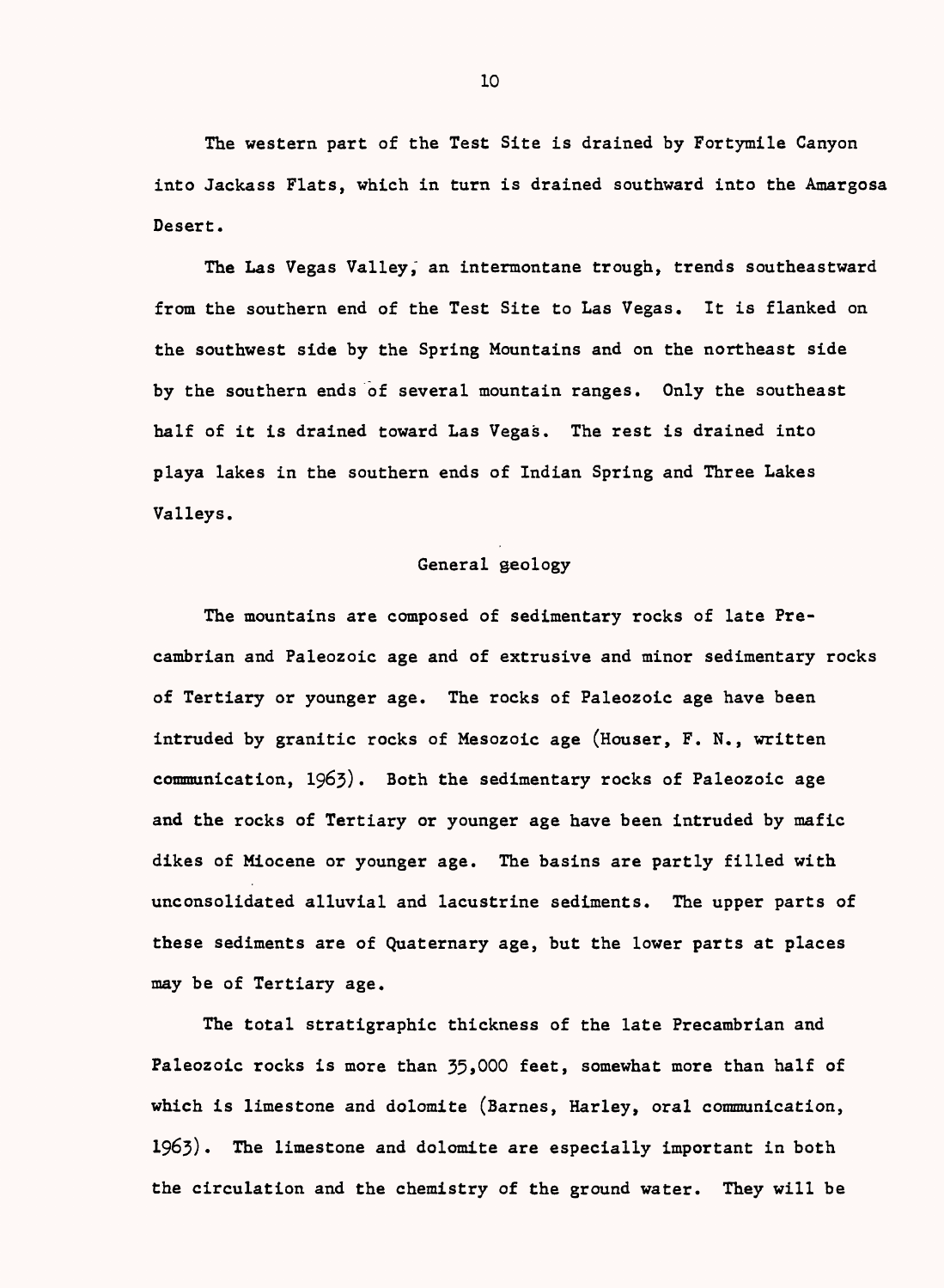The western part of the Test Site is drained by Fortymile Canyon into Jackass Flats, which in turn is drained southward into the Amargosa Desert.

The Las Vegas Valley, an intermontane trough, trends southeastward from the southern end of the Test Site to Las Vegas. It is flanked on the southwest side by the Spring Mountains and on the northeast side by the southern ends of several mountain ranges. Only the southeast half of it is drained toward Las Vegas. The rest is drained into playa lakes in the southern ends of Indian Spring and Three Lakes Valleys.

## General geology

The mountains are composed of sedimentary rocks of late Precambrian and Paleozoic age and of extrusive and minor sedimentary rocks of Tertiary or younger age. The rocks of Paleozoic age have been intruded by granitic rocks of Mesozoic age (Houser, F. N., written communication, 1963). Both the sedimentary rocks of Paleozoic age and the rocks of Tertiary or younger age have been intruded by mafic dikes of Miocene or younger age. The basins are partly filled with unconsolidated alluvial and lacustrine sediments. The upper parts of these sediments are of Quaternary age, but the lower parts at places may be of Tertiary age.

The total stratigraphic thickness of the late Precambrian and Paleozoic rocks is more than 35,000 feet, somewhat more than half of which is limestone and dolomite (Barnes, Harley, oral communication, 1963). The limestone and dolomite are especially important in both the circulation and the chemistry of the ground water. They will be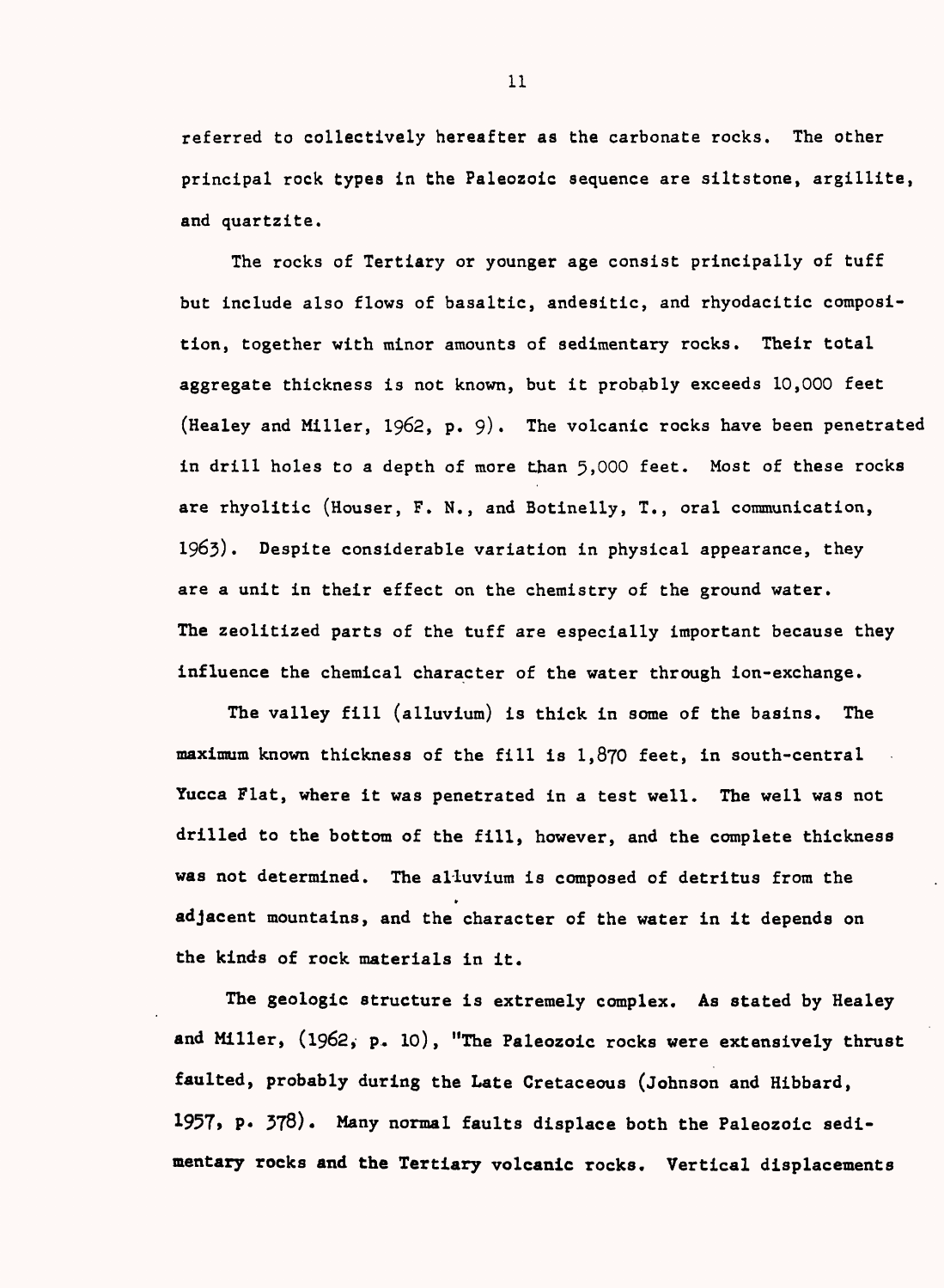referred to collectively hereafter as the carbonate rocks. The other principal rock types in the Paleozoic sequence are siltstone, argillite, and quartzite.

The rocks of Tertiary or younger age consist principally of tuff but include also flows of basaltic, andesitic, and rhyodacitic composition, together with minor amounts of sedimentary rocks. Their total aggregate thickness is not known, but it probably exceeds 10,000 feet (Healey and Miller, 1962, p. 9). The volcanic rocks have been penetrated in drill holes to a depth of more than 5,000 feet. Most of these rocks are rhyolitic (Houser, F. N., and Botinelly, T., oral communication, 1963). Despite considerable variation in physical appearance, they are a unit in their effect on the chemistry of the ground water. The zeolitized parts of the tuff are especially important because they influence the chemical character of the water through ion-exchange.

The valley fill (alluvium) is thick in some of the basins. The maximum known thickness of the fill is 1,870 feet, in south-central Yucca Flat, where it was penetrated in a test well. The well was not drilled to the bottom of the fill, however, and the complete thickness was not determined. The alluvium is composed of detritus from the adjacent mountains, and the character of the water in it depends on the kinds of rock materials in it.

The geologic structure is extremely complex. As stated by Healey and Miller, (1962, p. 10), "The Paleozoic rocks were extensively thrust faulted, probably during the Late Cretaceous (Johnson and Hibbard, 1957, p. 378). Many normal faults displace both the Paleozoic sedimentary rocks and the Tertiary volcanic rocks. Vertical displacements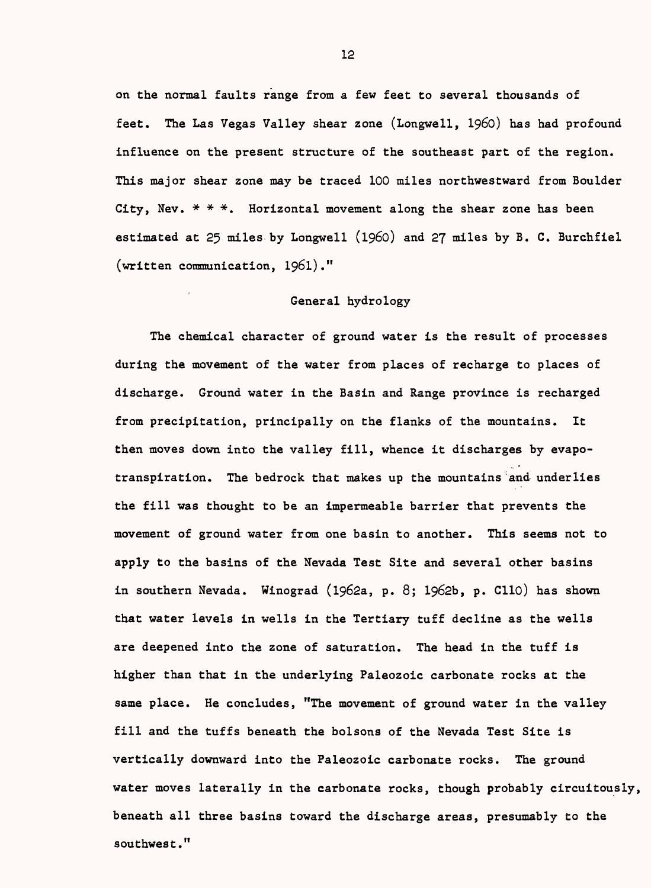on the normal faults range from a few feet to several thousands of feet. The Las Vegas Valley shear zone (Longwell, 1960) has had profound influence on the present structure of the southeast part of the region. This major shear zone may be traced 100 miles northwestward from Boulder City, Nev. * * *. Horizontal movement along the shear zone has been estimated at 25 miles by Longwell (1960) and 27 miles by B. C. Burchfiel (written communication, 1961)."

## General hydrology

The chemical character of ground water is the result of processes during the movement of the water from places of recharge to places of discharge. Ground water in the Basin and Range province is recharged from precipitation, principally on the flanks of the mountains. It then moves down into the valley fill, whence it discharges by evapotranspiration. The bedrock that makes up the mountains and underlies the fill was thought to be an impermeable barrier that prevents the movement of ground water from one basin to another. This seems not to apply to the basins of the Nevada Test Site and several other basins in southern Nevada. Winograd (1962a, p. 8; 1962b, p. C110) has shown that water levels in wells in the Tertiary tuff decline as the wells are deepened into the zone of saturation. The head in the tuff is higher than that in the underlying Paleozoic carbonate rocks at the same place. He concludes, "The movement of ground water in the valley fill and the tuffs beneath the bolsons of the Nevada Test Site is vertically downward into the Paleozoic carbonate rocks. The ground water moves laterally in the carbonate rocks, though probably circuitously, beneath all three basins toward the discharge areas, presumably to the southwest."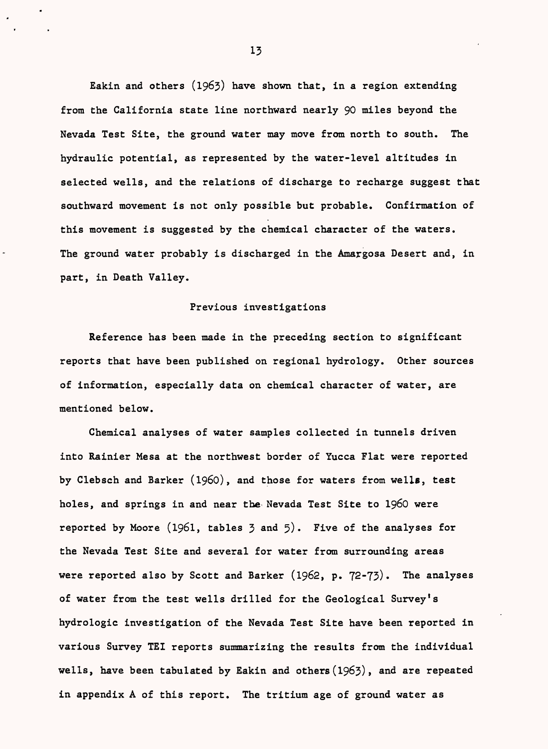Eakin and others (1963) have shown that, in a region extending from the California state line northward nearly 90 miles beyond the Nevada Test Site, the ground water may move from north to south. The hydraulic potential, as represented by the water-level altitudes in selected wells, and the relations of discharge to recharge suggest that southward movement is not only possible but probable. Confirmation of this movement is suggested by the chemical character of the waters. The ground water probably is discharged in the Amargosa Desert and, in part, in Death Valley.

## Previous investigations

Reference has been made in the preceding section to significant reports that have been published on regional hydrology. Other sources of information, especially data on chemical character of water, are mentioned below.

Chemical analyses of water samples collected in tunnels driven into Rainier Mesa at the northwest border of Yucca Flat were reported by Clebsch and Barker (1960), and those for waters from wells, test holes, and springs in and near the Nevada Test Site to 1960 were reported by Moore (1961, tables 3 and 5). Five of the analyses for the Nevada Test Site and several for water from surrounding areas were reported also by Scott and Barker (1962, p. 72-73). The analyses of water from the test wells drilled for the Geological Survey's hydrologic investigation of the Nevada Test Site have been reported in various Survey TEI reports summarizing the results from the individual wells, have been tabulated by Eakin and others (1963), and are repeated in appendix A of this report. The tritium age of ground water as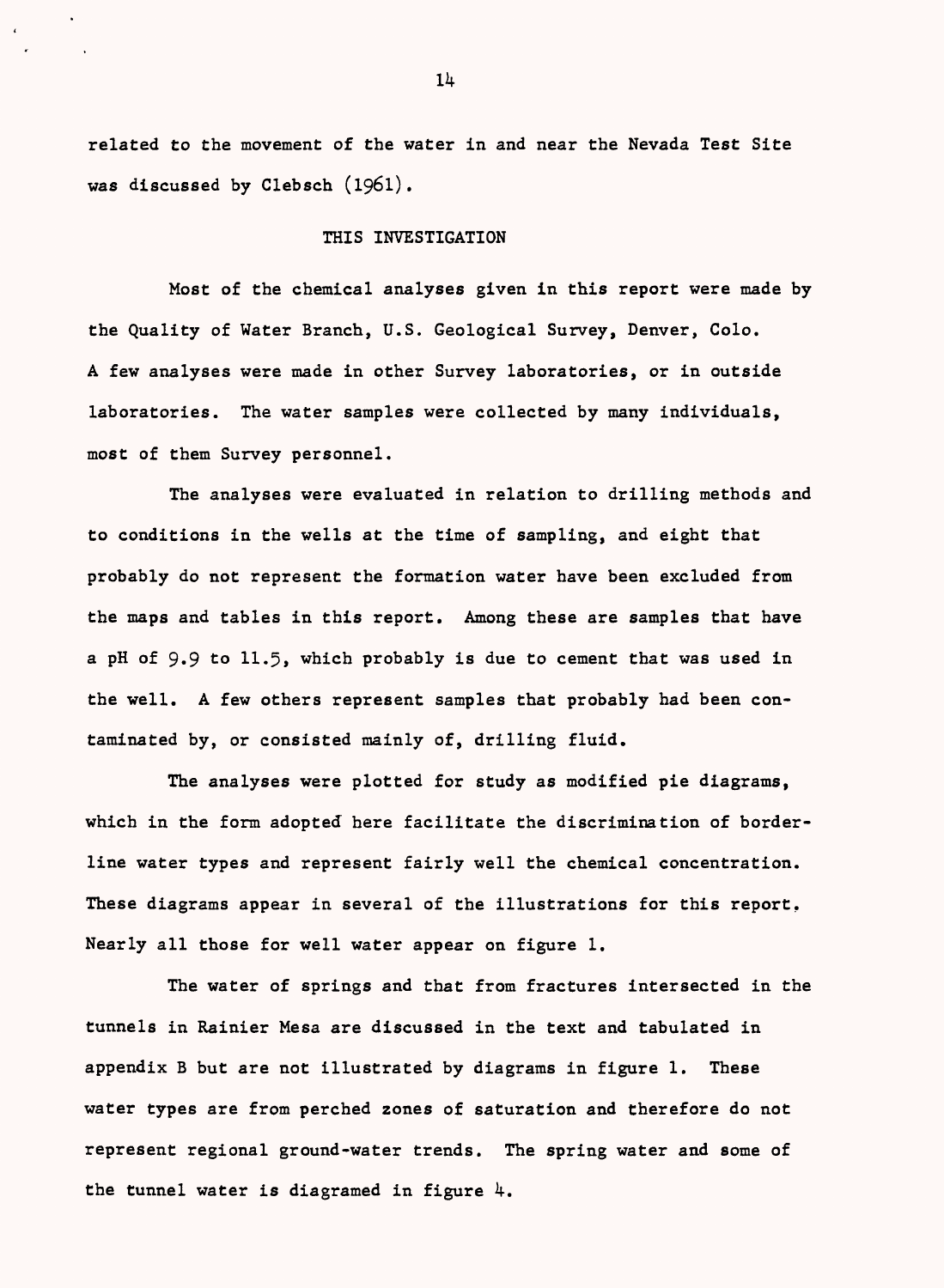related to the movement of the water in and near the Nevada Test Site was discussed by Clebsch (1961).

## THIS INVESTIGATION

Most of the chemical analyses given in this report were made by the Quality of Water Branch, U.S. Geological Survey, Denver, Colo. A few analyses were made in other Survey laboratories, or in outside laboratories. The water samples were collected by many individuals, most of them Survey personnel.

The analyses were evaluated in relation to drilling methods and to conditions in the wells at the time of sampling, and eight that probably do not represent the formation water have been excluded from the maps and tables in this report. Among these are samples that have a pH of 9.9 to 11.5, which probably is due to cement that was used in the well. A few others represent samples that probably had been contaminated by, or consisted mainly of, drilling fluid.

The analyses were plotted for study as modified pie diagrams, which in the form adopted here facilitate the discrimination of borderline water types and represent fairly well the chemical concentration. These diagrams appear in several of the illustrations for this report. Nearly all those for well water appear on figure 1.

The water of springs and that from fractures intersected in the tunnels in Rainier Mesa are discussed in the text and tabulated in appendix B but are not illustrated by diagrams in figure 1. These water types are from perched zones of saturation and therefore do not represent regional ground-water trends. The spring water and some of the tunnel water is diagramed in figure 4.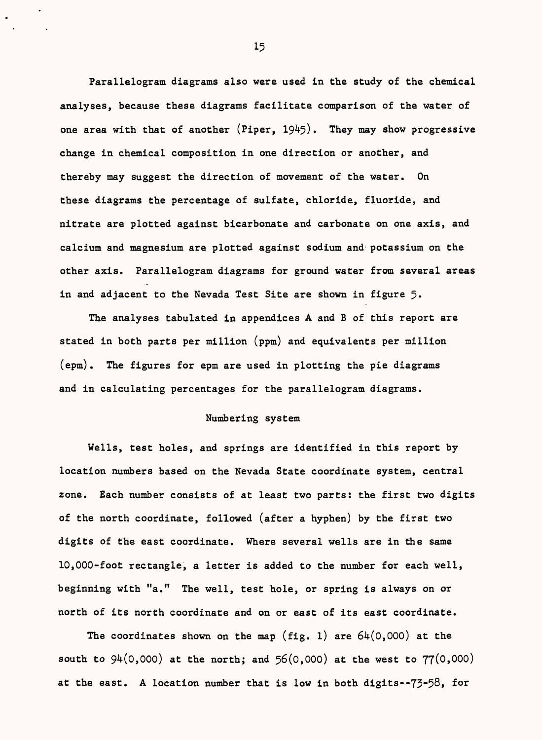Parallelogram diagrams also were used in the study of the chemical analyses, because these diagrams facilitate comparison of the water of one area with that of another (Piper, 1945). They may show progressive change in chemical composition in one direction or another, and thereby may suggest the direction of movement of the water. On these diagrams the percentage of sulfate, chloride, fluoride, and nitrate are plotted against bicarbonate and carbonate on one axis, and calcium and magnesium are plotted against sodium and potassium on the other axis. Parallelogram diagrams for ground water from several areas in and adjacent to the Nevada Test Site are shown in figure 5.

The analyses tabulated in appendices A and B of this report are stated in both parts per million (ppm) and equivalents per million (epm). The figures for epm are used in plotting the pie diagrams and in calculating percentages for the parallelogram diagrams.

## Numbering system

Wells, test holes, and springs are identified in this report by location numbers based on the Nevada State coordinate system, central zone. Each number consists of at least two parts: the first two digits of the north coordinate, followed (after a hyphen) by the first two digits of the east coordinate. Where several wells are in the same 10,000-foot rectangle, a letter is added to the number for each well, beginning with "a." The well, test hole, or spring is always on or north of its north coordinate and on or east of its east coordinate.

The coordinates shown on the map (fig. 1) are 64(0,000) at the south to 94(0,000) at the north; and 56(0,000) at the west to 77(0,000) at the east. A location number that is low in both digits--73-58, for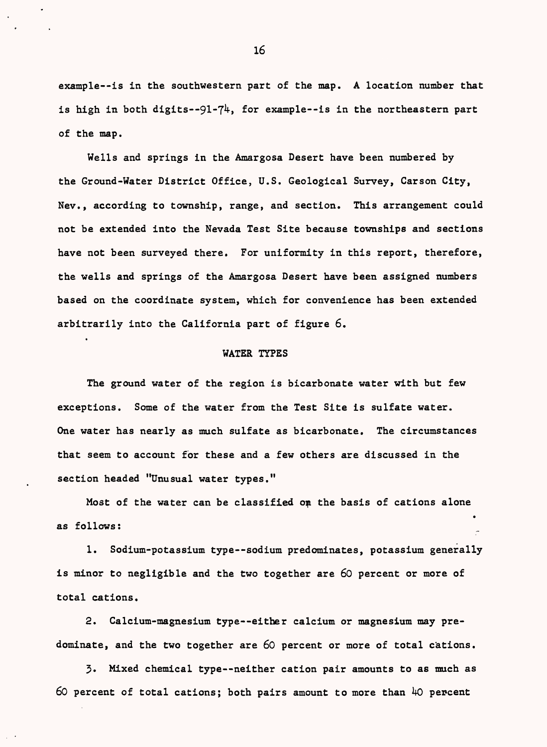example--is in the southwestern part of the map. A location number that is high in both digits--91-74, for example--is in the northeastern part of the map.

Wells and springs in the Amargosa Desert have been numbered by the Ground-Water District Office, U.S. Geological Survey, Carson City, Nev., according to township, range, and section. This arrangement could not be extended into the Nevada Test Site because townships and sections have not been surveyed there. For uniformity in this report, therefore, the wells and springs of the Amargosa Desert have been assigned numbers based on the coordinate system, which for convenience has been extended arbitrarily into the California part of figure 6.

## WATER TYPES

The ground water of the region is bicarbonate water with but few exceptions. Some of the water from the Test Site is sulfate water. One water has nearly as much sulfate as bicarbonate. The circumstances that seem to account for these and a few others are discussed in the section headed "Unusual water types."

Most of the water can be classified on the basis of cations alone as follows:

1. Sodium-potassium type--sodium predominates, potassium generally is minor to negligible and the two together are 60 percent or more of total cations.

2. Calcium-magnesium type--either calcium or magnesium may predominate, and the two together are 60 percent or more of total cations.

3. Mixed chemical type--neither cation pair amounts to as much as 60 percent of total cations; both pairs amount to more than 40 percent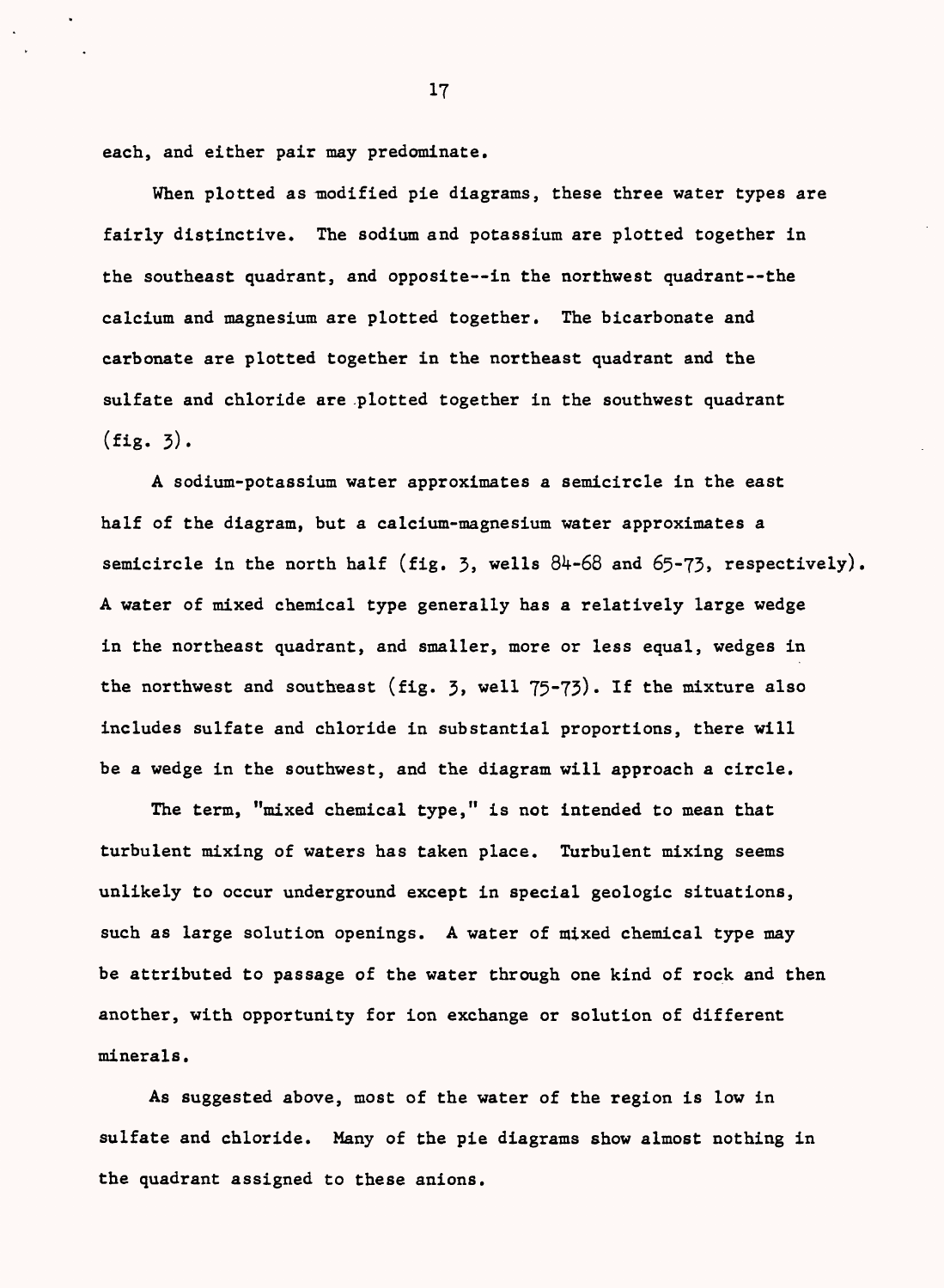each, and either pair may predominate.

When plotted as modified pie diagrams, these three water types are fairly distinctive. The sodium and potassium are plotted together in the southeast quadrant, and opposite--in the northwest quadrant--the calcium and magnesium are plotted together. The bicarbonate and carbonate are plotted together in the northeast quadrant and the sulfate and chloride are plotted together in the southwest quadrant (fig. 3).

A sodium-potassium water approximates a semicircle in the east half of the diagram, but a calcium-magnesium water approximates a semicircle in the north half (fig. 3, wells 84-68 and 65-73, respectively). A water of mixed chemical type generally has a relatively large wedge in the northeast quadrant, and smaller, more or less equal, wedges in the northwest and southeast (fig. 3, well 75-73). If the mixture also includes sulfate and chloride in substantial proportions, there will be a wedge in the southwest, and the diagram will approach a circle.

The term, "mixed chemical type," is not intended to mean that turbulent mixing of waters has taken place. Turbulent mixing seems unlikely to occur underground except in special geologic situations, such as large solution openings. A water of mixed chemical type may be attributed to passage of the water through one kind of rock and then another, with opportunity for ion exchange or solution of different minerals.

As suggested above, most of the water of the region is low in sulfate and chloride. Many of the pie diagrams show almost nothing in the quadrant assigned to these anions.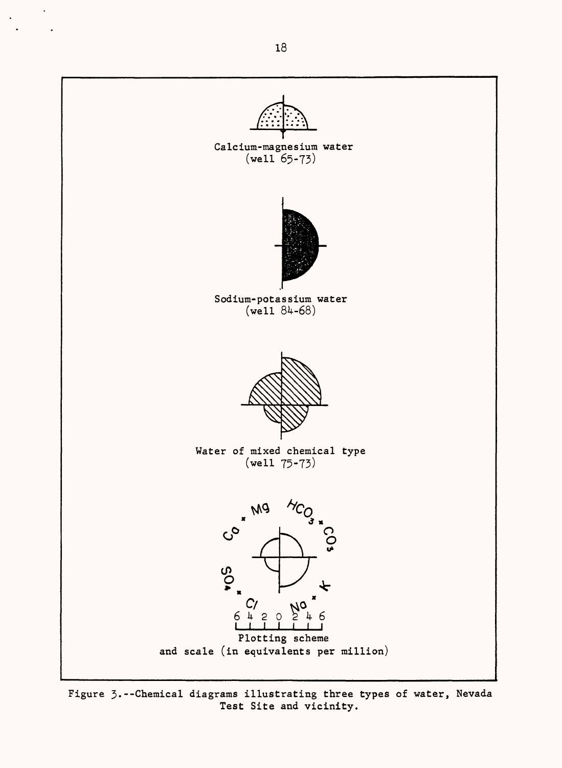Calcium-magnesium water
(well 65-73)

Sodium-potassium water
(well 84-68)

Water of mixed chemical type
(well 75-73)

Ca × Mg  $HCO_3$ × $CO_3$

$SO_4$ × Cl  Na × K

6 4 2 0 2 4 6

Plotting scheme
and scale (in equivalents per million)

Figure 3.--Chemical diagrams illustrating three types of water, Nevada Test Site and vicinity.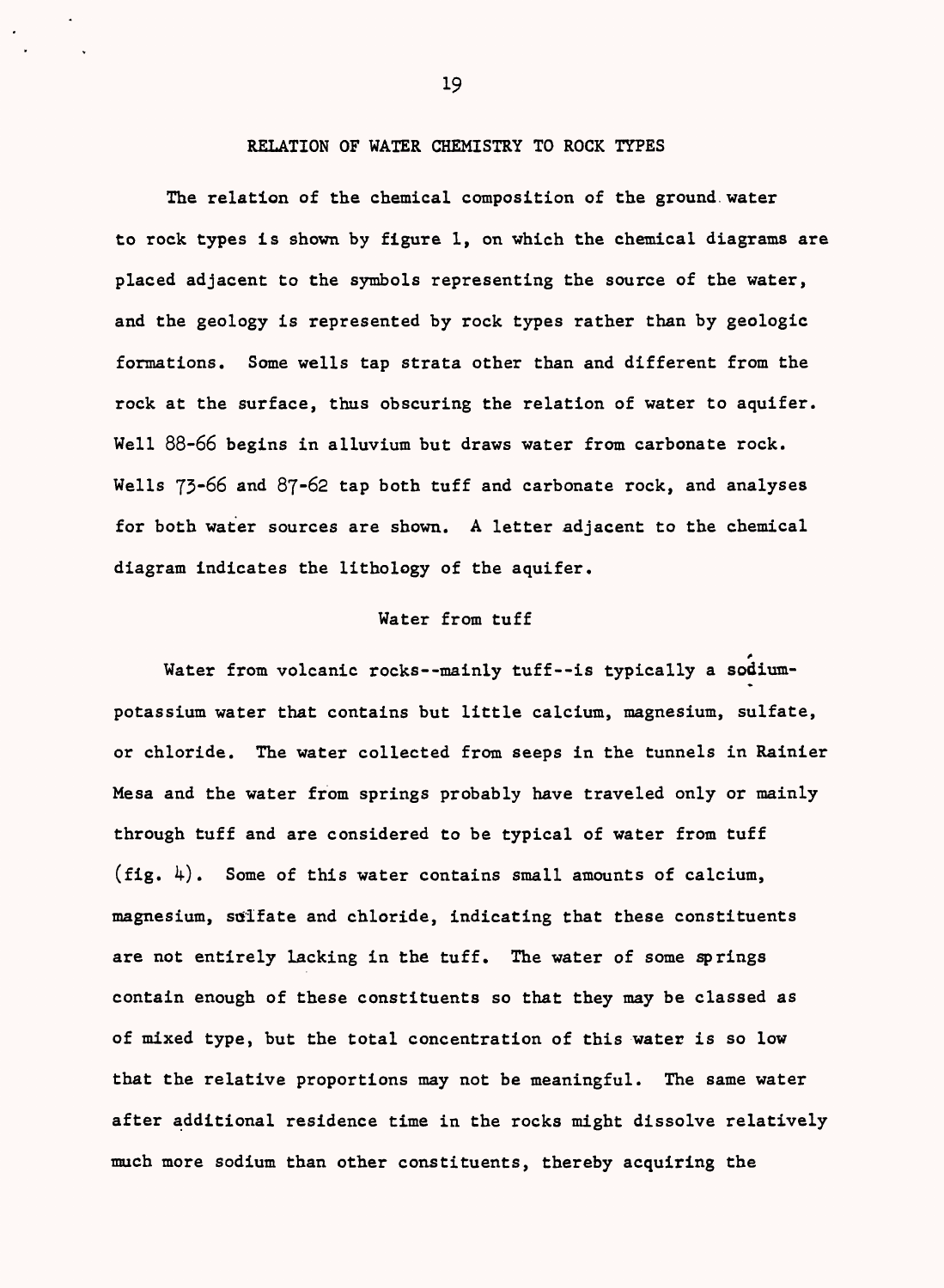## RELATION OF WATER CHEMISTRY TO ROCK TYPES

The relation of the chemical composition of the ground water to rock types is shown by figure 1, on which the chemical diagrams are placed adjacent to the symbols representing the source of the water, and the geology is represented by rock types rather than by geologic formations. Some wells tap strata other than and different from the rock at the surface, thus obscuring the relation of water to aquifer. Well 88-66 begins in alluvium but draws water from carbonate rock. Wells 73-66 and 87-62 tap both tuff and carbonate rock, and analyses for both water sources are shown. A letter adjacent to the chemical diagram indicates the lithology of the aquifer.

### Water from tuff

Water from volcanic rocks--mainly tuff--is typically a sodium-potassium water that contains but little calcium, magnesium, sulfate, or chloride. The water collected from seeps in the tunnels in Rainier Mesa and the water from springs probably have traveled only or mainly through tuff and are considered to be typical of water from tuff (fig. 4). Some of this water contains small amounts of calcium, magnesium, sulfate and chloride, indicating that these constituents are not entirely lacking in the tuff. The water of some springs contain enough of these constituents so that they may be classed as of mixed type, but the total concentration of this water is so low that the relative proportions may not be meaningful. The same water after additional residence time in the rocks might dissolve relatively much more sodium than other constituents, thereby acquiring the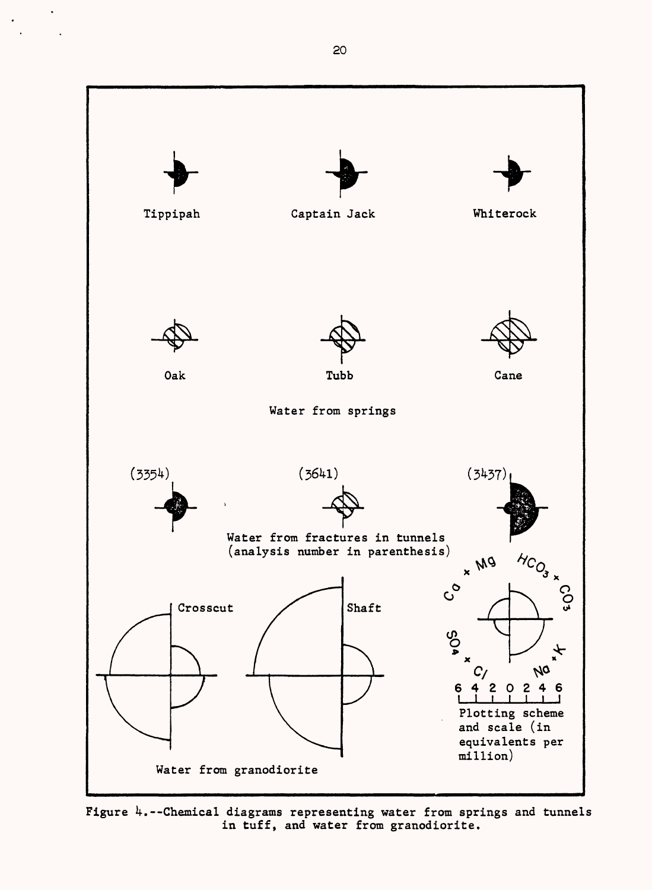Tippipah

Captain Jack

Whiterock

Oak

Tubb

Cane

Water from springs

(3354)

(3641)

(3437)

Water from fractures in tunnels (analysis number in parenthesis)

Crosscut

Shaft

Water from granodiorite

Ca + Mg

$HCO_3$ + $CO_3$

$SO_4$ + Cl

Na + K

6 4 2 0 2 4 6

Plotting scheme and scale (in equivalents per million)

Figure 4.--Chemical diagrams representing water from springs and tunnels in tuff, and water from granodiorite.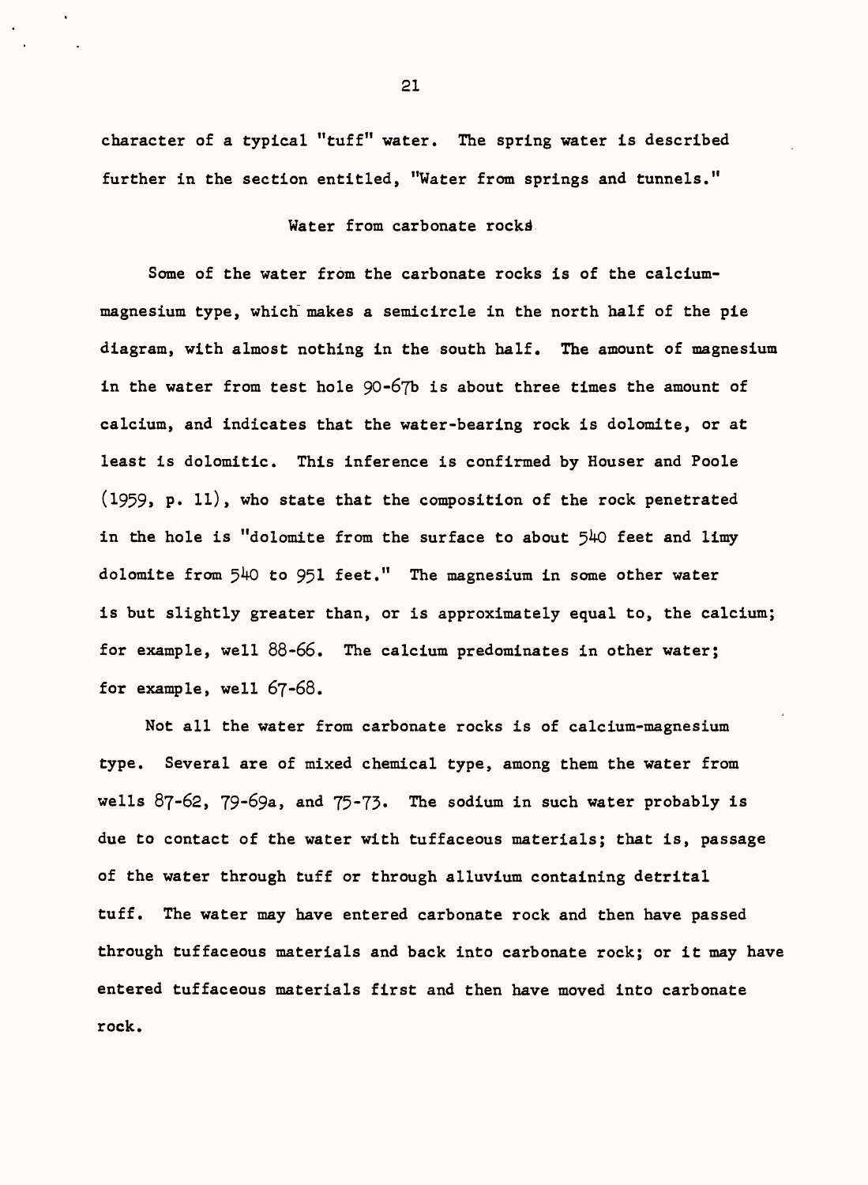character of a typical "tuff" water. The spring water is described further in the section entitled, "Water from springs and tunnels."

## Water from carbonate rocks

Some of the water from the carbonate rocks is of the calcium-magnesium type, which makes a semicircle in the north half of the pie diagram, with almost nothing in the south half. The amount of magnesium in the water from test hole 90-67b is about three times the amount of calcium, and indicates that the water-bearing rock is dolomite, or at least is dolomitic. This inference is confirmed by Houser and Poole (1959, p. 11), who state that the composition of the rock penetrated in the hole is "dolomite from the surface to about 540 feet and limy dolomite from 540 to 951 feet." The magnesium in some other water is but slightly greater than, or is approximately equal to, the calcium; for example, well 88-66. The calcium predominates in other water; for example, well 67-68.

Not all the water from carbonate rocks is of calcium-magnesium type. Several are of mixed chemical type, among them the water from wells 87-62, 79-69a, and 75-73. The sodium in such water probably is due to contact of the water with tuffaceous materials; that is, passage of the water through tuff or through alluvium containing detrital tuff. The water may have entered carbonate rock and then have passed through tuffaceous materials and back into carbonate rock; or it may have entered tuffaceous materials first and then have moved into carbonate rock.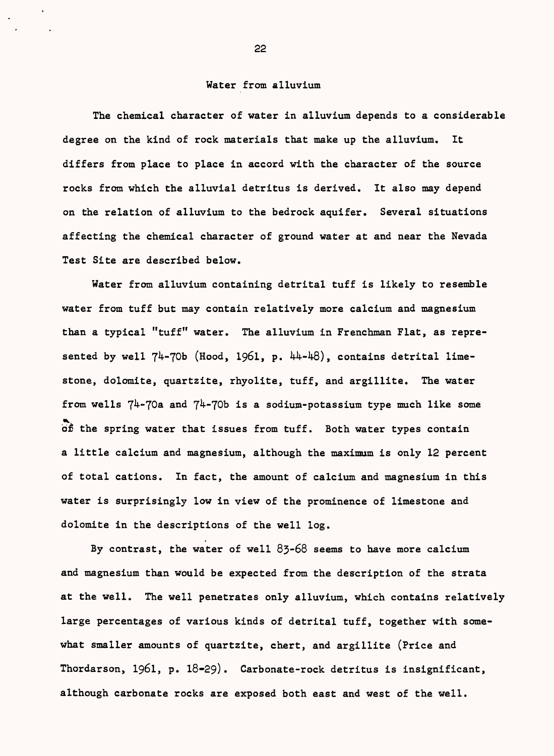## Water from alluvium

The chemical character of water in alluvium depends to a considerable degree on the kind of rock materials that make up the alluvium. It differs from place to place in accord with the character of the source rocks from which the alluvial detritus is derived. It also may depend on the relation of alluvium to the bedrock aquifer. Several situations affecting the chemical character of ground water at and near the Nevada Test Site are described below.

Water from alluvium containing detrital tuff is likely to resemble water from tuff but may contain relatively more calcium and magnesium than a typical "tuff" water. The alluvium in Frenchman Flat, as represented by well 74-70b (Hood, 1961, p. 44-48), contains detrital limestone, dolomite, quartzite, rhyolite, tuff, and argillite. The water from wells 74-70a and 74-70b is a sodium-potassium type much like some of the spring water that issues from tuff. Both water types contain a little calcium and magnesium, although the maximum is only 12 percent of total cations. In fact, the amount of calcium and magnesium in this water is surprisingly low in view of the prominence of limestone and dolomite in the descriptions of the well log.

By contrast, the water of well 83-68 seems to have more calcium and magnesium than would be expected from the description of the strata at the well. The well penetrates only alluvium, which contains relatively large percentages of various kinds of detrital tuff, together with somewhat smaller amounts of quartzite, chert, and argillite (Price and Thordarson, 1961, p. 18-29). Carbonate-rock detritus is insignificant, although carbonate rocks are exposed both east and west of the well.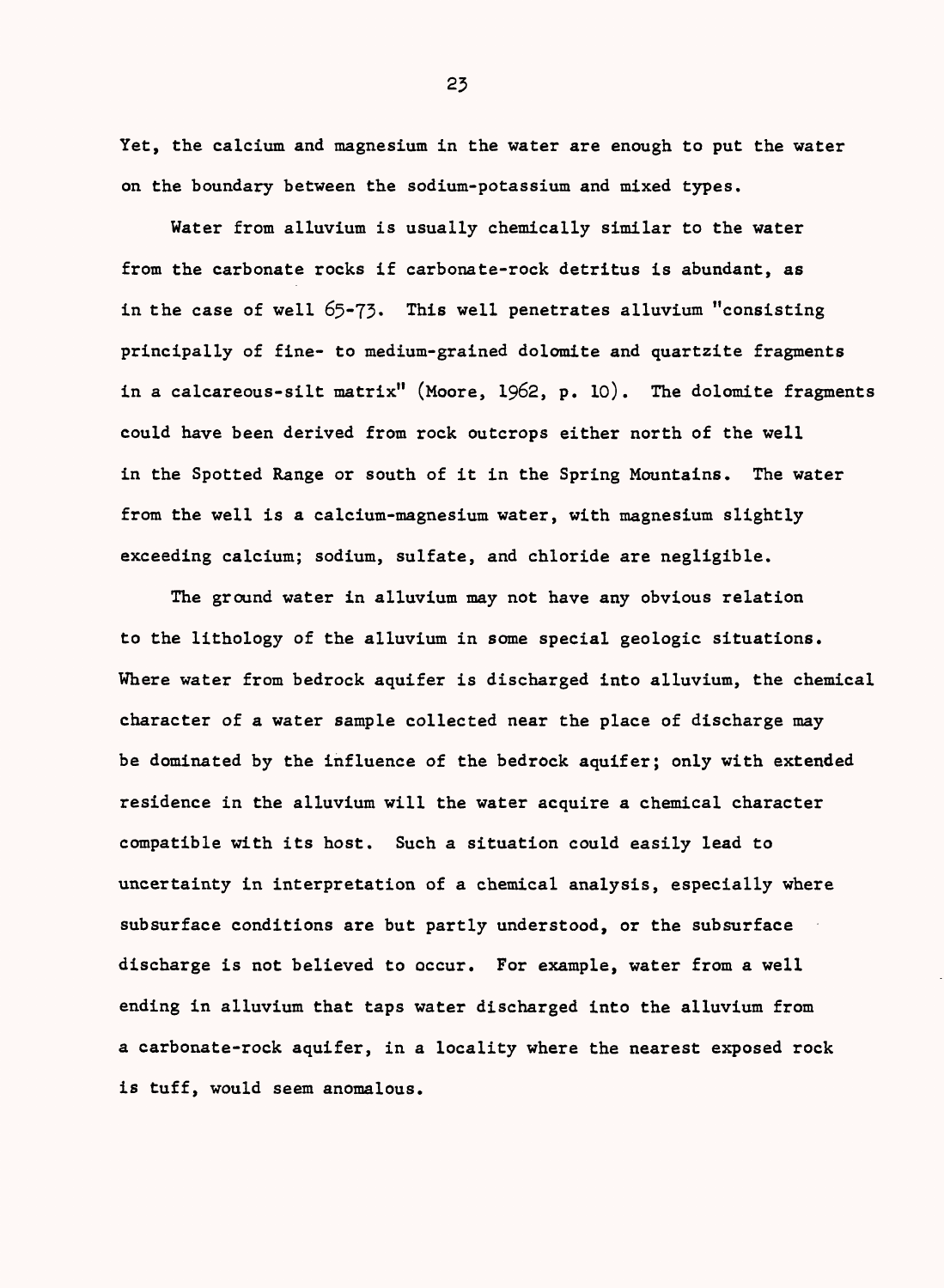Yet, the calcium and magnesium in the water are enough to put the water on the boundary between the sodium-potassium and mixed types.

Water from alluvium is usually chemically similar to the water from the carbonate rocks if carbonate-rock detritus is abundant, as in the case of well 65-73. This well penetrates alluvium "consisting principally of fine- to medium-grained dolomite and quartzite fragments in a calcareous-silt matrix" (Moore, 1962, p. 10). The dolomite fragments could have been derived from rock outcrops either north of the well in the Spotted Range or south of it in the Spring Mountains. The water from the well is a calcium-magnesium water, with magnesium slightly exceeding calcium; sodium, sulfate, and chloride are negligible.

The ground water in alluvium may not have any obvious relation to the lithology of the alluvium in some special geologic situations. Where water from bedrock aquifer is discharged into alluvium, the chemical character of a water sample collected near the place of discharge may be dominated by the influence of the bedrock aquifer; only with extended residence in the alluvium will the water acquire a chemical character compatible with its host. Such a situation could easily lead to uncertainty in interpretation of a chemical analysis, especially where subsurface conditions are but partly understood, or the subsurface discharge is not believed to occur. For example, water from a well ending in alluvium that taps water discharged into the alluvium from a carbonate-rock aquifer, in a locality where the nearest exposed rock is tuff, would seem anomalous.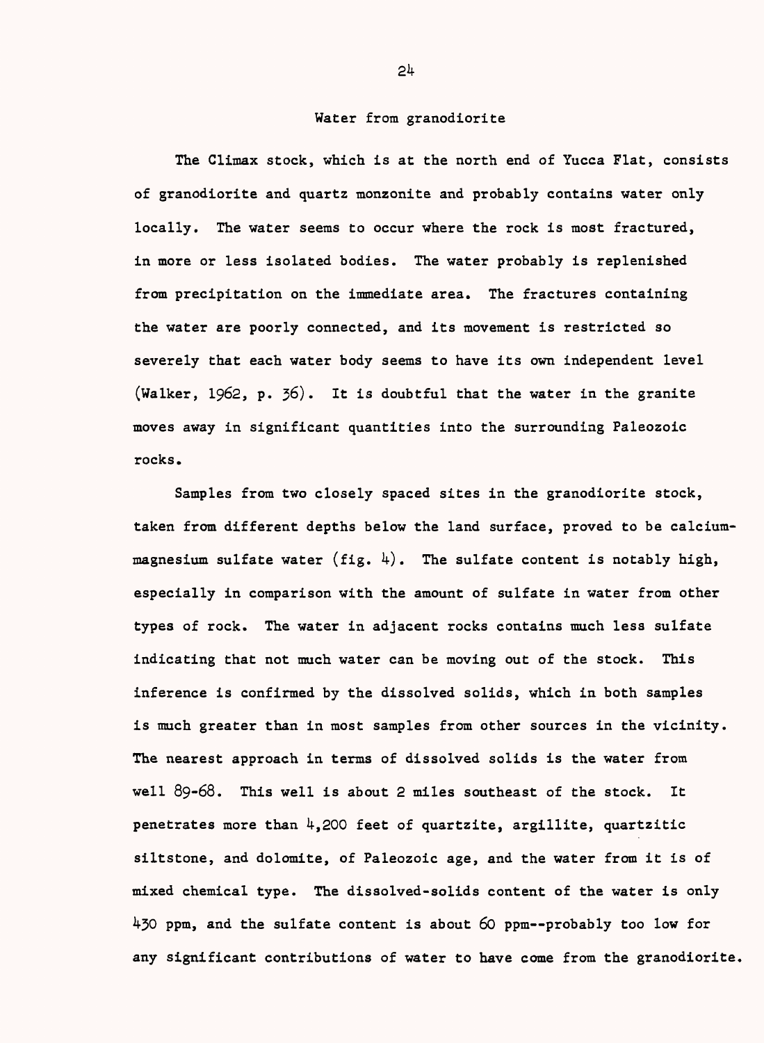## Water from granodiorite

The Climax stock, which is at the north end of Yucca Flat, consists of granodiorite and quartz monzonite and probably contains water only locally. The water seems to occur where the rock is most fractured, in more or less isolated bodies. The water probably is replenished from precipitation on the immediate area. The fractures containing the water are poorly connected, and its movement is restricted so severely that each water body seems to have its own independent level (Walker, 1962, p. 36). It is doubtful that the water in the granite moves away in significant quantities into the surrounding Paleozoic rocks.

Samples from two closely spaced sites in the granodiorite stock, taken from different depths below the land surface, proved to be calcium-magnesium sulfate water (fig. 4). The sulfate content is notably high, especially in comparison with the amount of sulfate in water from other types of rock. The water in adjacent rocks contains much less sulfate indicating that not much water can be moving out of the stock. This inference is confirmed by the dissolved solids, which in both samples is much greater than in most samples from other sources in the vicinity. The nearest approach in terms of dissolved solids is the water from well 89-68. This well is about 2 miles southeast of the stock. It penetrates more than 4,200 feet of quartzite, argillite, quartzitic siltstone, and dolomite, of Paleozoic age, and the water from it is of mixed chemical type. The dissolved-solids content of the water is only 430 ppm, and the sulfate content is about 60 ppm--probably too low for any significant contributions of water to have come from the granodiorite.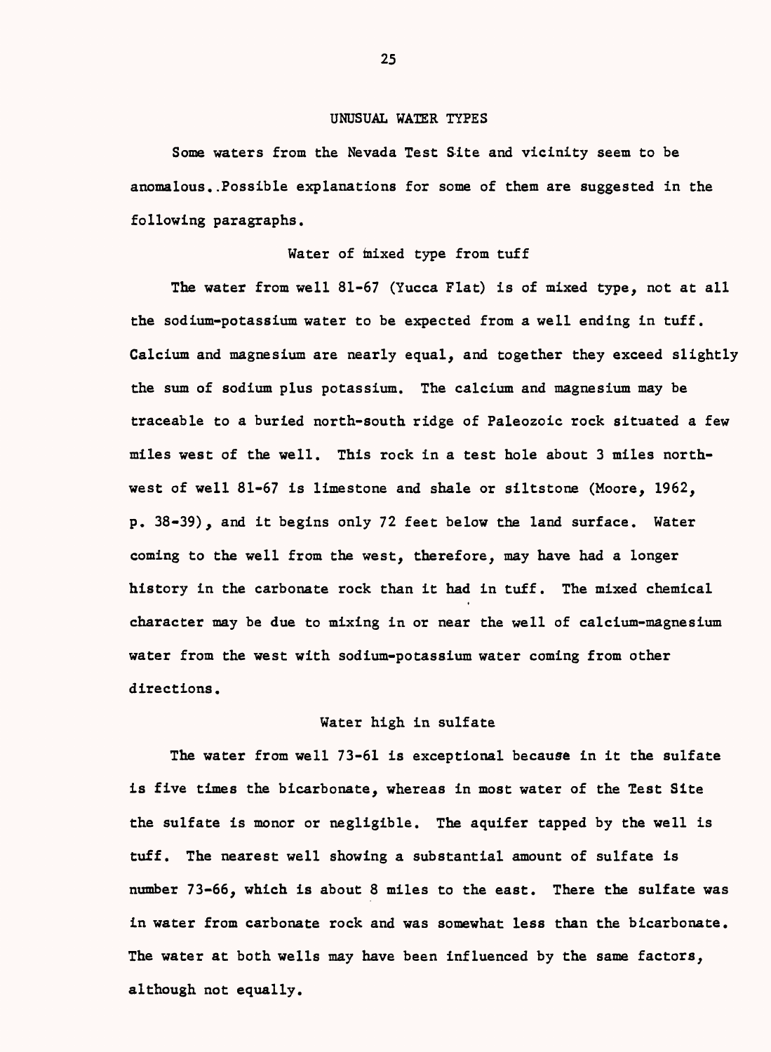## UNUSUAL WATER TYPES

Some waters from the Nevada Test Site and vicinity seem to be anomalous..Possible explanations for some of them are suggested in the following paragraphs.

### Water of mixed type from tuff

The water from well 81-67 (Yucca Flat) is of mixed type, not at all the sodium-potassium water to be expected from a well ending in tuff. Calcium and magnesium are nearly equal, and together they exceed slightly the sum of sodium plus potassium. The calcium and magnesium may be traceable to a buried north-south ridge of Paleozoic rock situated a few miles west of the well. This rock in a test hole about 3 miles northwest of well 81-67 is limestone and shale or siltstone (Moore, 1962, p. 38-39), and it begins only 72 feet below the land surface. Water coming to the well from the west, therefore, may have had a longer history in the carbonate rock than it had in tuff. The mixed chemical character may be due to mixing in or near the well of calcium-magnesium water from the west with sodium-potassium water coming from other directions.

### Water high in sulfate

The water from well 73-61 is exceptional because in it the sulfate is five times the bicarbonate, whereas in most water of the Test Site the sulfate is monor or negligible. The aquifer tapped by the well is tuff. The nearest well showing a substantial amount of sulfate is number 73-66, which is about 8 miles to the east. There the sulfate was in water from carbonate rock and was somewhat less than the bicarbonate. The water at both wells may have been influenced by the same factors, although not equally.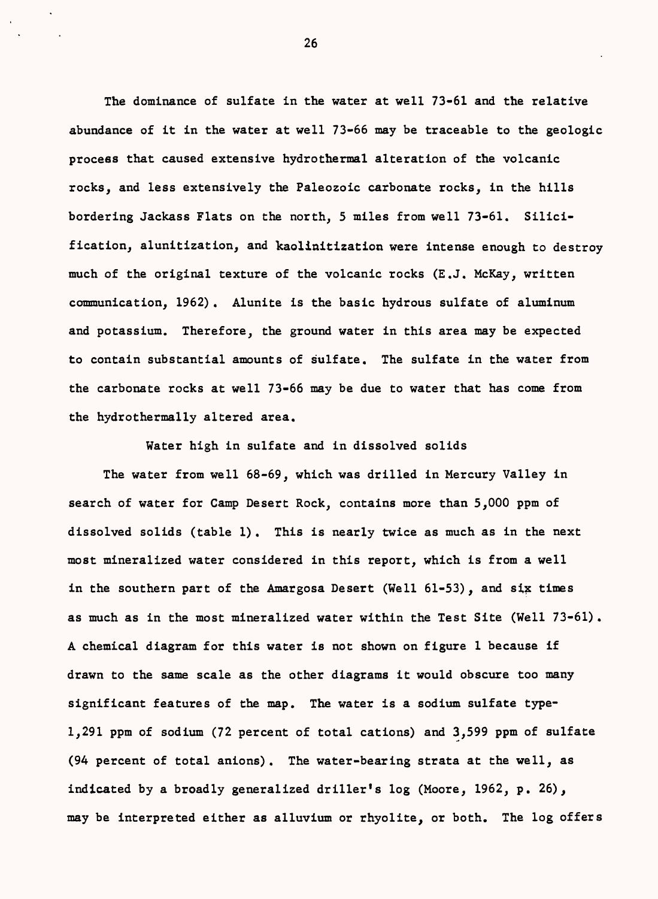The dominance of sulfate in the water at well 73-61 and the relative abundance of it in the water at well 73-66 may be traceable to the geologic process that caused extensive hydrothermal alteration of the volcanic rocks, and less extensively the Paleozoic carbonate rocks, in the hills bordering Jackass Flats on the north, 5 miles from well 73-61. Silicification, alunitization, and kaolinitization were intense enough to destroy much of the original texture of the volcanic rocks (E.J. McKay, written communication, 1962). Alunite is the basic hydrous sulfate of aluminum and potassium. Therefore, the ground water in this area may be expected to contain substantial amounts of sulfate. The sulfate in the water from the carbonate rocks at well 73-66 may be due to water that has come from the hydrothermally altered area.

## Water high in sulfate and in dissolved solids

The water from well 68-69, which was drilled in Mercury Valley in search of water for Camp Desert Rock, contains more than 5,000 ppm of dissolved solids (table 1). This is nearly twice as much as in the next most mineralized water considered in this report, which is from a well in the southern part of the Amargosa Desert (Well 61-53), and six times as much as in the most mineralized water within the Test Site (Well 73-61). A chemical diagram for this water is not shown on figure 1 because if drawn to the same scale as the other diagrams it would obscure too many significant features of the map. The water is a sodium sulfate type-1,291 ppm of sodium (72 percent of total cations) and 3,599 ppm of sulfate (94 percent of total anions). The water-bearing strata at the well, as indicated by a broadly generalized driller's log (Moore, 1962, p. 26), may be interpreted either as alluvium or rhyolite, or both. The log offers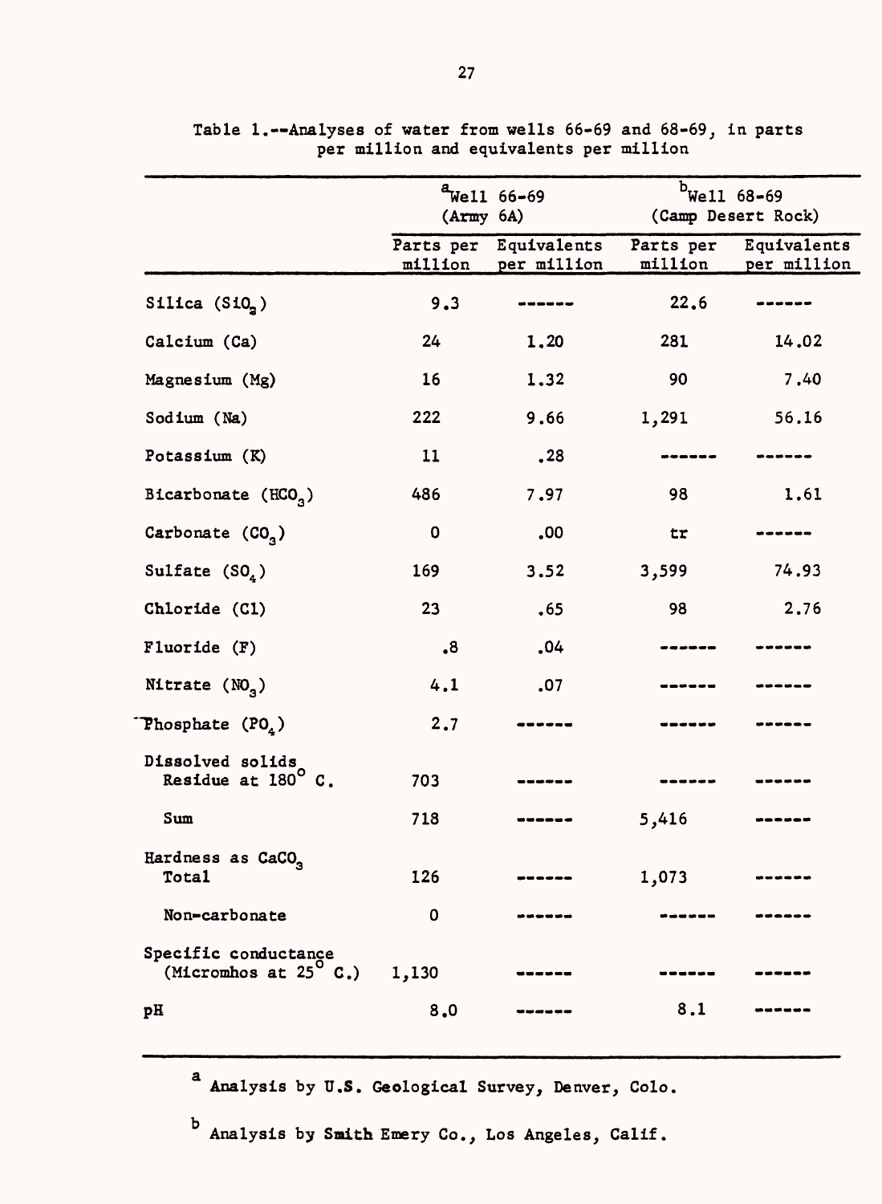Table 1.--Analyses of water from wells 66-69 and 68-69, in parts per million and equivalents per million

| | Well 66-69 (Army 6A)[a] | | Well 68-69 (Camp Desert Rock)[b] | |
|---|---|---|---|---|
| | Parts per million | Equivalents per million | Parts per million | Equivalents per million |
| Silica ($SiO_2$) | 9.3 | ------ | 22.6 | ------ |
| Calcium (Ca) | 24 | 1.20 | 281 | 14.02 |
| Magnesium (Mg) | 16 | 1.32 | 90 | 7.40 |
| Sodium (Na) | 222 | 9.66 | 1,291 | 56.16 |
| Potassium (K) | 11 | .28 | ------ | ------ |
| Bicarbonate ($HCO_3$) | 486 | 7.97 | 98 | 1.61 |
| Carbonate ($CO_3$) | 0 | .00 | tr | ------ |
| Sulfate ($SO_4$) | 169 | 3.52 | 3,599 | 74.93 |
| Chloride (Cl) | 23 | .65 | 98 | 2.76 |
| Fluoride (F) | .8 | .04 | ------ | ------ |
| Nitrate ($NO_3$) | 4.1 | .07 | ------ | ------ |
| Phosphate ($PO_4$) | 2.7 | ------ | ------ | ------ |
| Dissolved solids Residue at 180° C. | 703 | ------ | ------ | ------ |
| Sum | 718 | ------ | 5,416 | ------ |
| Hardness as $CaCO_3$ Total | 126 | ------ | 1,073 | ------ |
| Non-carbonate | 0 | ------ | ------ | ------ |
| Specific conductance (Micromhos at 25° C.) | 1,130 | ------ | ------ | ------ |
| pH | 8.0 | ------ | 8.1 | ------ |

[a] Analysis by U.S. Geological Survey, Denver, Colo.

[b] Analysis by Smith Emery Co., Los Angeles, Calif.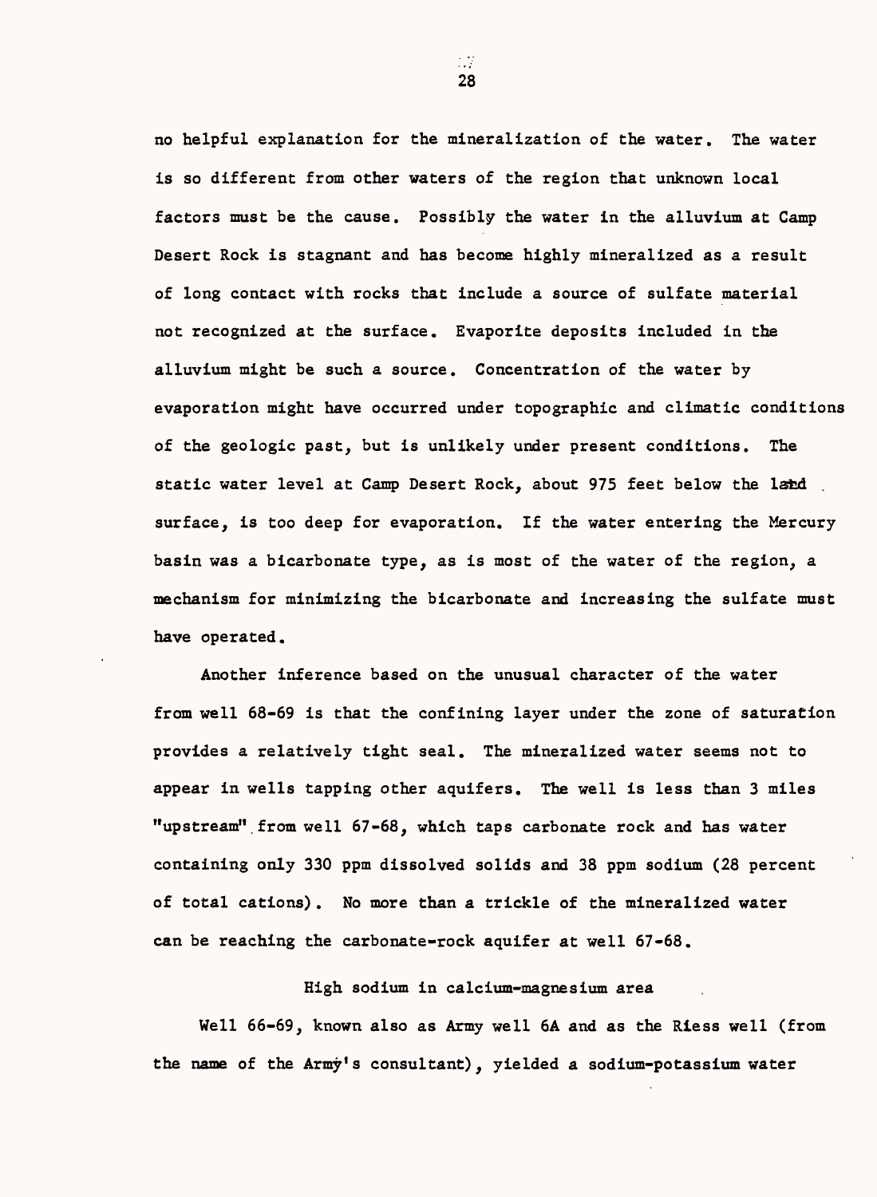no helpful explanation for the mineralization of the water. The water is so different from other waters of the region that unknown local factors must be the cause. Possibly the water in the alluvium at Camp Desert Rock is stagnant and has become highly mineralized as a result of long contact with rocks that include a source of sulfate material not recognized at the surface. Evaporite deposits included in the alluvium might be such a source. Concentration of the water by evaporation might have occurred under topographic and climatic conditions of the geologic past, but is unlikely under present conditions. The static water level at Camp Desert Rock, about 975 feet below the land surface, is too deep for evaporation. If the water entering the Mercury basin was a bicarbonate type, as is most of the water of the region, a mechanism for minimizing the bicarbonate and increasing the sulfate must have operated.

Another inference based on the unusual character of the water from well 68-69 is that the confining layer under the zone of saturation provides a relatively tight seal. The mineralized water seems not to appear in wells tapping other aquifers. The well is less than 3 miles "upstream" from well 67-68, which taps carbonate rock and has water containing only 330 ppm dissolved solids and 38 ppm sodium (28 percent of total cations). No more than a trickle of the mineralized water can be reaching the carbonate-rock aquifer at well 67-68.

### High sodium in calcium-magnesium area

Well 66-69, known also as Army well 6A and as the Riess well (from the name of the Army's consultant), yielded a sodium-potassium water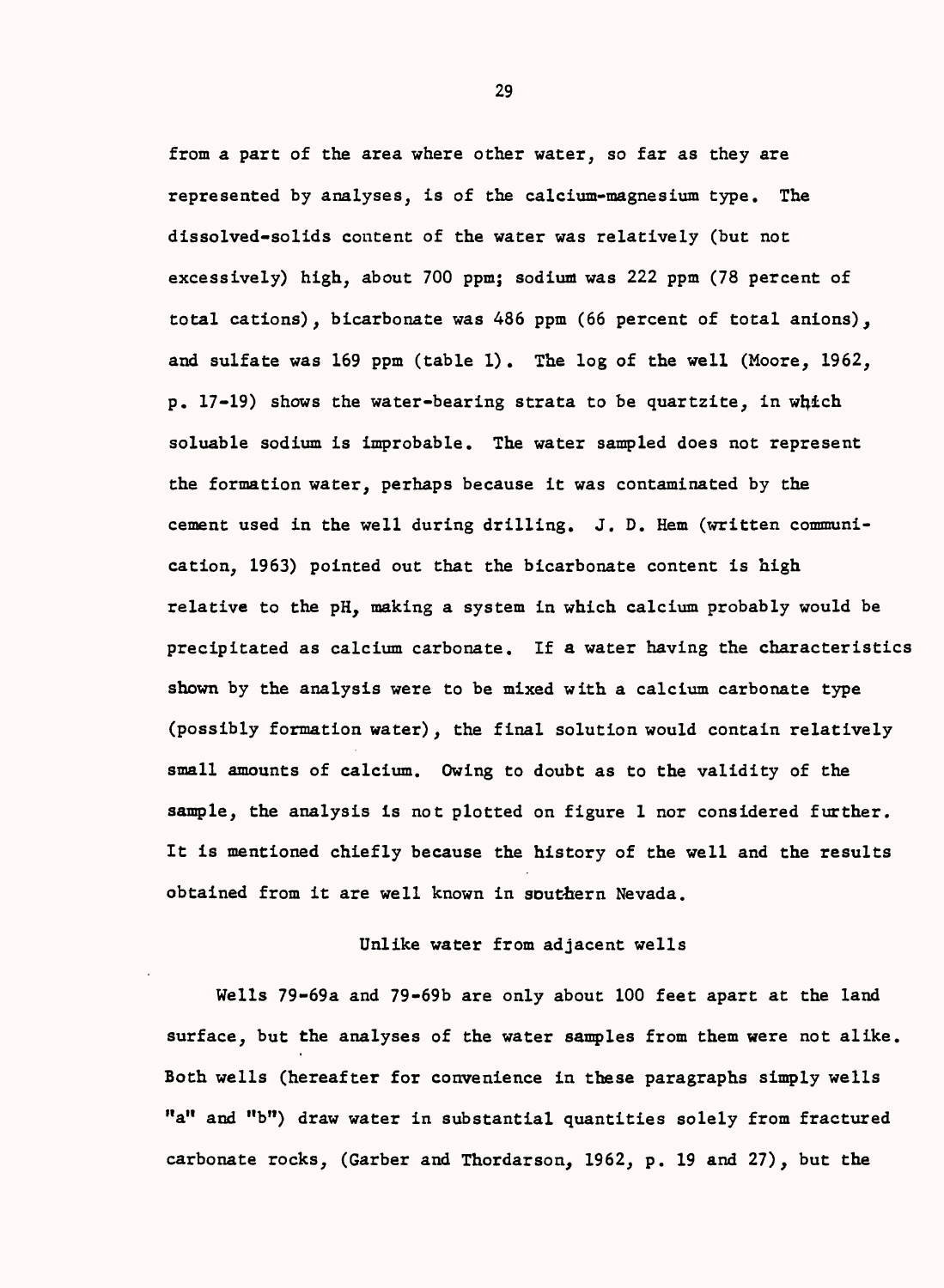from a part of the area where other water, so far as they are represented by analyses, is of the calcium-magnesium type. The dissolved-solids content of the water was relatively (but not excessively) high, about 700 ppm; sodium was 222 ppm (78 percent of total cations), bicarbonate was 486 ppm (66 percent of total anions), and sulfate was 169 ppm (table 1). The log of the well (Moore, 1962, p. 17-19) shows the water-bearing strata to be quartzite, in which soluable sodium is improbable. The water sampled does not represent the formation water, perhaps because it was contaminated by the cement used in the well during drilling. J. D. Hem (written communication, 1963) pointed out that the bicarbonate content is high relative to the pH, making a system in which calcium probably would be precipitated as calcium carbonate. If a water having the characteristics shown by the analysis were to be mixed with a calcium carbonate type (possibly formation water), the final solution would contain relatively small amounts of calcium. Owing to doubt as to the validity of the sample, the analysis is not plotted on figure 1 nor considered further. It is mentioned chiefly because the history of the well and the results obtained from it are well known in southern Nevada.

## Unlike water from adjacent wells

Wells 79-69a and 79-69b are only about 100 feet apart at the land surface, but the analyses of the water samples from them were not alike. Both wells (hereafter for convenience in these paragraphs simply wells "a" and "b") draw water in substantial quantities solely from fractured carbonate rocks, (Garber and Thordarson, 1962, p. 19 and 27), but the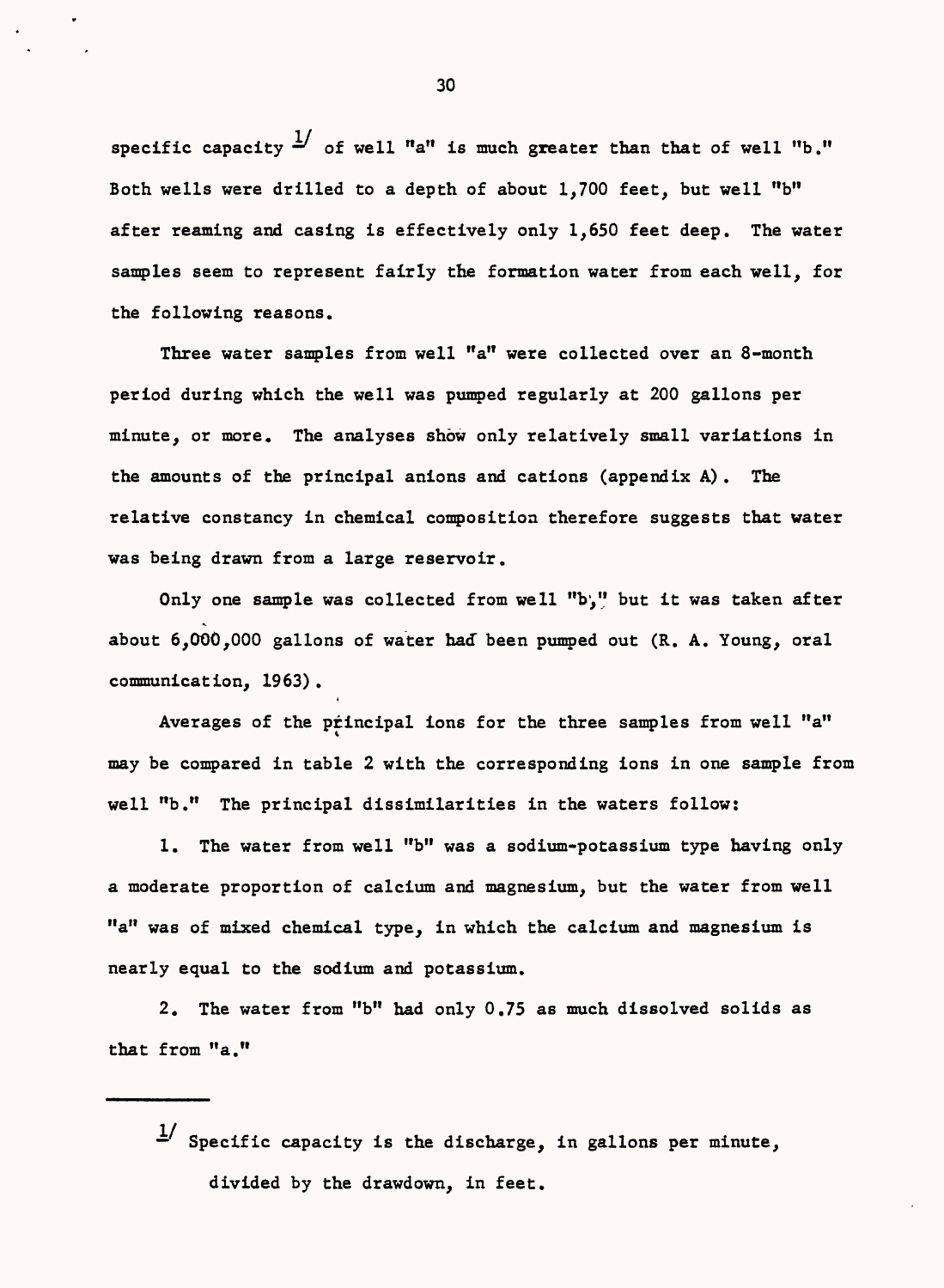specific capacity [1] of well "a" is much greater than that of well "b." Both wells were drilled to a depth of about 1,700 feet, but well "b" after reaming and casing is effectively only 1,650 feet deep. The water samples seem to represent fairly the formation water from each well, for the following reasons.

Three water samples from well "a" were collected over an 8-month period during which the well was pumped regularly at 200 gallons per minute, or more. The analyses show only relatively small variations in the amounts of the principal anions and cations (appendix A). The relative constancy in chemical composition therefore suggests that water was being drawn from a large reservoir.

Only one sample was collected from well "b," but it was taken after about 6,000,000 gallons of water had been pumped out (R. A. Young, oral communication, 1963).

Averages of the principal ions for the three samples from well "a" may be compared in table 2 with the corresponding ions in one sample from well "b." The principal dissimilarities in the waters follow:

1. The water from well "b" was a sodium-potassium type having only a moderate proportion of calcium and magnesium, but the water from well "a" was of mixed chemical type, in which the calcium and magnesium is nearly equal to the sodium and potassium.

2. The water from "b" had only 0.75 as much dissolved solids as that from "a."

---

[1] Specific capacity is the discharge, in gallons per minute, divided by the drawdown, in feet.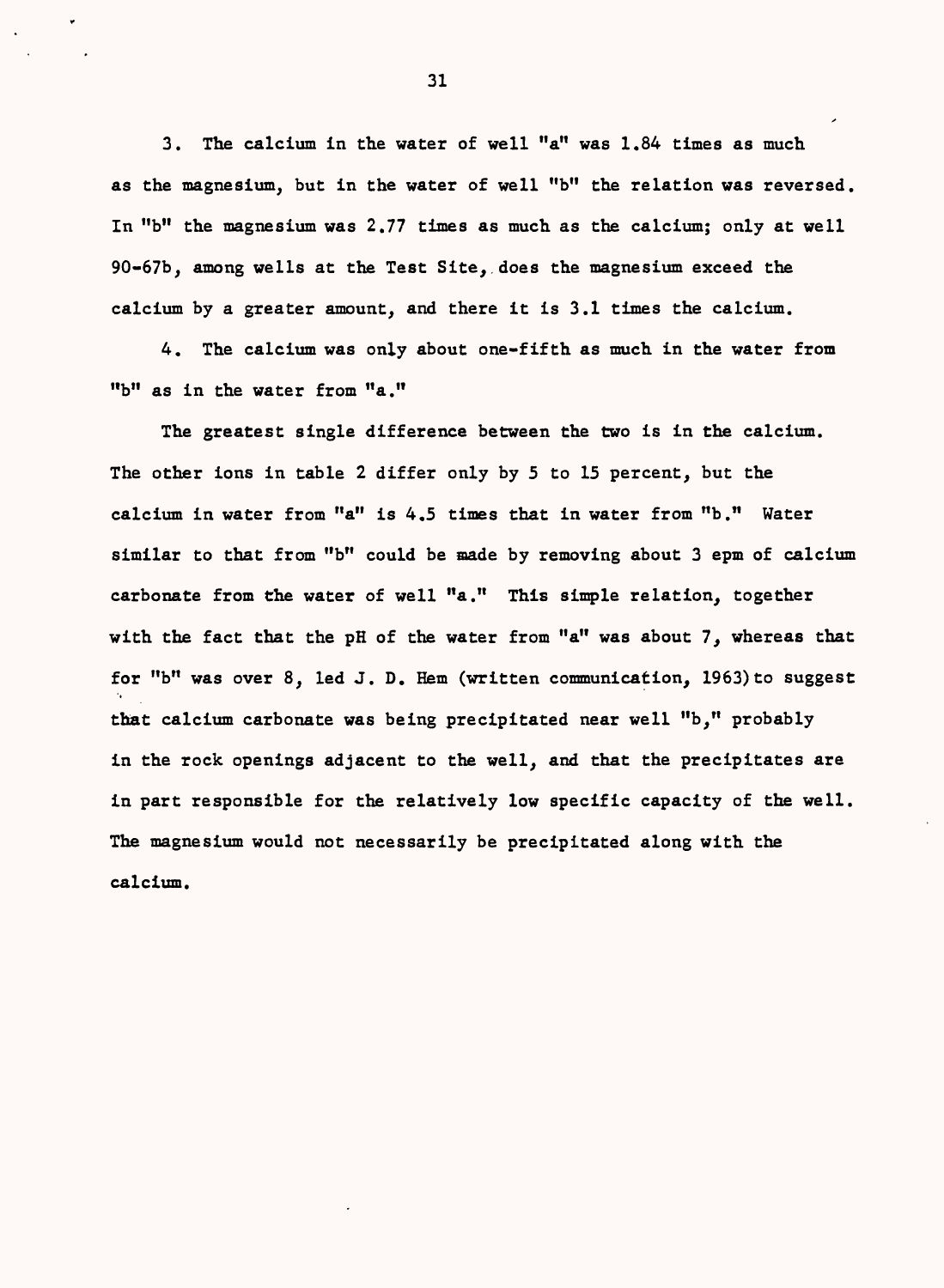3. The calcium in the water of well "a" was 1.84 times as much as the magnesium, but in the water of well "b" the relation was reversed. In "b" the magnesium was 2.77 times as much as the calcium; only at well 90-67b, among wells at the Test Site, does the magnesium exceed the calcium by a greater amount, and there it is 3.1 times the calcium.

4. The calcium was only about one-fifth as much in the water from "b" as in the water from "a."

The greatest single difference between the two is in the calcium. The other ions in table 2 differ only by 5 to 15 percent, but the calcium in water from "a" is 4.5 times that in water from "b." Water similar to that from "b" could be made by removing about 3 epm of calcium carbonate from the water of well "a." This simple relation, together with the fact that the pH of the water from "a" was about 7, whereas that for "b" was over 8, led J. D. Hem (written communication, 1963) to suggest that calcium carbonate was being precipitated near well "b," probably in the rock openings adjacent to the well, and that the precipitates are in part responsible for the relatively low specific capacity of the well. The magnesium would not necessarily be precipitated along with the calcium.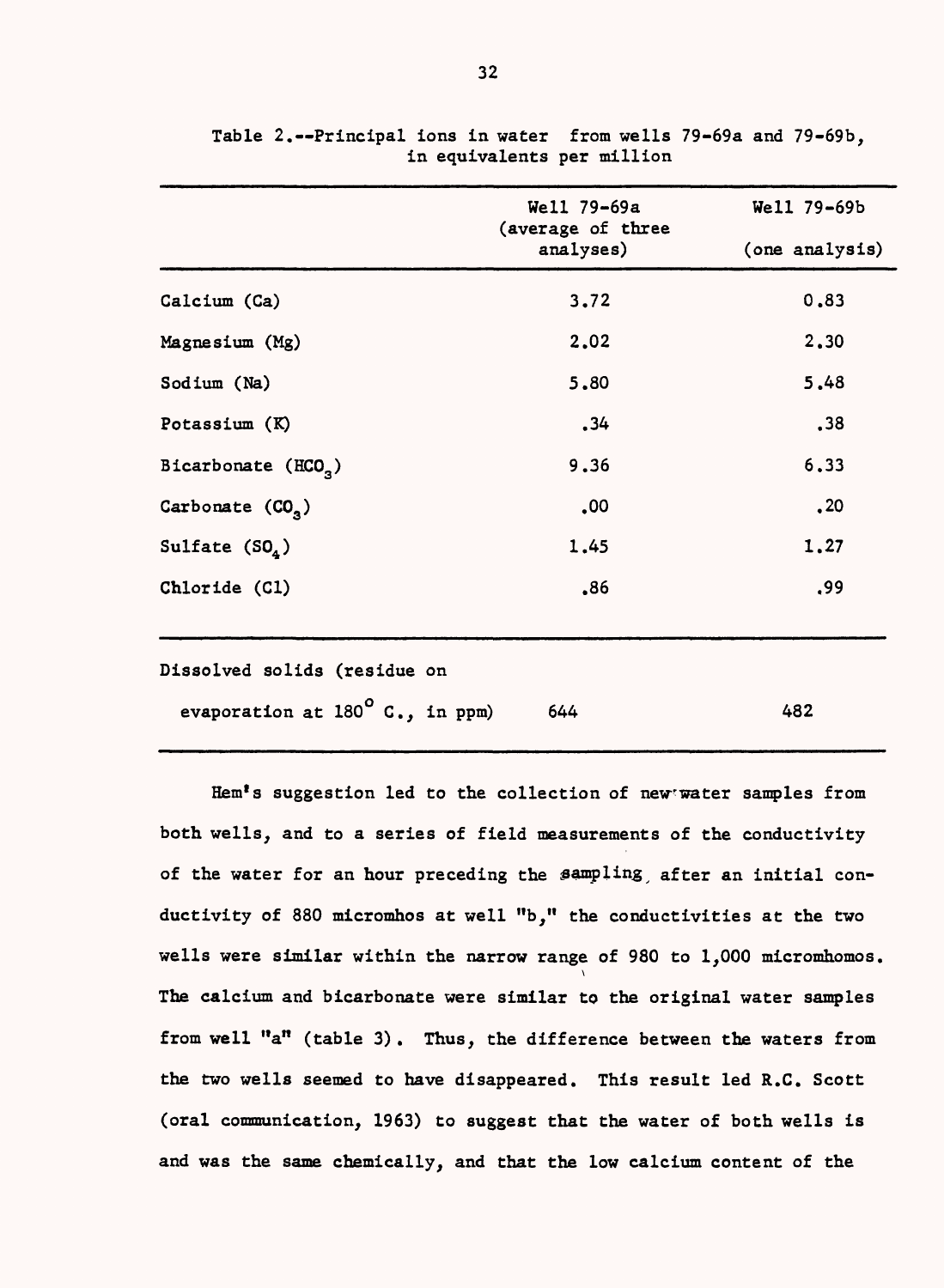Table 2.--Principal ions in water from wells 79-69a and 79-69b, in equivalents per million

| | Well 79-69a (average of three analyses) | Well 79-69b (one analysis) |
|---|---|---|
| Calcium (Ca) | 3.72 | 0.83 |
| Magnesium (Mg) | 2.02 | 2.30 |
| Sodium (Na) | 5.80 | 5.48 |
| Potassium (K) | .34 | .38 |
| Bicarbonate ($HCO_3$) | 9.36 | 6.33 |
| Carbonate ($CO_3$) | .00 | .20 |
| Sulfate ($SO_4$) | 1.45 | 1.27 |
| Chloride (Cl) | .86 | .99 |
| Dissolved solids (residue on evaporation at 180° C., in ppm) | 644 | 482 |

Hem's suggestion led to the collection of new water samples from both wells, and to a series of field measurements of the conductivity of the water for an hour preceding the sampling, after an initial conductivity of 880 micromhos at well "b," the conductivities at the two wells were similar within the narrow range of 980 to 1,000 micromhomos. The calcium and bicarbonate were similar to the original water samples from well "a" (table 3). Thus, the difference between the waters from the two wells seemed to have disappeared. This result led R.C. Scott (oral communication, 1963) to suggest that the water of both wells is and was the same chemically, and that the low calcium content of the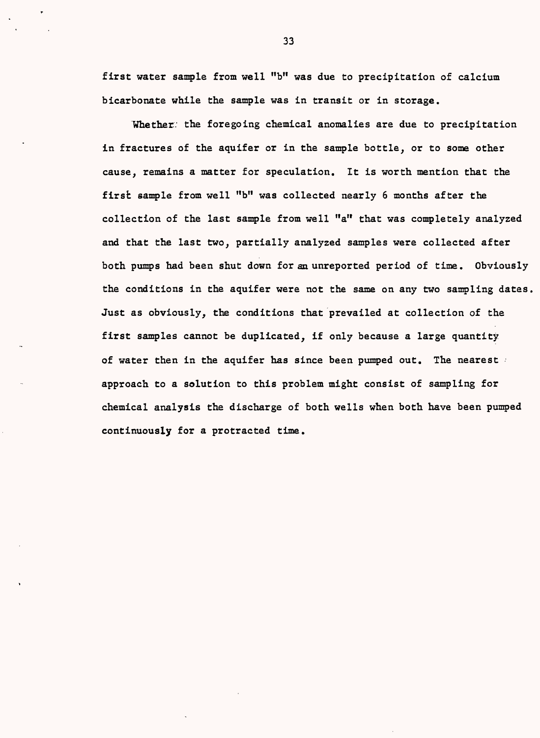first water sample from well "b" was due to precipitation of calcium bicarbonate while the sample was in transit or in storage.

Whether the foregoing chemical anomalies are due to precipitation in fractures of the aquifer or in the sample bottle, or to some other cause, remains a matter for speculation. It is worth mention that the first sample from well "b" was collected nearly 6 months after the collection of the last sample from well "a" that was completely analyzed and that the last two, partially analyzed samples were collected after both pumps had been shut down for an unreported period of time. Obviously the conditions in the aquifer were not the same on any two sampling dates. Just as obviously, the conditions that prevailed at collection of the first samples cannot be duplicated, if only because a large quantity of water then in the aquifer has since been pumped out. The nearest approach to a solution to this problem might consist of sampling for chemical analysis the discharge of both wells when both have been pumped continuously for a protracted time.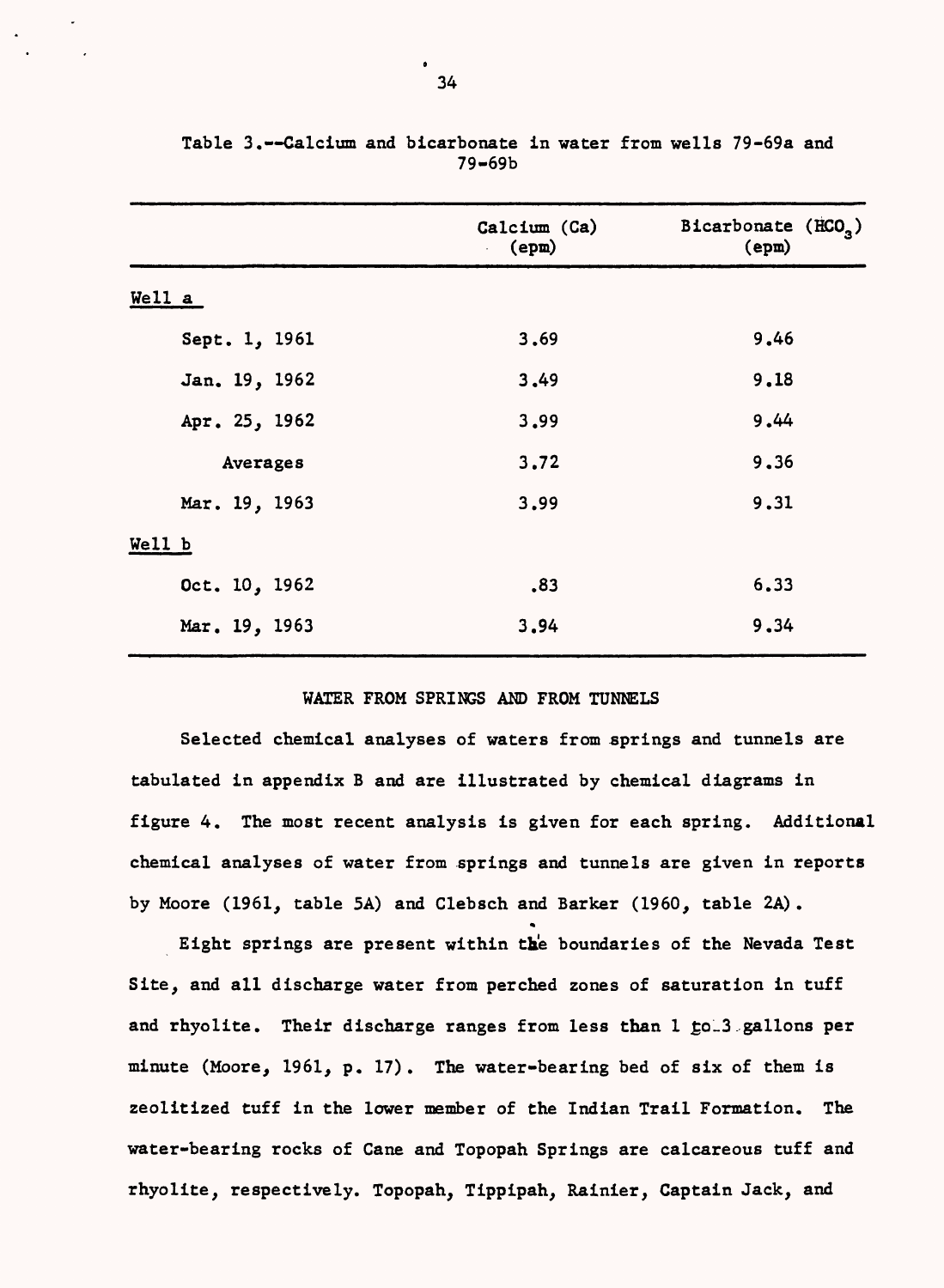Table 3.--Calcium and bicarbonate in water from wells 79-69a and 79-69b

| | Calcium (Ca) (epm) | Bicarbonate ($HCO_3$) (epm) |
|---|---|---|
| Well a | | |
| Sept. 1, 1961 | 3.69 | 9.46 |
| Jan. 19, 1962 | 3.49 | 9.18 |
| Apr. 25, 1962 | 3.99 | 9.44 |
| Averages | 3.72 | 9.36 |
| Mar. 19, 1963 | 3.99 | 9.31 |
| Well b | | |
| Oct. 10, 1962 | .83 | 6.33 |
| Mar. 19, 1963 | 3.94 | 9.34 |

## WATER FROM SPRINGS AND FROM TUNNELS

Selected chemical analyses of waters from springs and tunnels are tabulated in appendix B and are illustrated by chemical diagrams in figure 4. The most recent analysis is given for each spring. Additional chemical analyses of water from springs and tunnels are given in reports by Moore (1961, table 5A) and Clebsch and Barker (1960, table 2A).

Eight springs are present within the boundaries of the Nevada Test Site, and all discharge water from perched zones of saturation in tuff and rhyolite. Their discharge ranges from less than 1 to 3 gallons per minute (Moore, 1961, p. 17). The water-bearing bed of six of them is zeolitized tuff in the lower member of the Indian Trail Formation. The water-bearing rocks of Cane and Topopah Springs are calcareous tuff and rhyolite, respectively. Topopah, Tippipah, Rainier, Captain Jack, and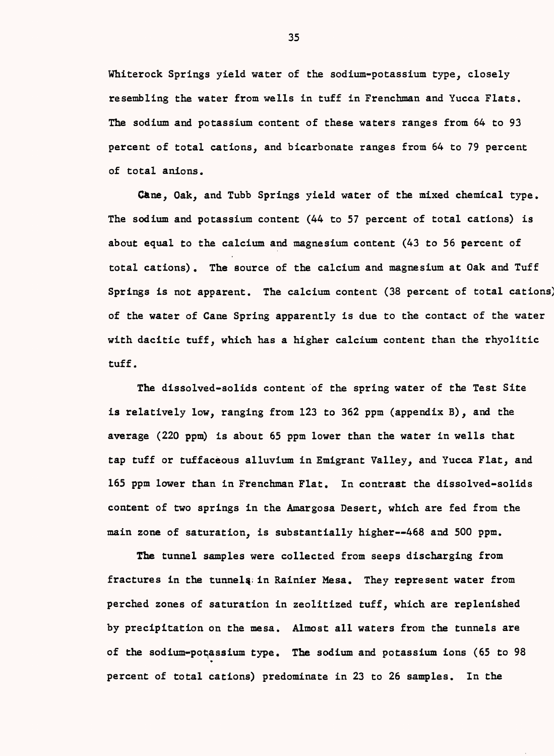Whiterock Springs yield water of the sodium-potassium type, closely resembling the water from wells in tuff in Frenchman and Yucca Flats. The sodium and potassium content of these waters ranges from 64 to 93 percent of total cations, and bicarbonate ranges from 64 to 79 percent of total anions.

Cane, Oak, and Tubb Springs yield water of the mixed chemical type. The sodium and potassium content (44 to 57 percent of total cations) is about equal to the calcium and magnesium content (43 to 56 percent of total cations). The source of the calcium and magnesium at Oak and Tuff Springs is not apparent. The calcium content (38 percent of total cations) of the water of Cane Spring apparently is due to the contact of the water with dacitic tuff, which has a higher calcium content than the rhyolitic tuff.

The dissolved-solids content of the spring water of the Test Site is relatively low, ranging from 123 to 362 ppm (appendix B), and the average (220 ppm) is about 65 ppm lower than the water in wells that tap tuff or tuffaceous alluvium in Emigrant Valley, and Yucca Flat, and 165 ppm lower than in Frenchman Flat. In contrast the dissolved-solids content of two springs in the Amargosa Desert, which are fed from the main zone of saturation, is substantially higher--468 and 500 ppm.

The tunnel samples were collected from seeps discharging from fractures in the tunnels in Rainier Mesa. They represent water from perched zones of saturation in zeolitized tuff, which are replenished by precipitation on the mesa. Almost all waters from the tunnels are of the sodium-potassium type. The sodium and potassium ions (65 to 98 percent of total cations) predominate in 23 to 26 samples. In the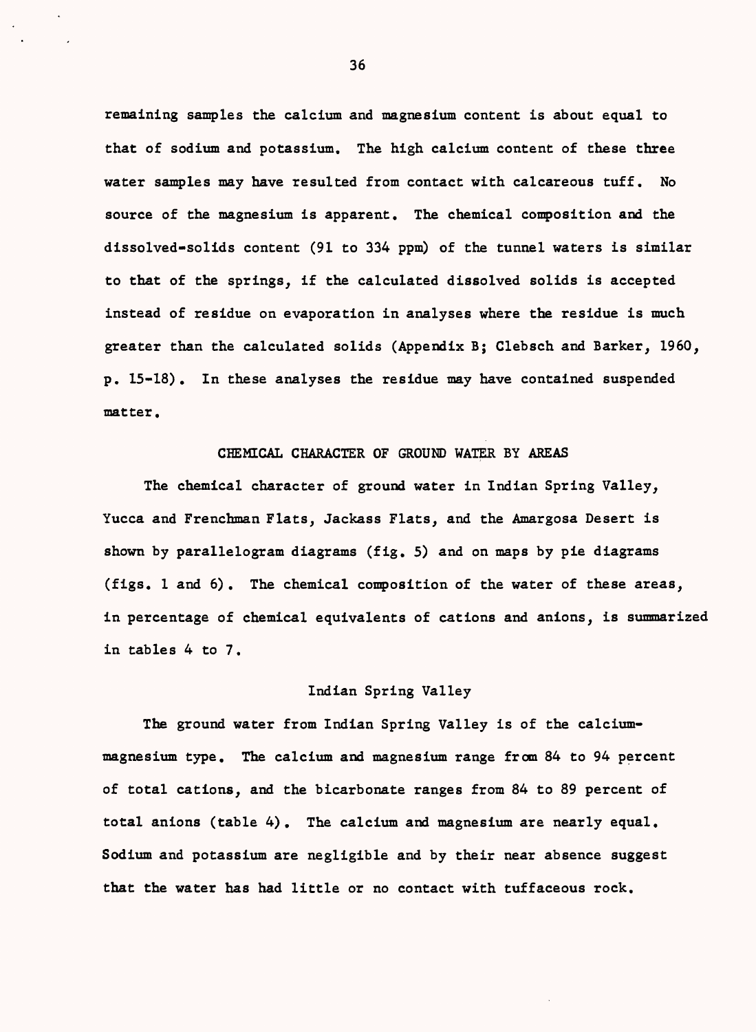remaining samples the calcium and magnesium content is about equal to that of sodium and potassium. The high calcium content of these three water samples may have resulted from contact with calcareous tuff. No source of the magnesium is apparent. The chemical composition and the dissolved-solids content (91 to 334 ppm) of the tunnel waters is similar to that of the springs, if the calculated dissolved solids is accepted instead of residue on evaporation in analyses where the residue is much greater than the calculated solids (Appendix B; Clebsch and Barker, 1960, p. 15-18). In these analyses the residue may have contained suspended matter.

## CHEMICAL CHARACTER OF GROUND WATER BY AREAS

The chemical character of ground water in Indian Spring Valley, Yucca and Frenchman Flats, Jackass Flats, and the Amargosa Desert is shown by parallelogram diagrams (fig. 5) and on maps by pie diagrams (figs. 1 and 6). The chemical composition of the water of these areas, in percentage of chemical equivalents of cations and anions, is summarized in tables 4 to 7.

### Indian Spring Valley

The ground water from Indian Spring Valley is of the calcium-magnesium type. The calcium and magnesium range from 84 to 94 percent of total cations, and the bicarbonate ranges from 84 to 89 percent of total anions (table 4). The calcium and magnesium are nearly equal. Sodium and potassium are negligible and by their near absence suggest that the water has had little or no contact with tuffaceous rock.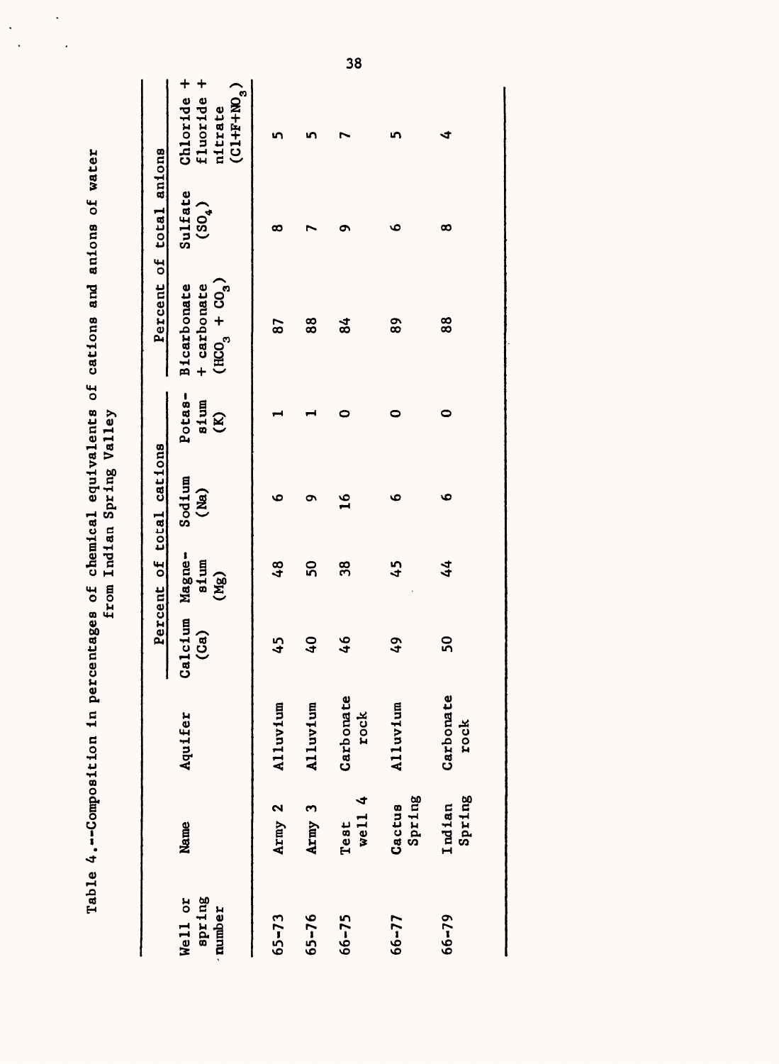Table 4.--Composition in percentages of chemical equivalents of cations and anions of water from Indian Spring Valley

| Well or spring number | Name | Aquifer | Percent of total cations | | | | Percent of total anions | | |
|---|---|---|---|---|---|---|---|---|---|
| | | | Calcium (Ca) | Magnesium (Mg) | Sodium (Na) | Potassium (K) | Bicarbonate + carbonate ($HCO_3 + CO_3$) | Sulfate ($SO_4$) | Chloride + fluoride + nitrate ($Cl+F+NO_3$) |
| 65-73 | Army 2 | Alluvium | 45 | 48 | 6 | 1 | 87 | 8 | 5 |
| 65-76 | Army 3 | Alluvium | 40 | 50 | 9 | 1 | 88 | 7 | 5 |
| 66-75 | Test well 4 | Carbonate rock | 46 | 38 | 16 | 0 | 84 | 9 | 7 |
| 66-77 | Cactus Spring | Alluvium | 49 | 45 | 6 | 0 | 89 | 6 | 5 |
| 66-79 | Indian Spring | Carbonate rock | 50 | 44 | 6 | 0 | 88 | 8 | 4 |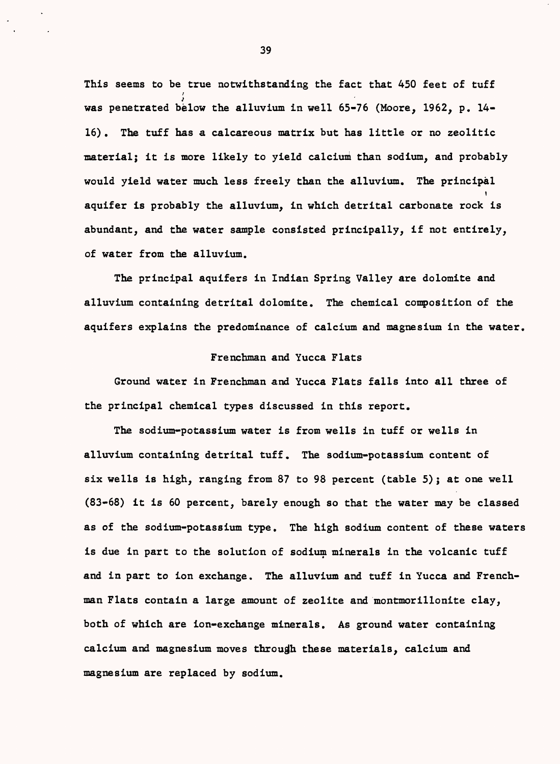This seems to be true notwithstanding the fact that 450 feet of tuff was penetrated below the alluvium in well 65-76 (Moore, 1962, p. 14-16). The tuff has a calcareous matrix but has little or no zeolitic material; it is more likely to yield calcium than sodium, and probably would yield water much less freely than the alluvium. The principal aquifer is probably the alluvium, in which detrital carbonate rock is abundant, and the water sample consisted principally, if not entirely, of water from the alluvium.

The principal aquifers in Indian Spring Valley are dolomite and alluvium containing detrital dolomite. The chemical composition of the aquifers explains the predominance of calcium and magnesium in the water.

### Frenchman and Yucca Flats

Ground water in Frenchman and Yucca Flats falls into all three of the principal chemical types discussed in this report.

The sodium-potassium water is from wells in tuff or wells in alluvium containing detrital tuff. The sodium-potassium content of six wells is high, ranging from 87 to 98 percent (table 5); at one well (83-68) it is 60 percent, barely enough so that the water may be classed as of the sodium-potassium type. The high sodium content of these waters is due in part to the solution of sodium minerals in the volcanic tuff and in part to ion exchange. The alluvium and tuff in Yucca and Frenchman Flats contain a large amount of zeolite and montmorillonite clay, both of which are ion-exchange minerals. As ground water containing calcium and magnesium moves through these materials, calcium and magnesium are replaced by sodium.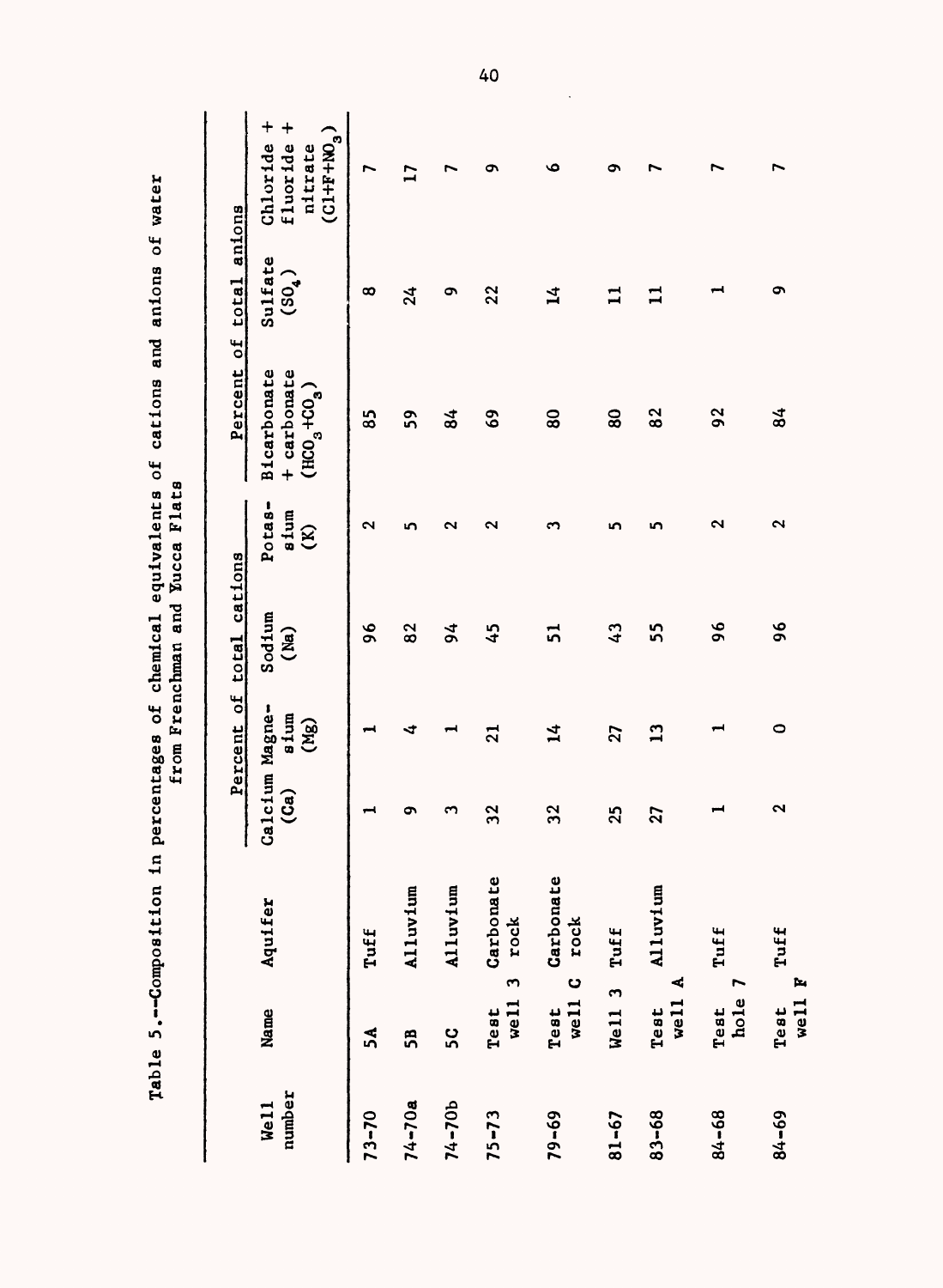Table 5.--Composition in percentages of chemical equivalents of cations and anions of water from Frenchman and Yucca Flats

| Well number | Name | Aquifer | Percent of total cations | | | | Percent of total anions | | |
|---|---|---|---|---|---|---|---|---|---|
| | | | Calcium (Ca) | Magnesium (Mg) | Sodium (Na) | Potassium (K) | Bicarbonate + carbonate ($HCO_3+CO_3$) | Sulfate ($SO_4$) | Chloride + fluoride + nitrate ($Cl+F+NO_3$) |
| 73-70 | 5A | Tuff | 1 | 1 | 96 | 2 | 85 | 8 | 7 |
| 74-70a | 5B | Alluvium | 9 | 4 | 82 | 5 | 59 | 24 | 17 |
| 74-70b | 5C | Alluvium | 3 | 1 | 94 | 2 | 84 | 9 | 7 |
| 75-73 | Test well 3 | Carbonate rock | 32 | 21 | 45 | 2 | 69 | 22 | 9 |
| 79-69 | Test well C | Carbonate rock | 32 | 14 | 51 | 3 | 80 | 14 | 6 |
| 81-67 | Well 3 | Tuff | 25 | 27 | 43 | 5 | 80 | 11 | 9 |
| 83-68 | Test well A | Alluvium | 27 | 13 | 55 | 5 | 82 | 11 | 7 |
| 84-68 | Test hole 7 | Tuff | 1 | 1 | 96 | 2 | 92 | 1 | 7 |
| 84-69 | Test well F | Tuff | 2 | 0 | 96 | 2 | 84 | 9 | 7 |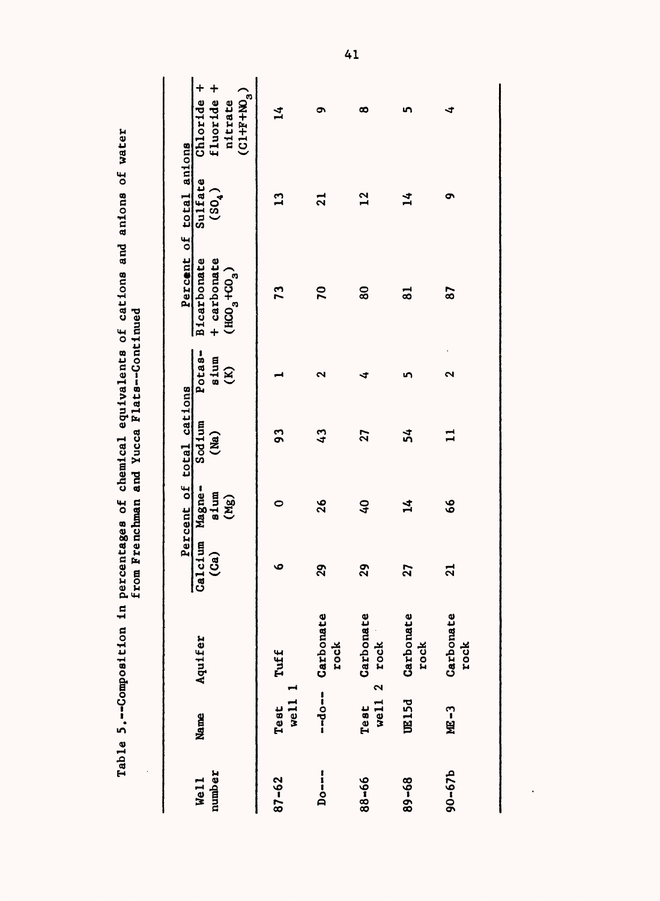Table 5.--Composition in percentages of chemical equivalents of cations and anions of water from Frenchman and Yucca Flats--Continued

| Well number | Name | Aquifer | Percent of total cations | | | | Percent of total anions | | |
|---|---|---|---|---|---|---|---|---|---|
| | | | Calcium (Ca) | Magne-sium (Mg) | Sodium (Na) | Potas-sium (K) | Bicarbonate + carbonate ($HCO_3 + CO_3$) | Sulfate ($SO_4$) | Chloride + fluoride + nitrate ($Cl+F+NO_3$) |
| 87-62 | Test well 1 | Tuff | 6 | 0 | 93 | 1 | 73 | 13 | 14 |
| Do---- | --do-- | Carbonate rock | 29 | 26 | 43 | 2 | 70 | 21 | 9 |
| 88-66 | Test well 2 | Carbonate rock | 29 | 40 | 27 | 4 | 80 | 12 | 8 |
| 89-68 | UE15d | Carbonate rock | 27 | 14 | 54 | 5 | 81 | 14 | 5 |
| 90-67b | ME-3 | Carbonate rock | 21 | 66 | 11 | 2 | 87 | 9 | 4 |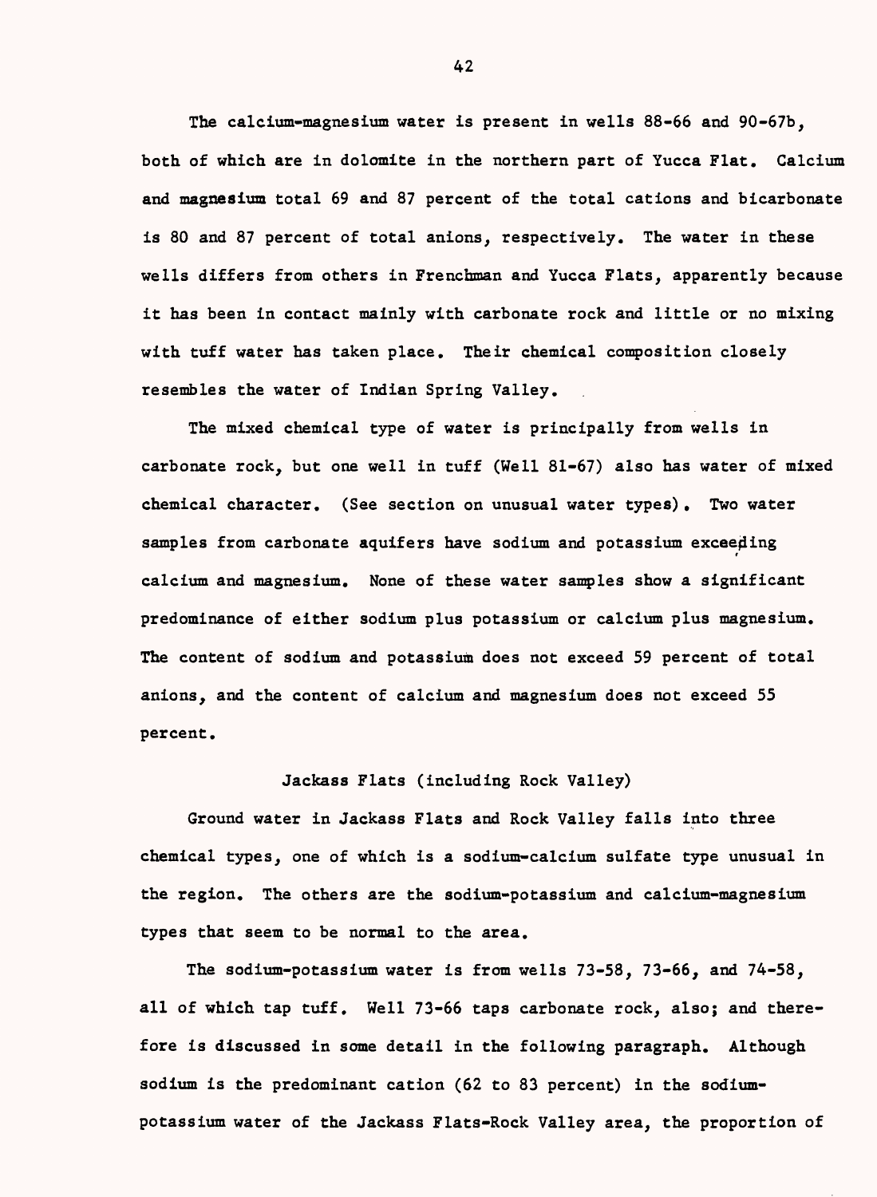The calcium-magnesium water is present in wells 88-66 and 90-67b, both of which are in dolomite in the northern part of Yucca Flat. Calcium and magnesium total 69 and 87 percent of the total cations and bicarbonate is 80 and 87 percent of total anions, respectively. The water in these wells differs from others in Frenchman and Yucca Flats, apparently because it has been in contact mainly with carbonate rock and little or no mixing with tuff water has taken place. Their chemical composition closely resembles the water of Indian Spring Valley.

The mixed chemical type of water is principally from wells in carbonate rock, but one well in tuff (Well 81-67) also has water of mixed chemical character. (See section on unusual water types). Two water samples from carbonate aquifers have sodium and potassium exceeding calcium and magnesium. None of these water samples show a significant predominance of either sodium plus potassium or calcium plus magnesium. The content of sodium and potassium does not exceed 59 percent of total anions, and the content of calcium and magnesium does not exceed 55 percent.

## Jackass Flats (including Rock Valley)

Ground water in Jackass Flats and Rock Valley falls into three chemical types, one of which is a sodium-calcium sulfate type unusual in the region. The others are the sodium-potassium and calcium-magnesium types that seem to be normal to the area.

The sodium-potassium water is from wells 73-58, 73-66, and 74-58, all of which tap tuff. Well 73-66 taps carbonate rock, also; and therefore is discussed in some detail in the following paragraph. Although sodium is the predominant cation (62 to 83 percent) in the sodium-potassium water of the Jackass Flats-Rock Valley area, the proportion of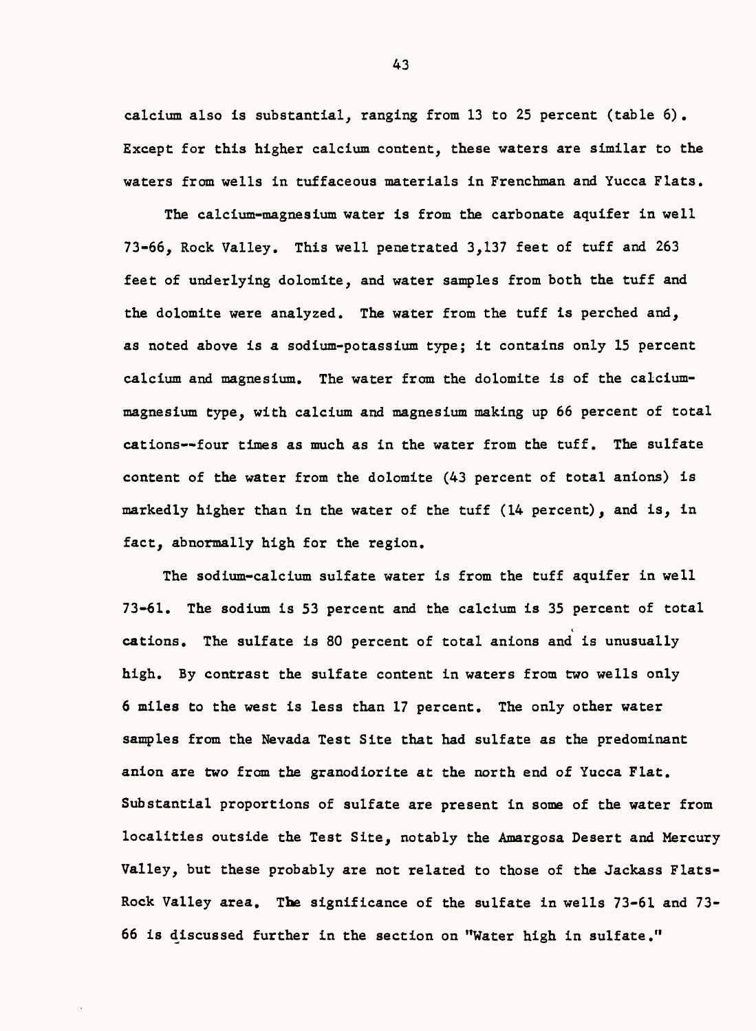calcium also is substantial, ranging from 13 to 25 percent (table 6). Except for this higher calcium content, these waters are similar to the waters from wells in tuffaceous materials in Frenchman and Yucca Flats.

The calcium-magnesium water is from the carbonate aquifer in well 73-66, Rock Valley. This well penetrated 3,137 feet of tuff and 263 feet of underlying dolomite, and water samples from both the tuff and the dolomite were analyzed. The water from the tuff is perched and, as noted above is a sodium-potassium type; it contains only 15 percent calcium and magnesium. The water from the dolomite is of the calcium-magnesium type, with calcium and magnesium making up 66 percent of total cations--four times as much as in the water from the tuff. The sulfate content of the water from the dolomite (43 percent of total anions) is markedly higher than in the water of the tuff (14 percent), and is, in fact, abnormally high for the region.

The sodium-calcium sulfate water is from the tuff aquifer in well 73-61. The sodium is 53 percent and the calcium is 35 percent of total cations. The sulfate is 80 percent of total anions and is unusually high. By contrast the sulfate content in waters from two wells only 6 miles to the west is less than 17 percent. The only other water samples from the Nevada Test Site that had sulfate as the predominant anion are two from the granodiorite at the north end of Yucca Flat. Substantial proportions of sulfate are present in some of the water from localities outside the Test Site, notably the Amargosa Desert and Mercury Valley, but these probably are not related to those of the Jackass Flats-Rock Valley area. The significance of the sulfate in wells 73-61 and 73-66 is discussed further in the section on "Water high in sulfate."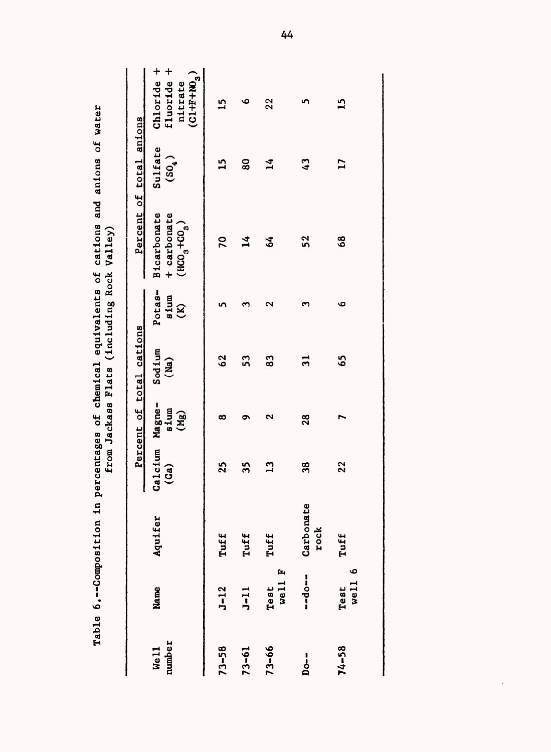Table 6.--Composition in percentages of chemical equivalents of cations and anions of water from Jackass Flats (including Rock Valley)

| Well number | Name | Aquifer | Percent of total cations | | | | Percent of total anions | | |
|---|---|---|---|---|---|---|---|---|---|
| | | | Calcium (Ca) | Magnesium (Mg) | Sodium (Na) | Potassium (K) | Bicarbonate + carbonate ($HCO_3$+$CO_3$) | Sulfate ($SO_4$) | Chloride + fluoride + nitrate (Cl+F+$NO_3$) |
| 73-58 | J-12 | Tuff | 25 | 8 | 62 | 5 | 70 | 15 | 15 |
| 73-61 | J-11 | Tuff | 35 | 9 | 53 | 3 | 14 | 80 | 6 |
| 73-66 | Test well F | Tuff | 13 | 2 | 83 | 2 | 64 | 14 | 22 |
| Do-- | --do-- | Carbonate rock | 38 | 28 | 31 | 3 | 52 | 43 | 5 |
| 74-58 | Test well 6 | Tuff | 22 | 7 | 65 | 6 | 68 | 17 | 15 |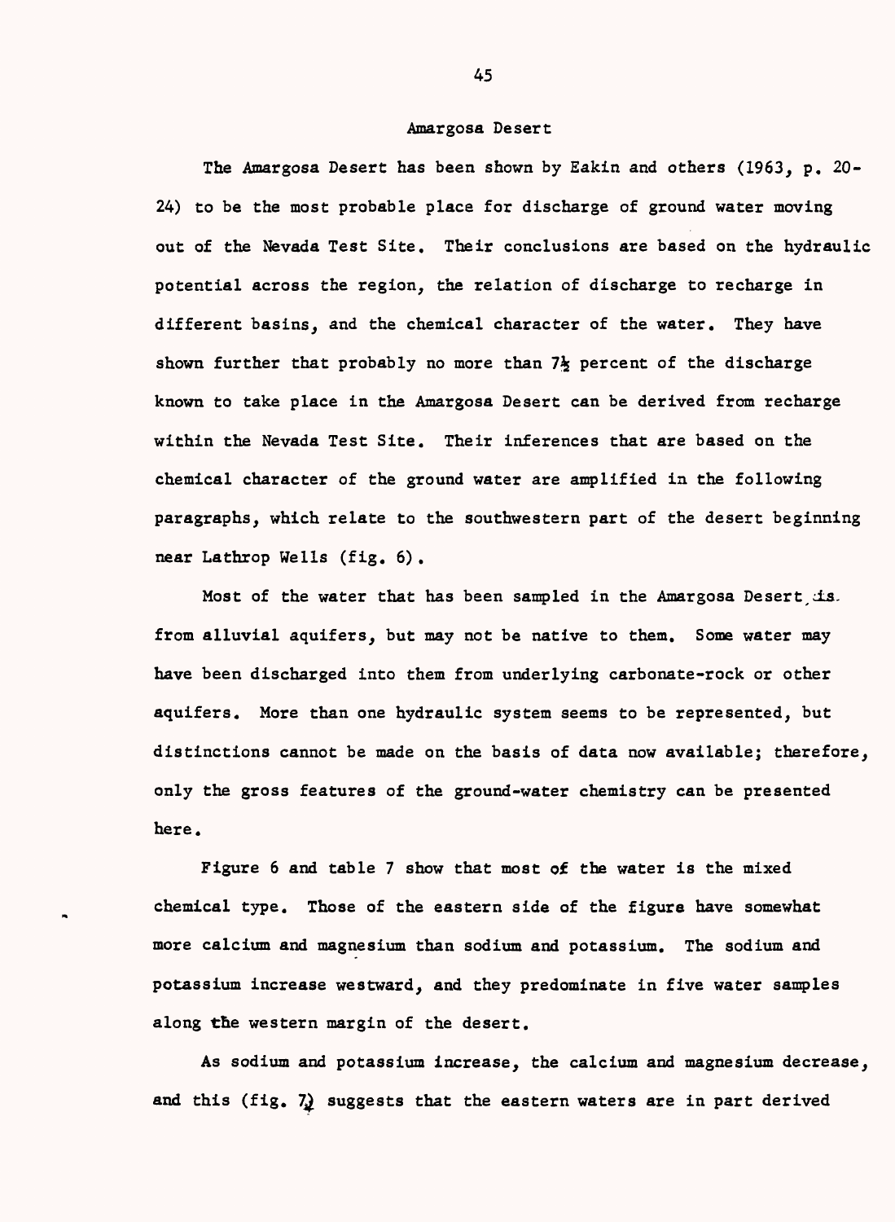## Amargosa Desert

The Amargosa Desert has been shown by Eakin and others (1963, p. 20-24) to be the most probable place for discharge of ground water moving out of the Nevada Test Site. Their conclusions are based on the hydraulic potential across the region, the relation of discharge to recharge in different basins, and the chemical character of the water. They have shown further that probably no more than 7½ percent of the discharge known to take place in the Amargosa Desert can be derived from recharge within the Nevada Test Site. Their inferences that are based on the chemical character of the ground water are amplified in the following paragraphs, which relate to the southwestern part of the desert beginning near Lathrop Wells (fig. 6).

Most of the water that has been sampled in the Amargosa Desert is from alluvial aquifers, but may not be native to them. Some water may have been discharged into them from underlying carbonate-rock or other aquifers. More than one hydraulic system seems to be represented, but distinctions cannot be made on the basis of data now available; therefore, only the gross features of the ground-water chemistry can be presented here.

Figure 6 and table 7 show that most of the water is the mixed chemical type. Those of the eastern side of the figure have somewhat more calcium and magnesium than sodium and potassium. The sodium and potassium increase westward, and they predominate in five water samples along the western margin of the desert.

As sodium and potassium increase, the calcium and magnesium decrease, and this (fig. 7) suggests that the eastern waters are in part derived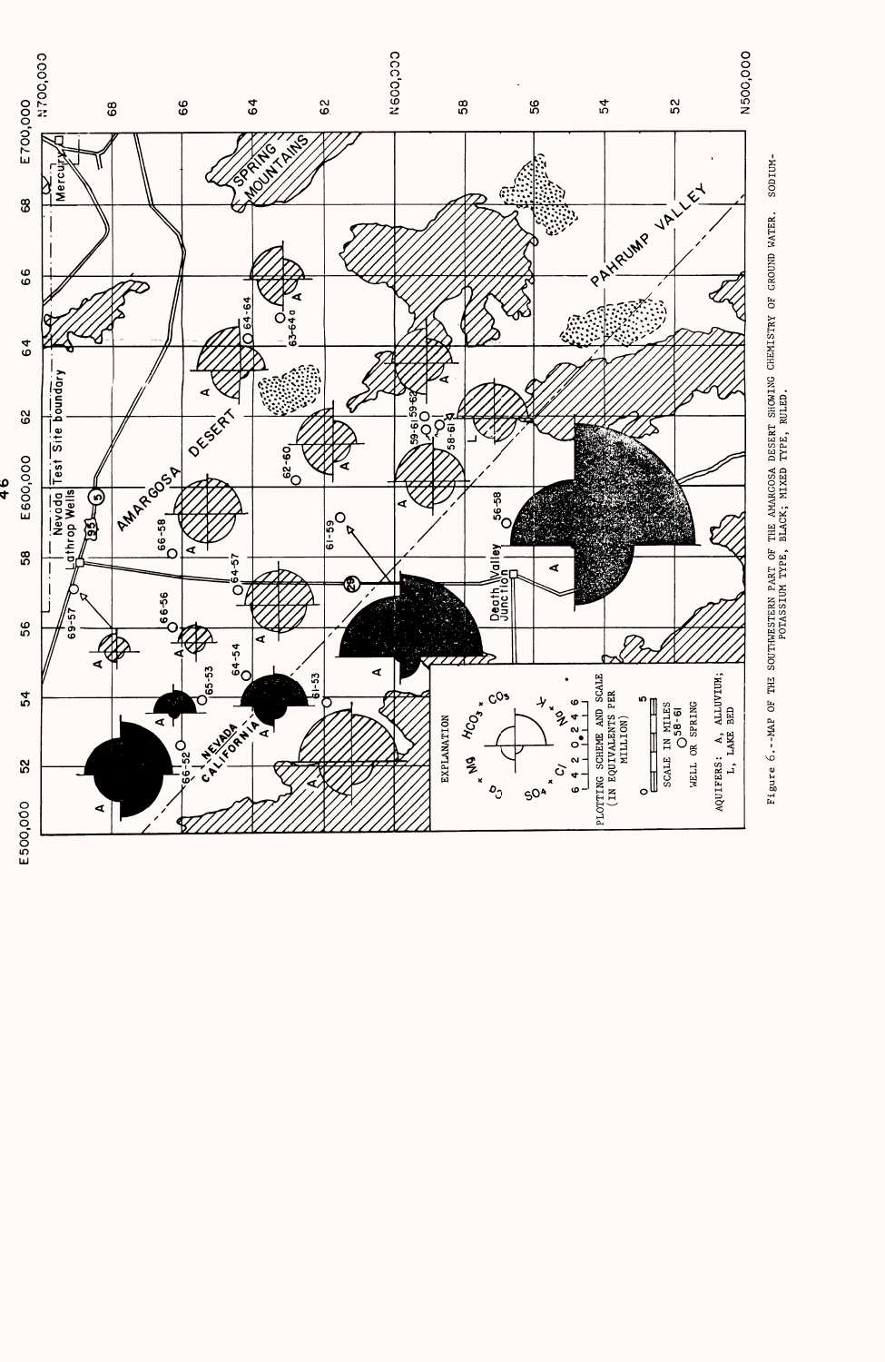Figure 6.--MAP OF THE SOUTHWESTERN PART OF THE AMARGOSA DESERT SHOWING CHEMISTRY OF GROUND WATER. SODIUM-POTASSIUM TYPE, BLACK; MIXED TYPE, RULED.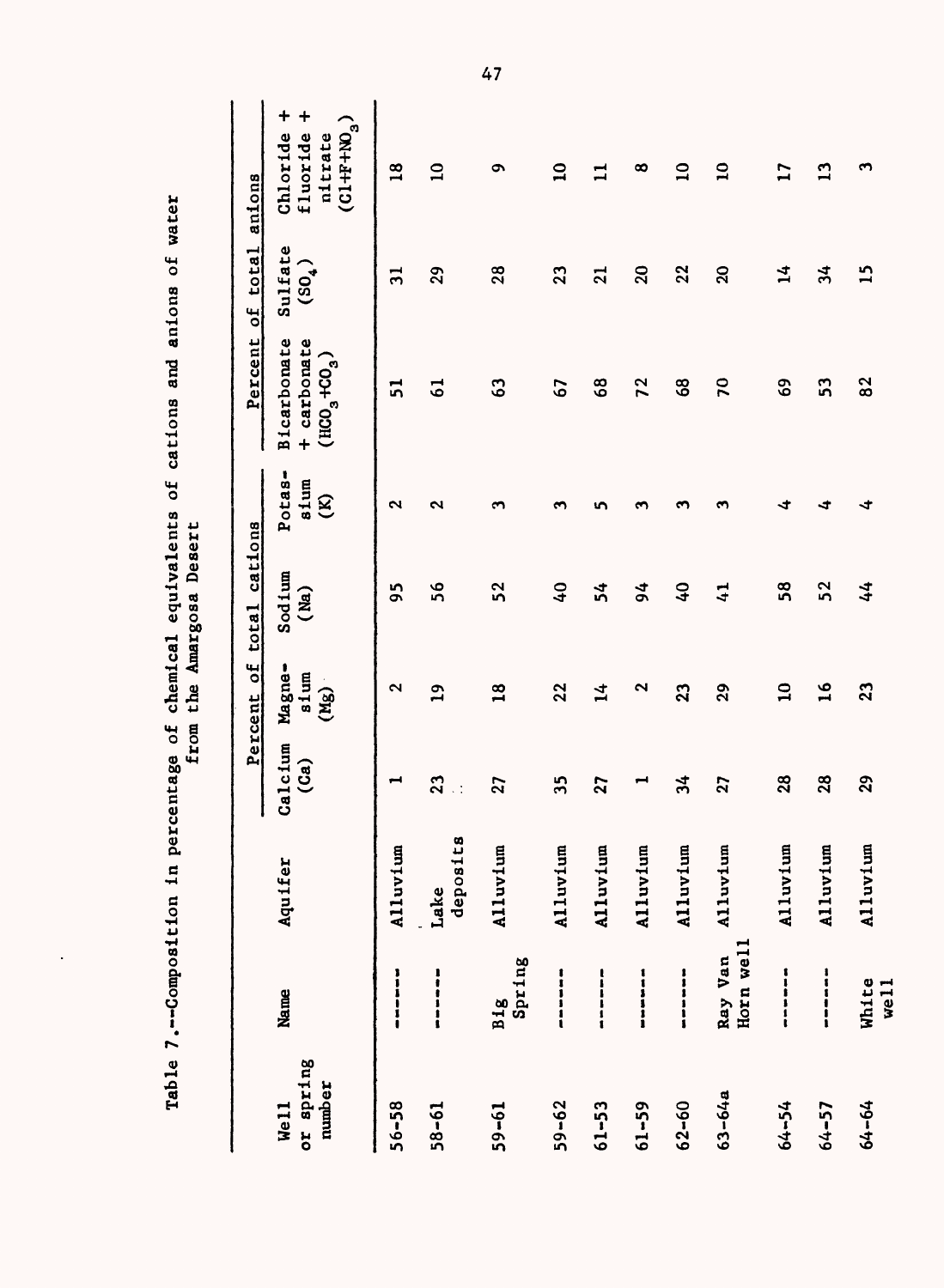Table 7.--Composition in percentage of chemical equivalents of cations and anions of water from the Amargosa Desert

| Well or spring number | Name | Aquifer | Percent of total cations | | | | Percent of total anions | | |
|---|---|---|---|---|---|---|---|---|---|
| | | | Calcium (Ca) | Magnesium (Mg) | Sodium (Na) | Potassium (K) | Bicarbonate + carbonate ($HCO_3+CO_3$) | Sulfate ($SO_4$) | Chloride + fluoride + nitrate ($Cl+F+NO_3$) |
| 56-58 | ------ | Alluvium | 1 | 2 | 95 | 2 | 51 | 31 | 18 |
| 58-61 | ------ | Lake deposits | 23 | 19 | 56 | 2 | 61 | 29 | 10 |
| 59-61 | Big Spring | Alluvium | 27 | 18 | 52 | 3 | 63 | 28 | 9 |
| 59-62 | ------ | Alluvium | 35 | 22 | 40 | 3 | 67 | 23 | 10 |
| 61-53 | ------ | Alluvium | 27 | 14 | 54 | 5 | 68 | 21 | 11 |
| 61-59 | ------ | Alluvium | 1 | 2 | 94 | 3 | 72 | 20 | 8 |
| 62-60 | ------ | Alluvium | 34 | 23 | 40 | 3 | 68 | 22 | 10 |
| 63-64a | Ray Van Horn well | Alluvium | 27 | 29 | 41 | 3 | 70 | 20 | 10 |
| 64-54 | ------ | Alluvium | 28 | 10 | 58 | 4 | 69 | 14 | 17 |
| 64-57 | ------ | Alluvium | 28 | 16 | 52 | 4 | 53 | 34 | 13 |
| 64-64 | White well | Alluvium | 29 | 23 | 44 | 4 | 82 | 15 | 3 |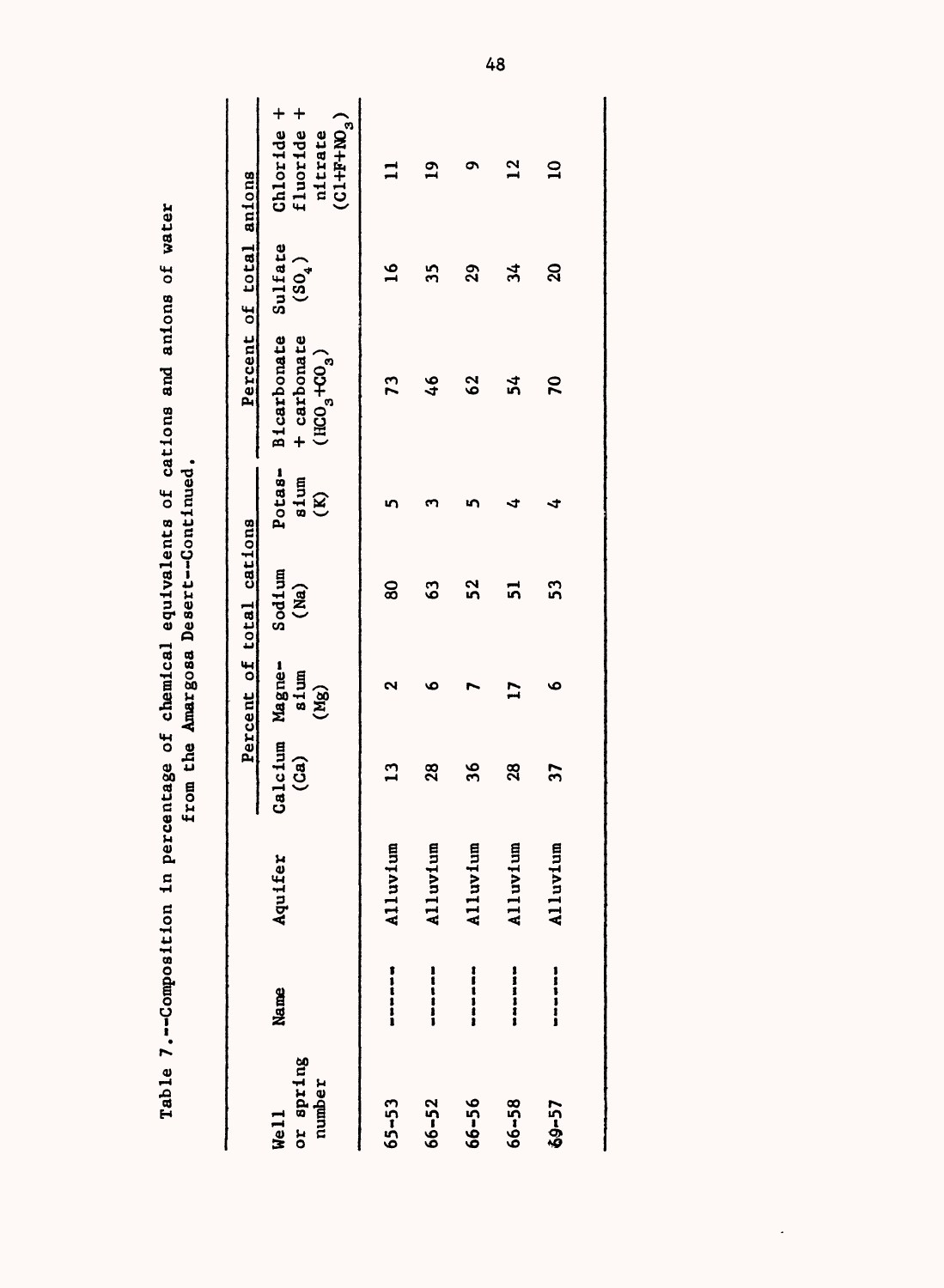Table 7.--Composition in percentage of chemical equivalents of cations and anions of water from the Amargosa Desert--Continued.

| Well or spring number | Name | Aquifer | Percent of total cations | | | | Percent of total anions | | |
|---|---|---|---|---|---|---|---|---|---|
| | | | Calcium (Ca) | Magnesium (Mg) | Sodium (Na) | Potassium (K) | Bicarbonate + carbonate ($HCO_3$+$CO_3$) | Sulfate ($SO_4$) | Chloride + fluoride + nitrate (Cl+F+$NO_3$) |
| 65-53 | ------- | Alluvium | 13 | 2 | 80 | 5 | 73 | 16 | 11 |
| 66-52 | ------- | Alluvium | 28 | 6 | 63 | 3 | 46 | 35 | 19 |
| 66-56 | ------- | Alluvium | 36 | 7 | 52 | 5 | 62 | 29 | 9 |
| 66-58 | ------- | Alluvium | 28 | 17 | 51 | 4 | 54 | 34 | 12 |
| 69-57 | ------- | Alluvium | 37 | 6 | 53 | 4 | 70 | 20 | 10 |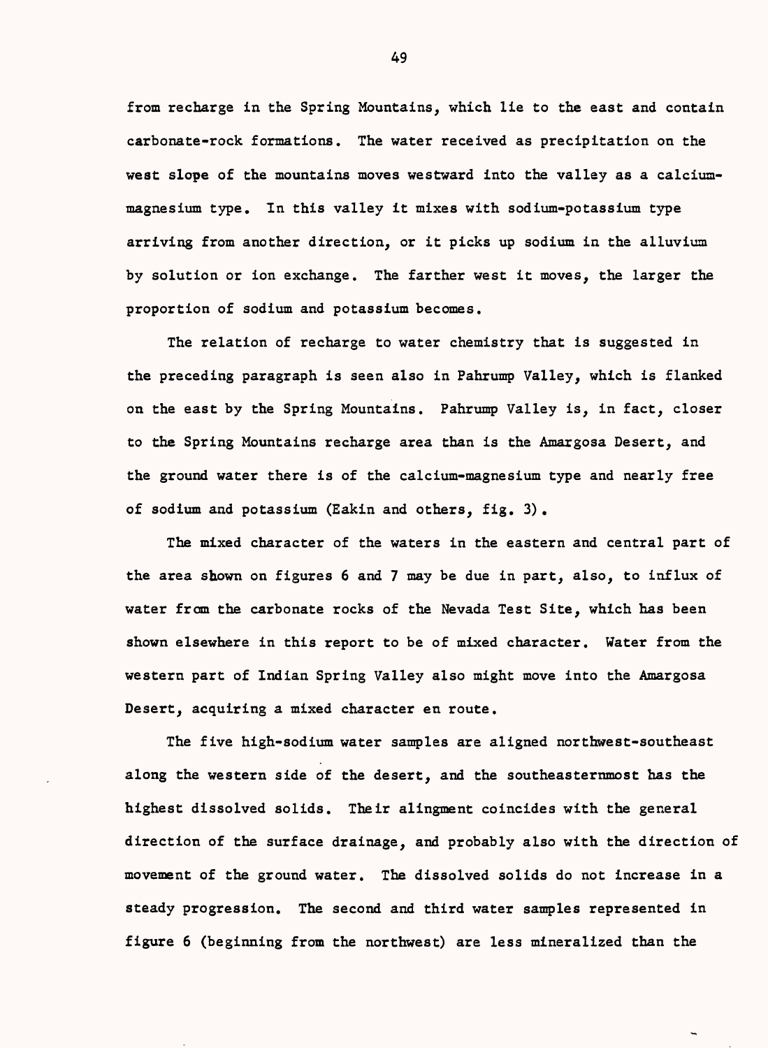from recharge in the Spring Mountains, which lie to the east and contain carbonate-rock formations. The water received as precipitation on the west slope of the mountains moves westward into the valley as a calcium-magnesium type. In this valley it mixes with sodium-potassium type arriving from another direction, or it picks up sodium in the alluvium by solution or ion exchange. The farther west it moves, the larger the proportion of sodium and potassium becomes.

The relation of recharge to water chemistry that is suggested in the preceding paragraph is seen also in Pahrump Valley, which is flanked on the east by the Spring Mountains. Pahrump Valley is, in fact, closer to the Spring Mountains recharge area than is the Amargosa Desert, and the ground water there is of the calcium-magnesium type and nearly free of sodium and potassium (Eakin and others, fig. 3).

The mixed character of the waters in the eastern and central part of the area shown on figures 6 and 7 may be due in part, also, to influx of water from the carbonate rocks of the Nevada Test Site, which has been shown elsewhere in this report to be of mixed character. Water from the western part of Indian Spring Valley also might move into the Amargosa Desert, acquiring a mixed character en route.

The five high-sodium water samples are aligned northwest-southeast along the western side of the desert, and the southeasternmost has the highest dissolved solids. Their alingment coincides with the general direction of the surface drainage, and probably also with the direction of movement of the ground water. The dissolved solids do not increase in a steady progression. The second and third water samples represented in figure 6 (beginning from the northwest) are less mineralized than the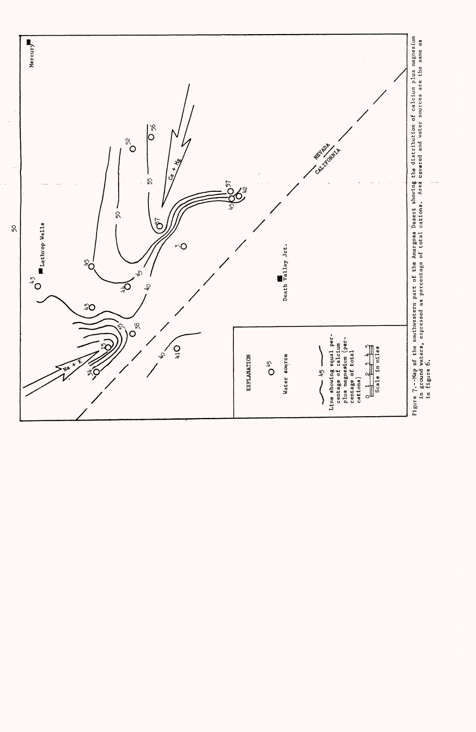Figure 7.--Map of the southwestern part of the Amargosa Desert showing the distribution of calcium plus magnesium in ground waters, expressed as percentage of total cations. Area covered and water sources are the same as in figure 6.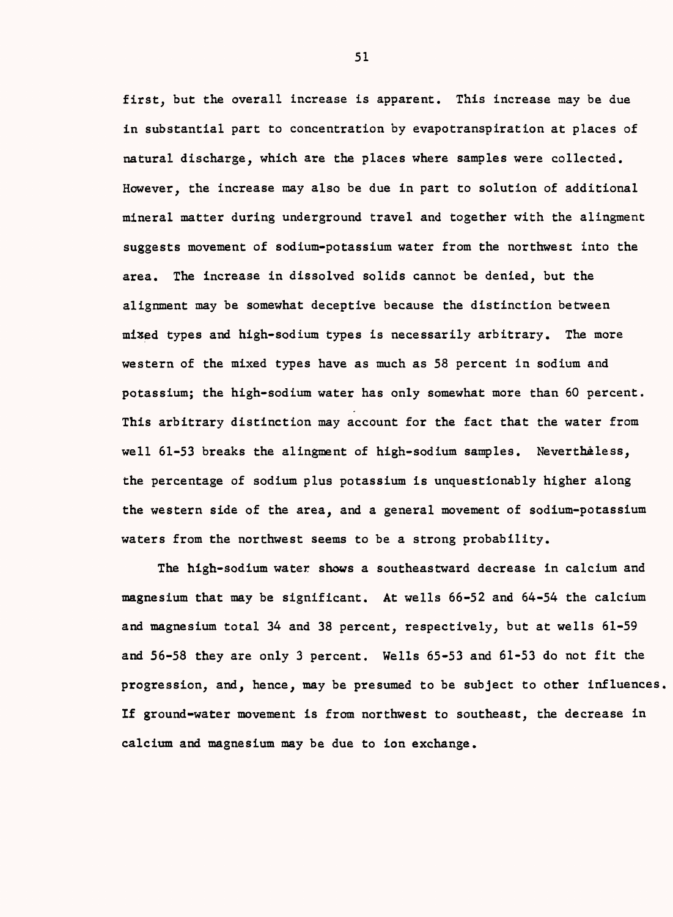first, but the overall increase is apparent. This increase may be due in substantial part to concentration by evapotranspiration at places of natural discharge, which are the places where samples were collected. However, the increase may also be due in part to solution of additional mineral matter during underground travel and together with the alingment suggests movement of sodium-potassium water from the northwest into the area. The increase in dissolved solids cannot be denied, but the alignment may be somewhat deceptive because the distinction between mixed types and high-sodium types is necessarily arbitrary. The more western of the mixed types have as much as 58 percent in sodium and potassium; the high-sodium water has only somewhat more than 60 percent. This arbitrary distinction may account for the fact that the water from well 61-53 breaks the alingment of high-sodium samples. Neverthèless, the percentage of sodium plus potassium is unquestionably higher along the western side of the area, and a general movement of sodium-potassium waters from the northwest seems to be a strong probability.

The high-sodium water shows a southeastward decrease in calcium and magnesium that may be significant. At wells 66-52 and 64-54 the calcium and magnesium total 34 and 38 percent, respectively, but at wells 61-59 and 56-58 they are only 3 percent. Wells 65-53 and 61-53 do not fit the progression, and, hence, may be presumed to be subject to other influences. If ground-water movement is from northwest to southeast, the decrease in calcium and magnesium may be due to ion exchange.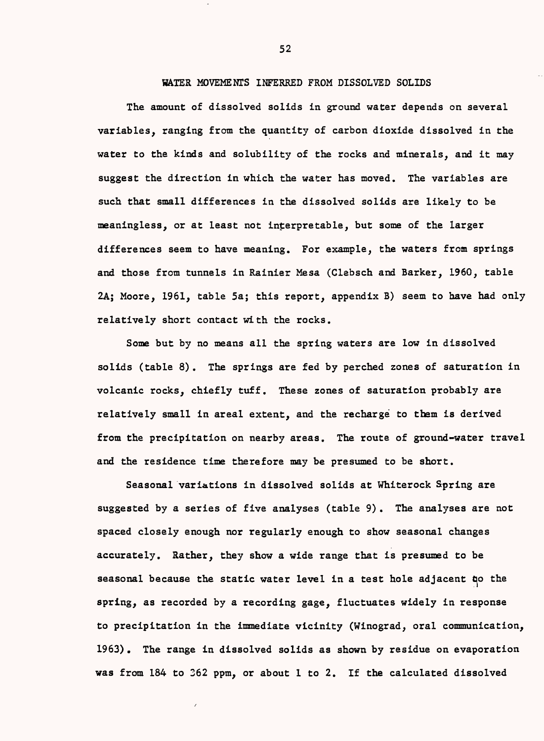## WATER MOVEMENTS INFERRED FROM DISSOLVED SOLIDS

The amount of dissolved solids in ground water depends on several variables, ranging from the quantity of carbon dioxide dissolved in the water to the kinds and solubility of the rocks and minerals, and it may suggest the direction in which the water has moved. The variables are such that small differences in the dissolved solids are likely to be meaningless, or at least not interpretable, but some of the larger differences seem to have meaning. For example, the waters from springs and those from tunnels in Rainier Mesa (Clebsch and Barker, 1960, table 2A; Moore, 1961, table 5a; this report, appendix B) seem to have had only relatively short contact with the rocks.

Some but by no means all the spring waters are low in dissolved solids (table 8). The springs are fed by perched zones of saturation in volcanic rocks, chiefly tuff. These zones of saturation probably are relatively small in areal extent, and the recharge to them is derived from the precipitation on nearby areas. The route of ground-water travel and the residence time therefore may be presumed to be short.

Seasonal variations in dissolved solids at Whiterock Spring are suggested by a series of five analyses (table 9). The analyses are not spaced closely enough nor regularly enough to show seasonal changes accurately. Rather, they show a wide range that is presumed to be seasonal because the static water level in a test hole adjacent to the spring, as recorded by a recording gage, fluctuates widely in response to precipitation in the immediate vicinity (Winograd, oral communication, 1963). The range in dissolved solids as shown by residue on evaporation was from 184 to 362 ppm, or about 1 to 2. If the calculated dissolved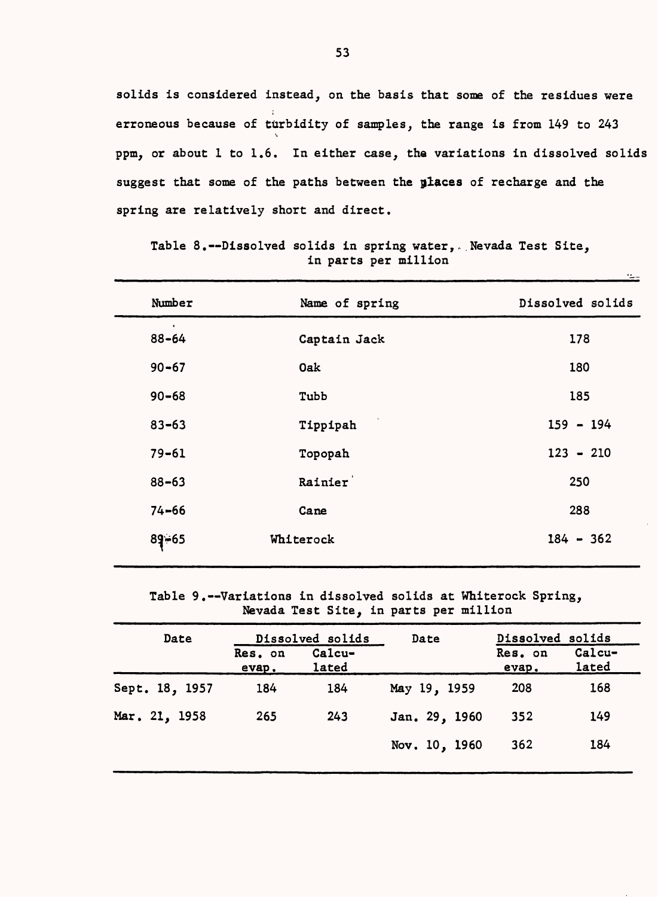solids is considered instead, on the basis that some of the residues were erroneous because of turbidity of samples, the range is from 149 to 243 ppm, or about 1 to 1.6. In either case, the variations in dissolved solids suggest that some of the paths between the places of recharge and the spring are relatively short and direct.

Table 8.--Dissolved solids in spring water, Nevada Test Site, in parts per million

| Number | Name of spring | Dissolved solids |
|---|---|---|
| 88-64 | Captain Jack | 178 |
| 90-67 | Oak | 180 |
| 90-68 | Tubb | 185 |
| 83-63 | Tippipah | 159 - 194 |
| 79-61 | Topopah | 123 - 210 |
| 88-63 | Rainier | 250 |
| 74-66 | Cane | 288 |
| 89-65 | Whiterock | 184 - 362 |

Table 9.--Variations in dissolved solids at Whiterock Spring, Nevada Test Site, in parts per million

| Date | Dissolved solids | | Date | Dissolved solids | |
|---|---|---|---|---|---|
| | Res. on evap. | Calculated | | Res. on evap. | Calculated |
| Sept. 18, 1957 | 184 | 184 | May 19, 1959 | 208 | 168 |
| Mar. 21, 1958 | 265 | 243 | Jan. 29, 1960 | 352 | 149 |
| | | | Nov. 10, 1960 | 362 | 184 |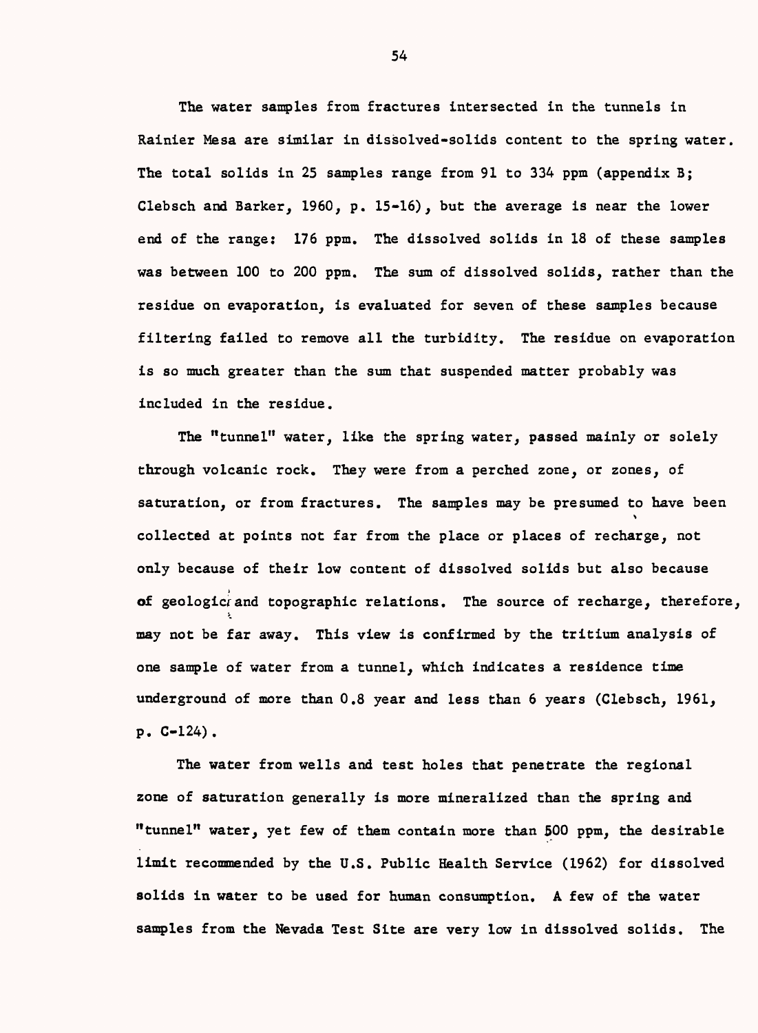The water samples from fractures intersected in the tunnels in Rainier Mesa are similar in dissolved-solids content to the spring water. The total solids in 25 samples range from 91 to 334 ppm (appendix B; Clebsch and Barker, 1960, p. 15-16), but the average is near the lower end of the range: 176 ppm. The dissolved solids in 18 of these samples was between 100 to 200 ppm. The sum of dissolved solids, rather than the residue on evaporation, is evaluated for seven of these samples because filtering failed to remove all the turbidity. The residue on evaporation is so much greater than the sum that suspended matter probably was included in the residue.

The "tunnel" water, like the spring water, passed mainly or solely through volcanic rock. They were from a perched zone, or zones, of saturation, or from fractures. The samples may be presumed to have been collected at points not far from the place or places of recharge, not only because of their low content of dissolved solids but also because of geologic and topographic relations. The source of recharge, therefore, may not be far away. This view is confirmed by the tritium analysis of one sample of water from a tunnel, which indicates a residence time underground of more than 0.8 year and less than 6 years (Clebsch, 1961, p. C-124).

The water from wells and test holes that penetrate the regional zone of saturation generally is more mineralized than the spring and "tunnel" water, yet few of them contain more than 500 ppm, the desirable limit recommended by the U.S. Public Health Service (1962) for dissolved solids in water to be used for human consumption. A few of the water samples from the Nevada Test Site are very low in dissolved solids. The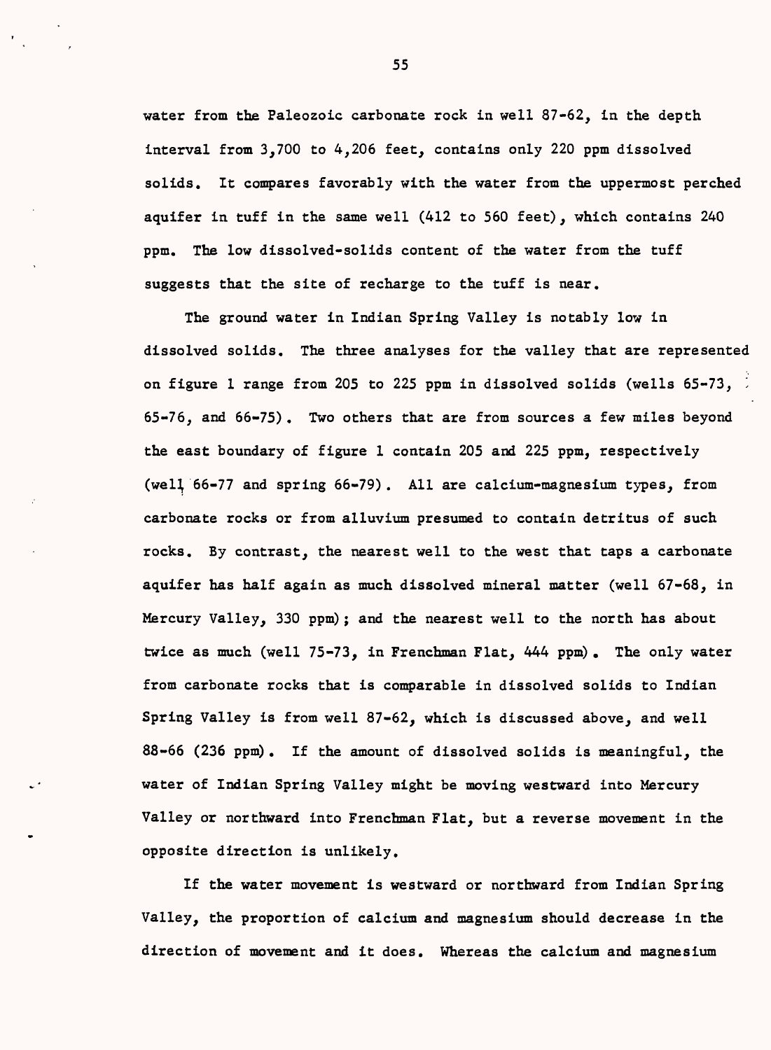water from the Paleozoic carbonate rock in well 87-62, in the depth interval from 3,700 to 4,206 feet, contains only 220 ppm dissolved solids. It compares favorably with the water from the uppermost perched aquifer in tuff in the same well (412 to 560 feet), which contains 240 ppm. The low dissolved-solids content of the water from the tuff suggests that the site of recharge to the tuff is near.

The ground water in Indian Spring Valley is notably low in dissolved solids. The three analyses for the valley that are represented on figure 1 range from 205 to 225 ppm in dissolved solids (wells 65-73, 65-76, and 66-75). Two others that are from sources a few miles beyond the east boundary of figure 1 contain 205 and 225 ppm, respectively (well 66-77 and spring 66-79). All are calcium-magnesium types, from carbonate rocks or from alluvium presumed to contain detritus of such rocks. By contrast, the nearest well to the west that taps a carbonate aquifer has half again as much dissolved mineral matter (well 67-68, in Mercury Valley, 330 ppm); and the nearest well to the north has about twice as much (well 75-73, in Frenchman Flat, 444 ppm). The only water from carbonate rocks that is comparable in dissolved solids to Indian Spring Valley is from well 87-62, which is discussed above, and well 88-66 (236 ppm). If the amount of dissolved solids is meaningful, the water of Indian Spring Valley might be moving westward into Mercury Valley or northward into Frenchman Flat, but a reverse movement in the opposite direction is unlikely.

If the water movement is westward or northward from Indian Spring Valley, the proportion of calcium and magnesium should decrease in the direction of movement and it does. Whereas the calcium and magnesium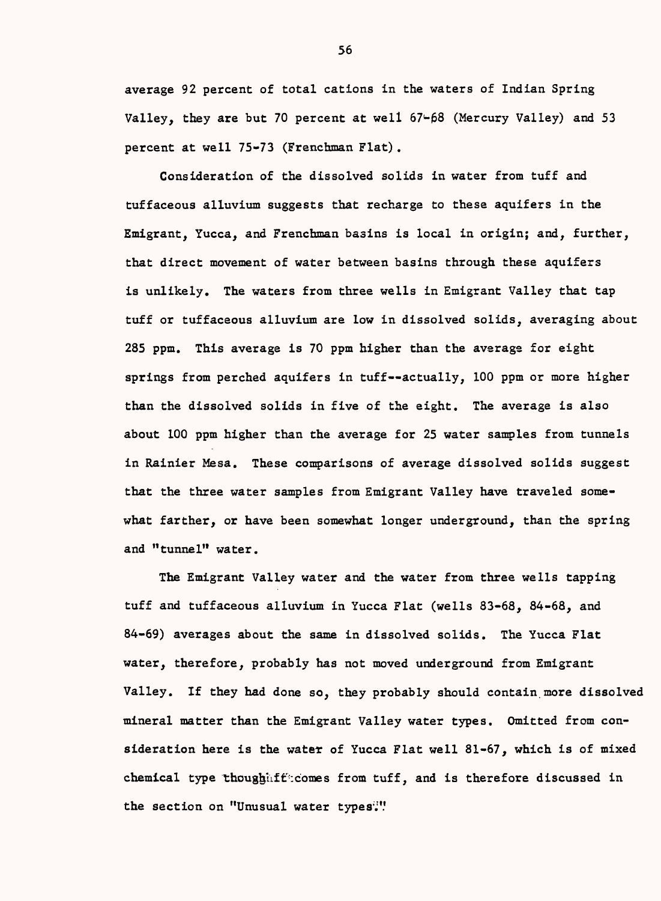average 92 percent of total cations in the waters of Indian Spring Valley, they are but 70 percent at well 67-68 (Mercury Valley) and 53 percent at well 75-73 (Frenchman Flat).

Consideration of the dissolved solids in water from tuff and tuffaceous alluvium suggests that recharge to these aquifers in the Emigrant, Yucca, and Frenchman basins is local in origin; and, further, that direct movement of water between basins through these aquifers is unlikely. The waters from three wells in Emigrant Valley that tap tuff or tuffaceous alluvium are low in dissolved solids, averaging about 285 ppm. This average is 70 ppm higher than the average for eight springs from perched aquifers in tuff--actually, 100 ppm or more higher than the dissolved solids in five of the eight. The average is also about 100 ppm higher than the average for 25 water samples from tunnels in Rainier Mesa. These comparisons of average dissolved solids suggest that the three water samples from Emigrant Valley have traveled somewhat farther, or have been somewhat longer underground, than the spring and "tunnel" water.

The Emigrant Valley water and the water from three wells tapping tuff and tuffaceous alluvium in Yucca Flat (wells 83-68, 84-68, and 84-69) averages about the same in dissolved solids. The Yucca Flat water, therefore, probably has not moved underground from Emigrant Valley. If they had done so, they probably should contain more dissolved mineral matter than the Emigrant Valley water types. Omitted from consideration here is the water of Yucca Flat well 81-67, which is of mixed chemical type though it comes from tuff, and is therefore discussed in the section on "Unusual water types."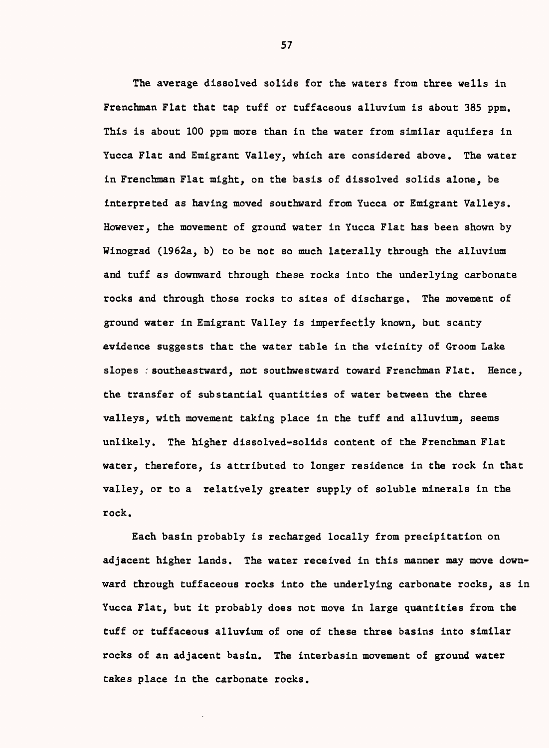The average dissolved solids for the waters from three wells in Frenchman Flat that tap tuff or tuffaceous alluvium is about 385 ppm. This is about 100 ppm more than in the water from similar aquifers in Yucca Flat and Emigrant Valley, which are considered above. The water in Frenchman Flat might, on the basis of dissolved solids alone, be interpreted as having moved southward from Yucca or Emigrant Valleys. However, the movement of ground water in Yucca Flat has been shown by Winograd (1962a, b) to be not so much laterally through the alluvium and tuff as downward through these rocks into the underlying carbonate rocks and through those rocks to sites of discharge. The movement of ground water in Emigrant Valley is imperfectly known, but scanty evidence suggests that the water table in the vicinity of Groom Lake slopes southeastward, not southwestward toward Frenchman Flat. Hence, the transfer of substantial quantities of water between the three valleys, with movement taking place in the tuff and alluvium, seems unlikely. The higher dissolved-solids content of the Frenchman Flat water, therefore, is attributed to longer residence in the rock in that valley, or to a relatively greater supply of soluble minerals in the rock.

Each basin probably is recharged locally from precipitation on adjacent higher lands. The water received in this manner may move downward through tuffaceous rocks into the underlying carbonate rocks, as in Yucca Flat, but it probably does not move in large quantities from the tuff or tuffaceous alluvium of one of these three basins into similar rocks of an adjacent basin. The interbasin movement of ground water takes place in the carbonate rocks.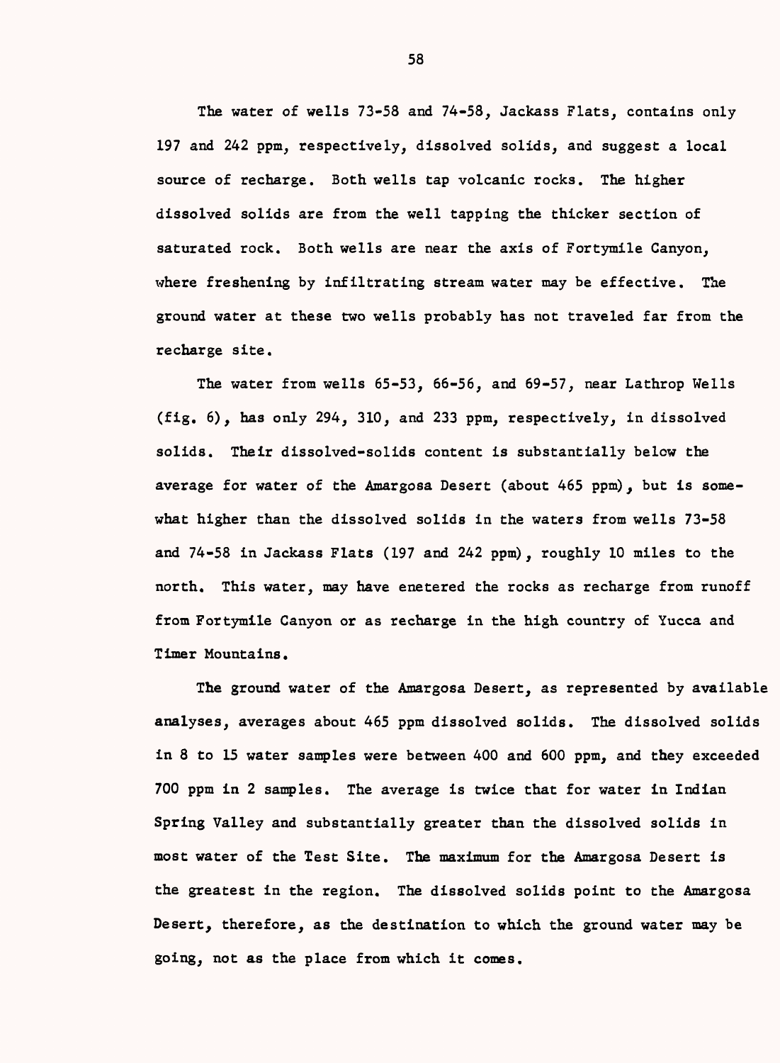The water of wells 73-58 and 74-58, Jackass Flats, contains only 197 and 242 ppm, respectively, dissolved solids, and suggest a local source of recharge. Both wells tap volcanic rocks. The higher dissolved solids are from the well tapping the thicker section of saturated rock. Both wells are near the axis of Fortymile Canyon, where freshening by infiltrating stream water may be effective. The ground water at these two wells probably has not traveled far from the recharge site.

The water from wells 65-53, 66-56, and 69-57, near Lathrop Wells (fig. 6), has only 294, 310, and 233 ppm, respectively, in dissolved solids. Their dissolved-solids content is substantially below the average for water of the Amargosa Desert (about 465 ppm), but is somewhat higher than the dissolved solids in the waters from wells 73-58 and 74-58 in Jackass Flats (197 and 242 ppm), roughly 10 miles to the north. This water, may have enetered the rocks as recharge from runoff from Fortymile Canyon or as recharge in the high country of Yucca and Timer Mountains.

The ground water of the Amargosa Desert, as represented by available analyses, averages about 465 ppm dissolved solids. The dissolved solids in 8 to 15 water samples were between 400 and 600 ppm, and they exceeded 700 ppm in 2 samples. The average is twice that for water in Indian Spring Valley and substantially greater than the dissolved solids in most water of the Test Site. The maximum for the Amargosa Desert is the greatest in the region. The dissolved solids point to the Amargosa Desert, therefore, as the destination to which the ground water may be going, not as the place from which it comes.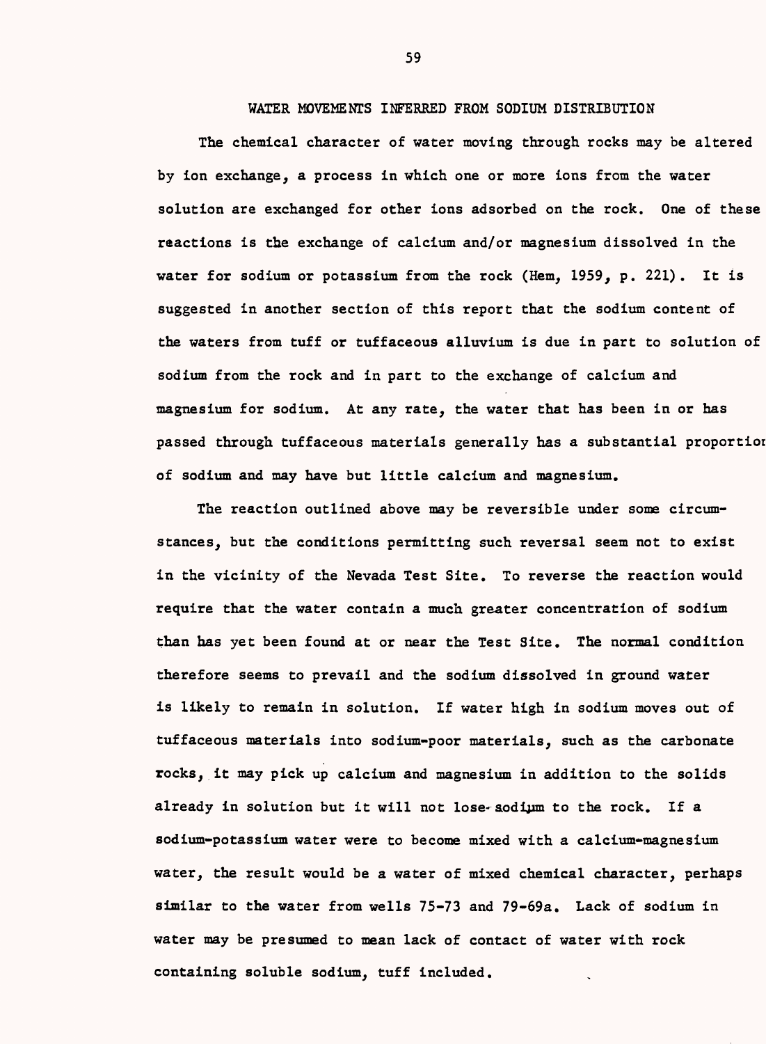## WATER MOVEMENTS INFERRED FROM SODIUM DISTRIBUTION

The chemical character of water moving through rocks may be altered by ion exchange, a process in which one or more ions from the water solution are exchanged for other ions adsorbed on the rock. One of these reactions is the exchange of calcium and/or magnesium dissolved in the water for sodium or potassium from the rock (Hem, 1959, p. 221). It is suggested in another section of this report that the sodium content of the waters from tuff or tuffaceous alluvium is due in part to solution of sodium from the rock and in part to the exchange of calcium and magnesium for sodium. At any rate, the water that has been in or has passed through tuffaceous materials generally has a substantial proportion of sodium and may have but little calcium and magnesium.

The reaction outlined above may be reversible under some circumstances, but the conditions permitting such reversal seem not to exist in the vicinity of the Nevada Test Site. To reverse the reaction would require that the water contain a much greater concentration of sodium than has yet been found at or near the Test Site. The normal condition therefore seems to prevail and the sodium dissolved in ground water is likely to remain in solution. If water high in sodium moves out of tuffaceous materials into sodium-poor materials, such as the carbonate rocks, it may pick up calcium and magnesium in addition to the solids already in solution but it will not lose sodium to the rock. If a sodium-potassium water were to become mixed with a calcium-magnesium water, the result would be a water of mixed chemical character, perhaps similar to the water from wells 75-73 and 79-69a. Lack of sodium in water may be presumed to mean lack of contact of water with rock containing soluble sodium, tuff included.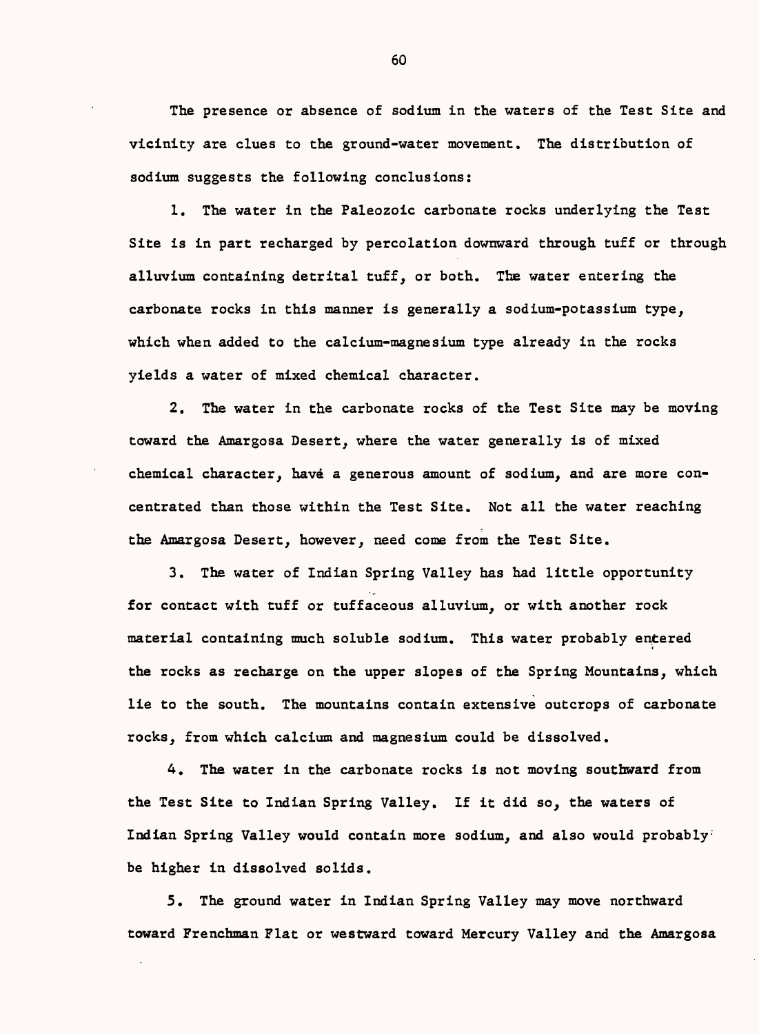The presence or absence of sodium in the waters of the Test Site and vicinity are clues to the ground-water movement. The distribution of sodium suggests the following conclusions:

1. The water in the Paleozoic carbonate rocks underlying the Test Site is in part recharged by percolation downward through tuff or through alluvium containing detrital tuff, or both. The water entering the carbonate rocks in this manner is generally a sodium-potassium type, which when added to the calcium-magnesium type already in the rocks yields a water of mixed chemical character.

2. The water in the carbonate rocks of the Test Site may be moving toward the Amargosa Desert, where the water generally is of mixed chemical character, havé a generous amount of sodium, and are more concentrated than those within the Test Site. Not all the water reaching the Amargosa Desert, however, need come from the Test Site.

3. The water of Indian Spring Valley has had little opportunity for contact with tuff or tuffaceous alluvium, or with another rock material containing much soluble sodium. This water probably entered the rocks as recharge on the upper slopes of the Spring Mountains, which lie to the south. The mountains contain extensive outcrops of carbonate rocks, from which calcium and magnesium could be dissolved.

4. The water in the carbonate rocks is not moving southward from the Test Site to Indian Spring Valley. If it did so, the waters of Indian Spring Valley would contain more sodium, and also would probably be higher in dissolved solids.

5. The ground water in Indian Spring Valley may move northward toward Frenchman Flat or westward toward Mercury Valley and the Amargosa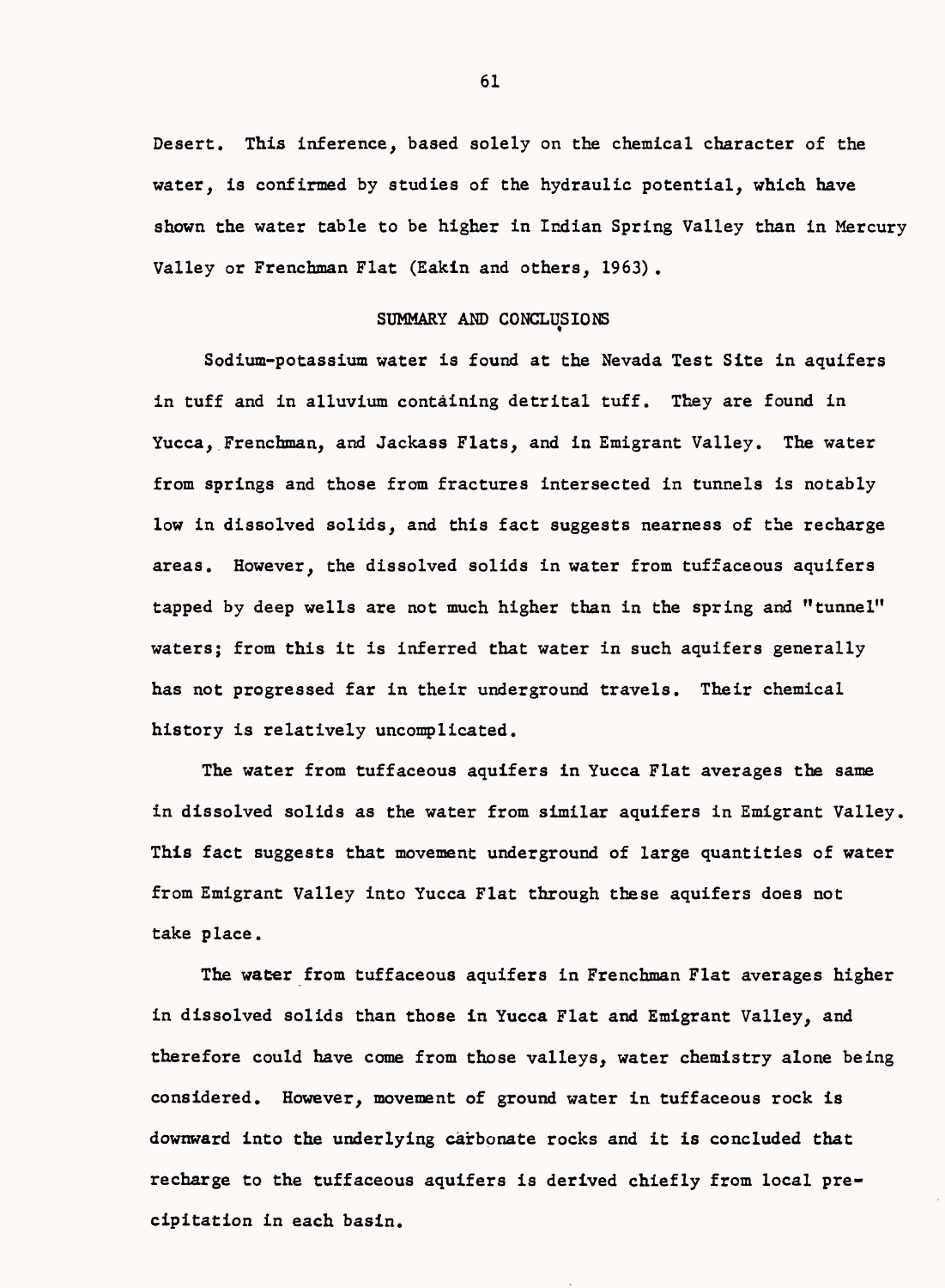Desert. This inference, based solely on the chemical character of the water, is confirmed by studies of the hydraulic potential, which have shown the water table to be higher in Indian Spring Valley than in Mercury Valley or Frenchman Flat (Eakin and others, 1963).

## SUMMARY AND CONCLUSIONS

Sodium-potassium water is found at the Nevada Test Site in aquifers in tuff and in alluvium containing detrital tuff. They are found in Yucca, Frenchman, and Jackass Flats, and in Emigrant Valley. The water from springs and those from fractures intersected in tunnels is notably low in dissolved solids, and this fact suggests nearness of the recharge areas. However, the dissolved solids in water from tuffaceous aquifers tapped by deep wells are not much higher than in the spring and "tunnel" waters; from this it is inferred that water in such aquifers generally has not progressed far in their underground travels. Their chemical history is relatively uncomplicated.

The water from tuffaceous aquifers in Yucca Flat averages the same in dissolved solids as the water from similar aquifers in Emigrant Valley. This fact suggests that movement underground of large quantities of water from Emigrant Valley into Yucca Flat through these aquifers does not take place.

The water from tuffaceous aquifers in Frenchman Flat averages higher in dissolved solids than those in Yucca Flat and Emigrant Valley, and therefore could have come from those valleys, water chemistry alone being considered. However, movement of ground water in tuffaceous rock is downward into the underlying carbonate rocks and it is concluded that recharge to the tuffaceous aquifers is derived chiefly from local precipitation in each basin.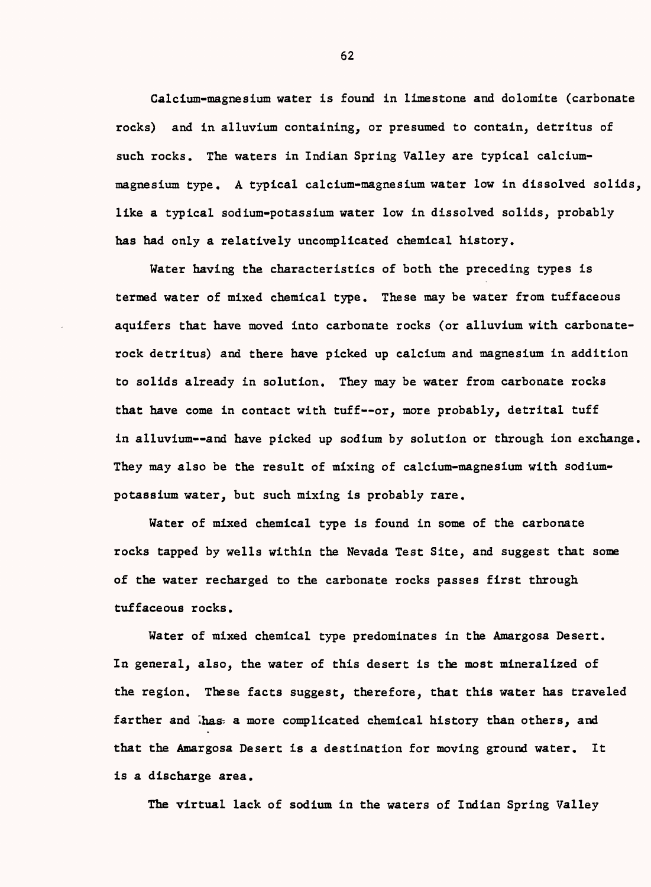Calcium-magnesium water is found in limestone and dolomite (carbonate rocks) and in alluvium containing, or presumed to contain, detritus of such rocks. The waters in Indian Spring Valley are typical calcium-magnesium type. A typical calcium-magnesium water low in dissolved solids, like a typical sodium-potassium water low in dissolved solids, probably has had only a relatively uncomplicated chemical history.

Water having the characteristics of both the preceding types is termed water of mixed chemical type. These may be water from tuffaceous aquifers that have moved into carbonate rocks (or alluvium with carbonate-rock detritus) and there have picked up calcium and magnesium in addition to solids already in solution. They may be water from carbonate rocks that have come in contact with tuff--or, more probably, detrital tuff in alluvium--and have picked up sodium by solution or through ion exchange. They may also be the result of mixing of calcium-magnesium with sodium-potassium water, but such mixing is probably rare.

Water of mixed chemical type is found in some of the carbonate rocks tapped by wells within the Nevada Test Site, and suggest that some of the water recharged to the carbonate rocks passes first through tuffaceous rocks.

Water of mixed chemical type predominates in the Amargosa Desert. In general, also, the water of this desert is the most mineralized of the region. These facts suggest, therefore, that this water has traveled farther and has a more complicated chemical history than others, and that the Amargosa Desert is a destination for moving ground water. It is a discharge area.

The virtual lack of sodium in the waters of Indian Spring Valley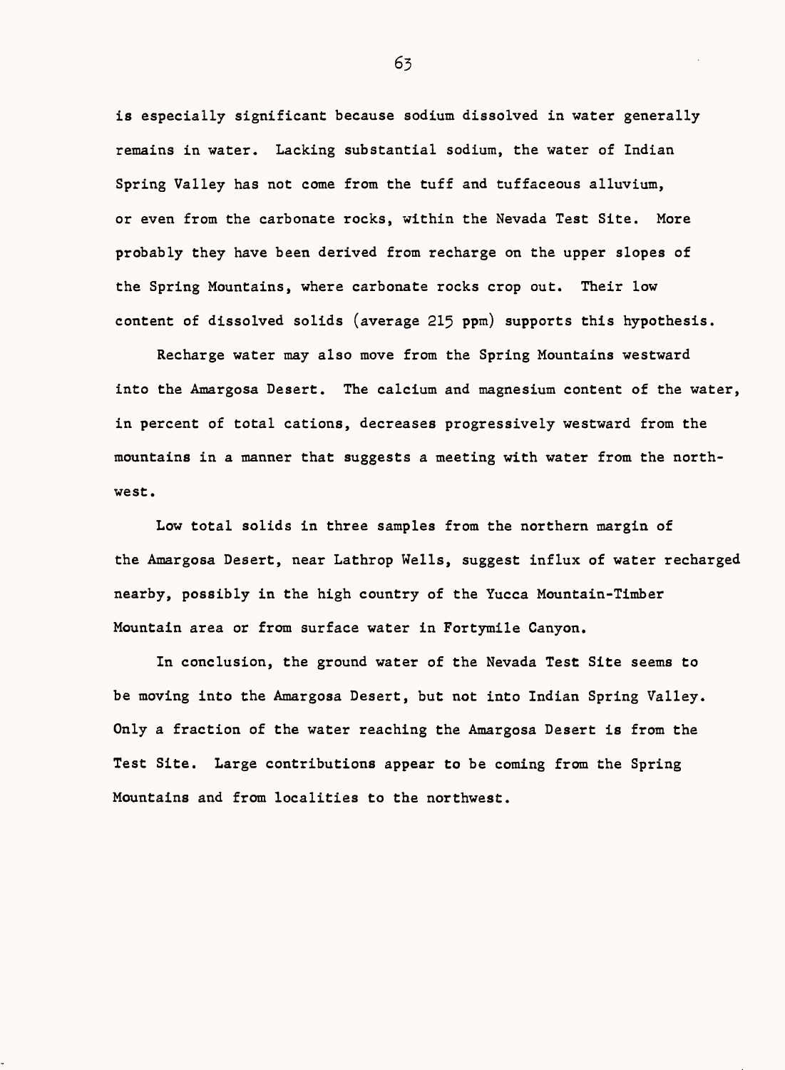is especially significant because sodium dissolved in water generally remains in water. Lacking substantial sodium, the water of Indian Spring Valley has not come from the tuff and tuffaceous alluvium, or even from the carbonate rocks, within the Nevada Test Site. More probably they have been derived from recharge on the upper slopes of the Spring Mountains, where carbonate rocks crop out. Their low content of dissolved solids (average 215 ppm) supports this hypothesis.

Recharge water may also move from the Spring Mountains westward into the Amargosa Desert. The calcium and magnesium content of the water, in percent of total cations, decreases progressively westward from the mountains in a manner that suggests a meeting with water from the northwest.

Low total solids in three samples from the northern margin of the Amargosa Desert, near Lathrop Wells, suggest influx of water recharged nearby, possibly in the high country of the Yucca Mountain-Timber Mountain area or from surface water in Fortymile Canyon.

In conclusion, the ground water of the Nevada Test Site seems to be moving into the Amargosa Desert, but not into Indian Spring Valley. Only a fraction of the water reaching the Amargosa Desert is from the Test Site. Large contributions appear to be coming from the Spring Mountains and from localities to the northwest.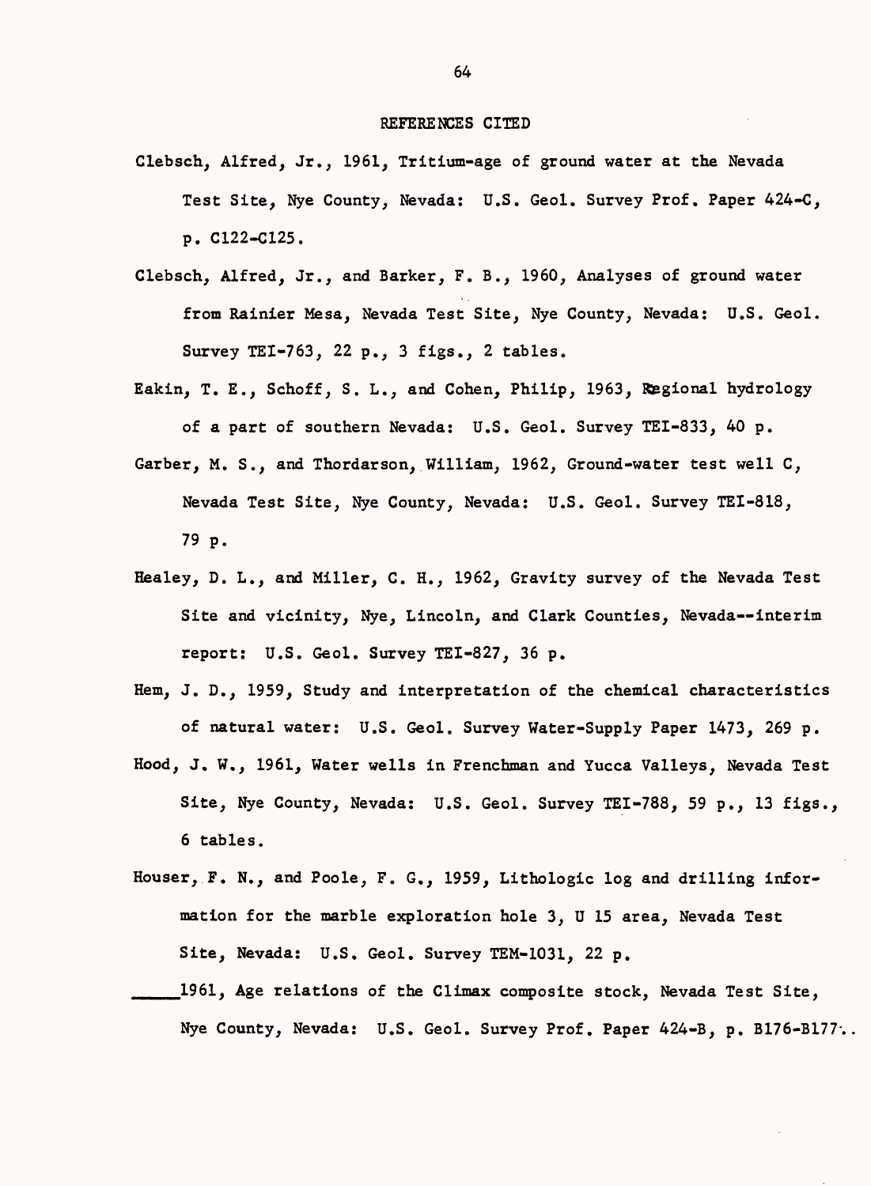# REFERENCES CITED

Clebsch, Alfred, Jr., 1961, Tritium-age of ground water at the Nevada Test Site, Nye County, Nevada: U.S. Geol. Survey Prof. Paper 424-C, p. C122-C125.

Clebsch, Alfred, Jr., and Barker, F. B., 1960, Analyses of ground water from Rainier Mesa, Nevada Test Site, Nye County, Nevada: U.S. Geol. Survey TEI-763, 22 p., 3 figs., 2 tables.

Eakin, T. E., Schoff, S. L., and Cohen, Philip, 1963, Regional hydrology of a part of southern Nevada: U.S. Geol. Survey TEI-833, 40 p.

Garber, M. S., and Thordarson, William, 1962, Ground-water test well C, Nevada Test Site, Nye County, Nevada: U.S. Geol. Survey TEI-818, 79 p.

Healey, D. L., and Miller, C. H., 1962, Gravity survey of the Nevada Test Site and vicinity, Nye, Lincoln, and Clark Counties, Nevada--interim report: U.S. Geol. Survey TEI-827, 36 p.

Hem, J. D., 1959, Study and interpretation of the chemical characteristics of natural water: U.S. Geol. Survey Water-Supply Paper 1473, 269 p.

Hood, J. W., 1961, Water wells in Frenchman and Yucca Valleys, Nevada Test Site, Nye County, Nevada: U.S. Geol. Survey TEI-788, 59 p., 13 figs., 6 tables.

Houser, F. N., and Poole, F. G., 1959, Lithologic log and drilling information for the marble exploration hole 3, U 15 area, Nevada Test Site, Nevada: U.S. Geol. Survey TEM-1031, 22 p.

_____1961, Age relations of the Climax composite stock, Nevada Test Site, Nye County, Nevada: U.S. Geol. Survey Prof. Paper 424-B, p. B176-B177.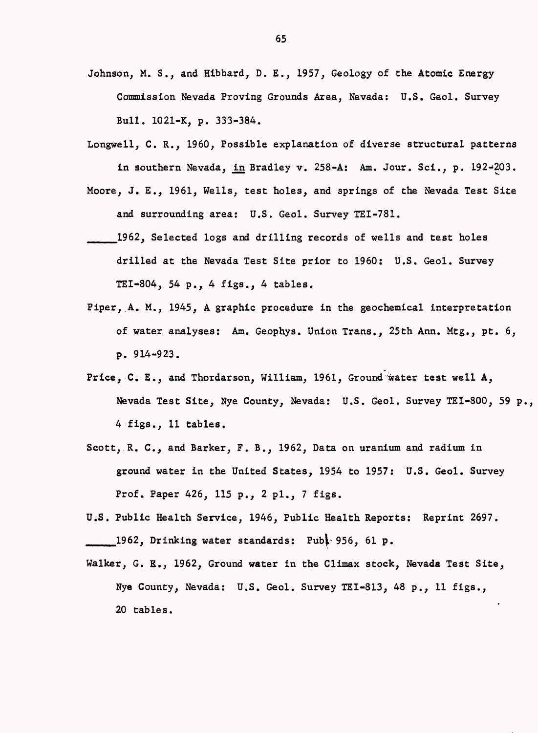Johnson, M. S., and Hibbard, D. E., 1957, Geology of the Atomic Energy Commission Nevada Proving Grounds Area, Nevada: U.S. Geol. Survey Bull. 1021-K, p. 333-384.

Longwell, C. R., 1960, Possible explanation of diverse structural patterns in southern Nevada, in Bradley v. 258-A: Am. Jour. Sci., p. 192-203.

Moore, J. E., 1961, Wells, test holes, and springs of the Nevada Test Site and surrounding area: U.S. Geol. Survey TEI-781.

_____1962, Selected logs and drilling records of wells and test holes drilled at the Nevada Test Site prior to 1960: U.S. Geol. Survey TEI-804, 54 p., 4 figs., 4 tables.

Piper, A. M., 1945, A graphic procedure in the geochemical interpretation of water analyses: Am. Geophys. Union Trans., 25th Ann. Mtg., pt. 6, p. 914-923.

Price, C. E., and Thordarson, William, 1961, Ground water test well A, Nevada Test Site, Nye County, Nevada: U.S. Geol. Survey TEI-800, 59 p., 4 figs., 11 tables.

Scott, R. C., and Barker, F. B., 1962, Data on uranium and radium in ground water in the United States, 1954 to 1957: U.S. Geol. Survey Prof. Paper 426, 115 p., 2 pl., 7 figs.

U.S. Public Health Service, 1946, Public Health Reports: Reprint 2697.

_____1962, Drinking water standards: Publ. 956, 61 p.

Walker, G. E., 1962, Ground water in the Climax stock, Nevada Test Site, Nye County, Nevada: U.S. Geol. Survey TEI-813, 48 p., 11 figs., 20 tables.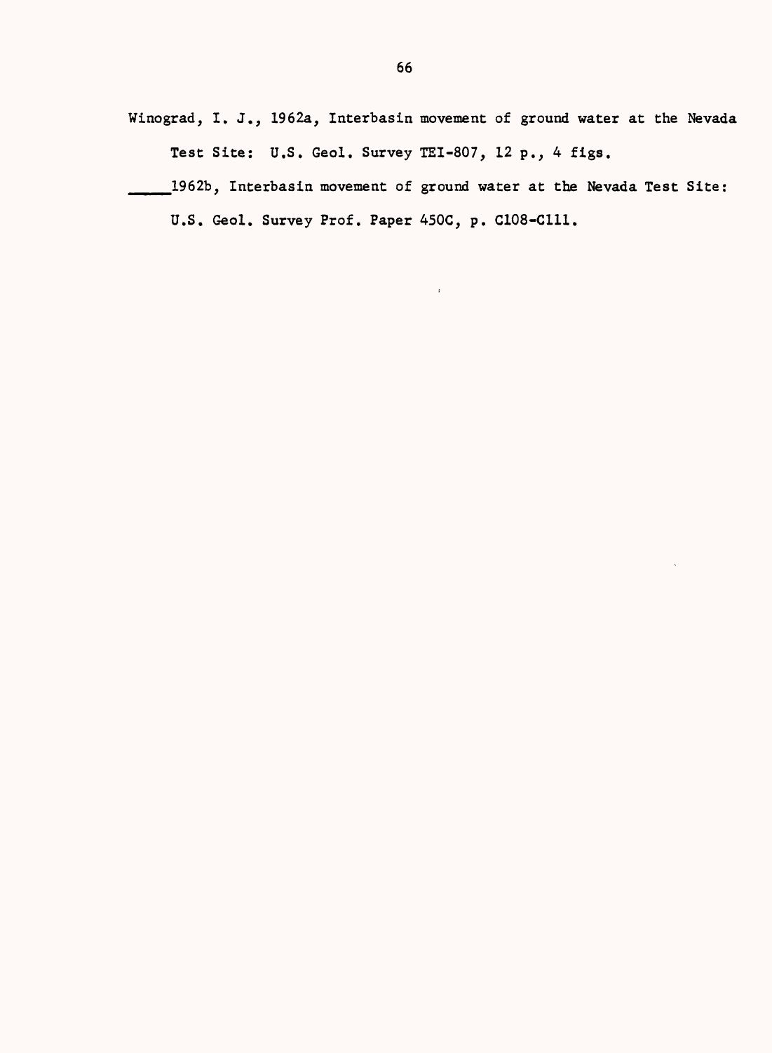Winograd, I. J., 1962a, Interbasin movement of ground water at the Nevada Test Site: U.S. Geol. Survey TEI-807, 12 p., 4 figs.

_____1962b, Interbasin movement of ground water at the Nevada Test Site: U.S. Geol. Survey Prof. Paper 450C, p. C108-C111.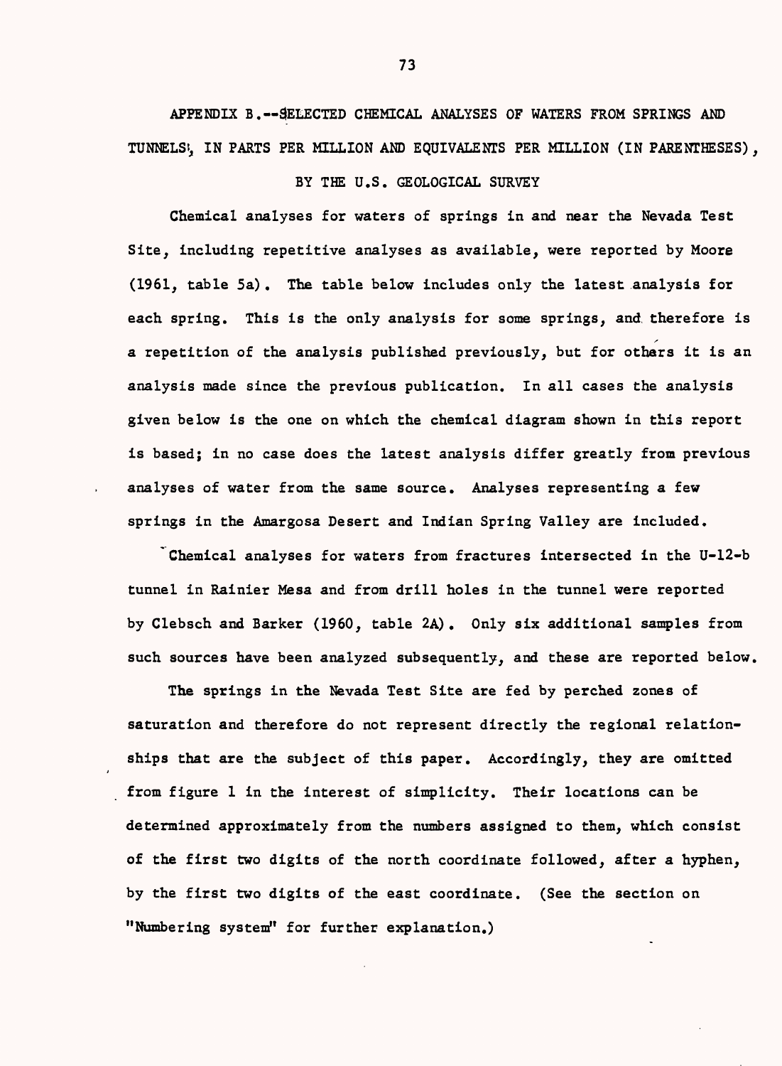# APPENDIX B.--SELECTED CHEMICAL ANALYSES OF WATERS FROM SPRINGS AND TUNNELS, IN PARTS PER MILLION AND EQUIVALENTS PER MILLION (IN PARENTHESES), BY THE U.S. GEOLOGICAL SURVEY

Chemical analyses for waters of springs in and near the Nevada Test Site, including repetitive analyses as available, were reported by Moore (1961, table 5a). The table below includes only the latest analysis for each spring. This is the only analysis for some springs, and therefore is a repetition of the analysis published previously, but for others it is an analysis made since the previous publication. In all cases the analysis given below is the one on which the chemical diagram shown in this report is based; in no case does the latest analysis differ greatly from previous analyses of water from the same source. Analyses representing a few springs in the Amargosa Desert and Indian Spring Valley are included.

Chemical analyses for waters from fractures intersected in the U-12-b tunnel in Rainier Mesa and from drill holes in the tunnel were reported by Clebsch and Barker (1960, table 2A). Only six additional samples from such sources have been analyzed subsequently, and these are reported below.

The springs in the Nevada Test Site are fed by perched zones of saturation and therefore do not represent directly the regional relationships that are the subject of this paper. Accordingly, they are omitted from figure 1 in the interest of simplicity. Their locations can be determined approximately from the numbers assigned to them, which consist of the first two digits of the north coordinate followed, after a hyphen, by the first two digits of the east coordinate. (See the section on "Numbering system" for further explanation.)